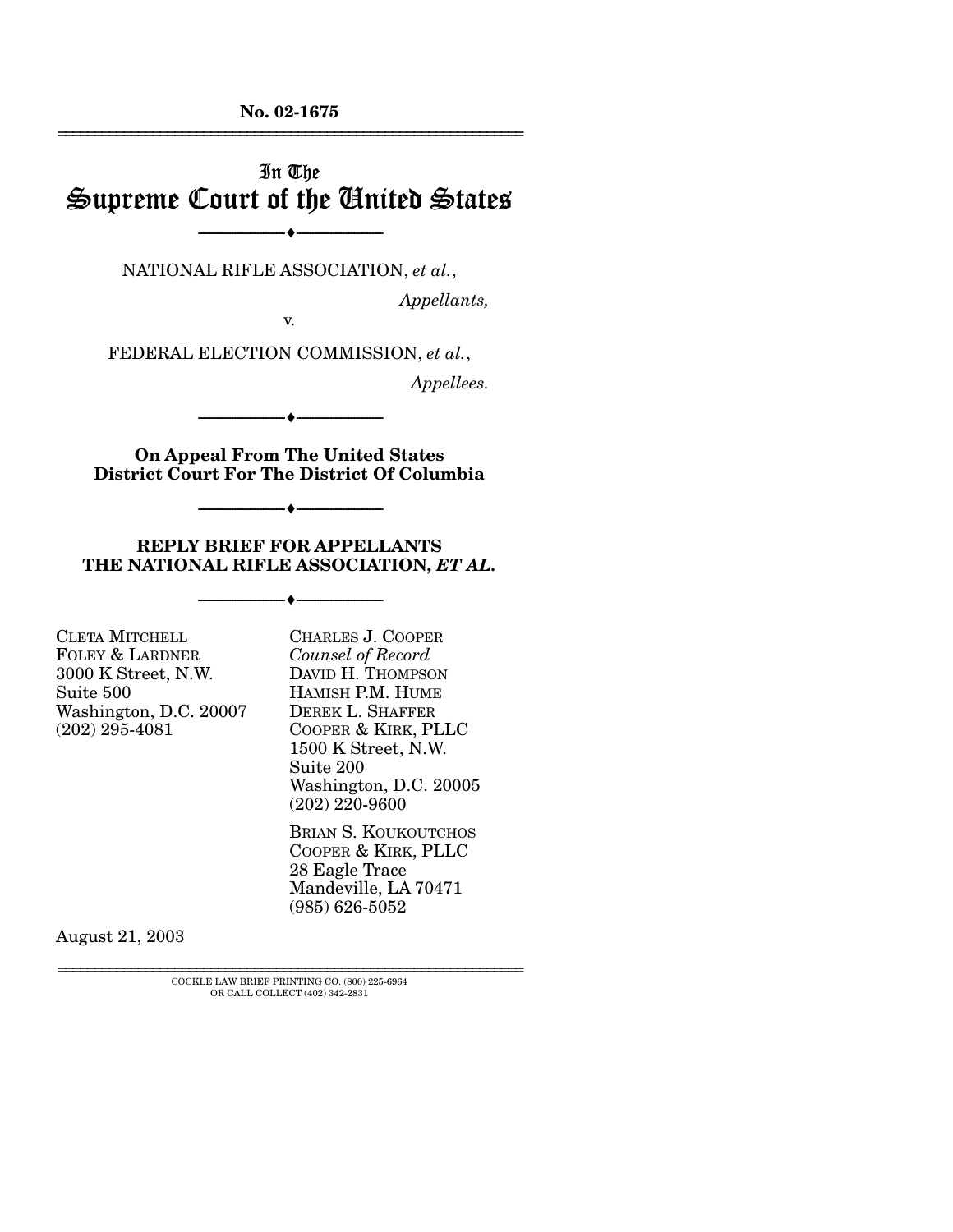**No. 02-1675**

---

# In The Supreme Court of the United States

---

NATIONAL RIFLE ASSOCIATION, *et al.*,

*Appellants,*

v.

FEDERAL ELECTION COMMISSION, *et al.*,

*Appellees.*

---

**On Appeal From The United States District Court For The District Of Columbia**

---

**REPLY BRIEF FOR APPELLANTS THE NATIONAL RIFLE ASSOCIATION, *ET AL.***

---

CLETA MITCHELL
FOLEY & LARDNER
3000 K Street, N.W.
Suite 500
Washington, D.C. 20007
(202) 295-4081

CHARLES J. COOPER
*Counsel of Record*
DAVID H. THOMPSON
HAMISH P.M. HUME
DEREK L. SHAFFER
COOPER & KIRK, PLLC
1500 K Street, N.W.
Suite 200
Washington, D.C. 20005
(202) 220-9600

BRIAN S. KOUKOUTCHOS
COOPER & KIRK, PLLC
28 Eagle Trace
Mandeville, LA 70471
(985) 626-5052

August 21, 2003

---

COCKLE LAW BRIEF PRINTING CO. (800) 225-6964
OR CALL COLLECT (402) 342-2831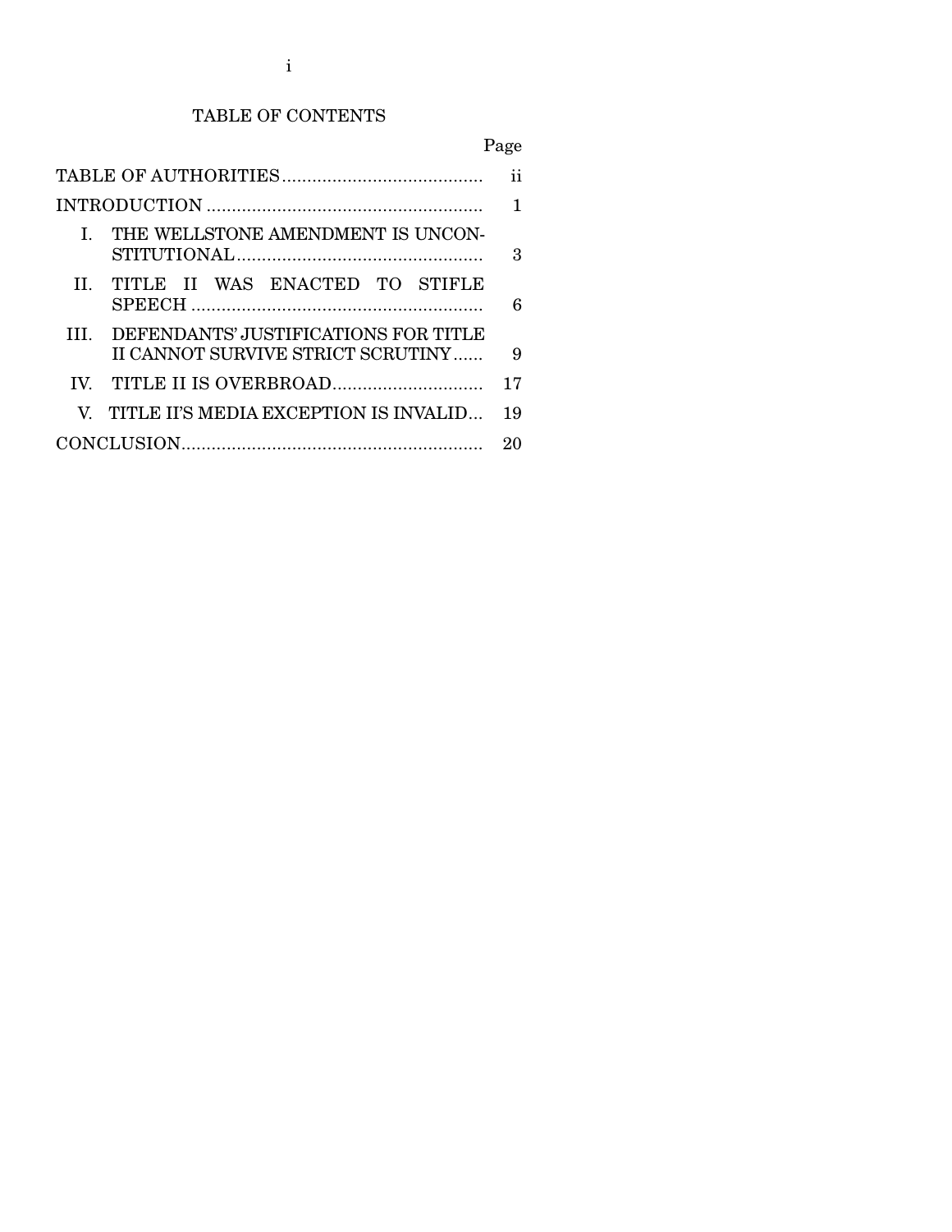# TABLE OF CONTENTS

| | Page |
|---|---|
| TABLE OF AUTHORITIES | ii |
| INTRODUCTION | 1 |
| I. THE WELLSTONE AMENDMENT IS UNCONSTITUTIONAL | 3 |
| II. TITLE II WAS ENACTED TO STIFLE SPEECH | 6 |
| III. DEFENDANTS' JUSTIFICATIONS FOR TITLE II CANNOT SURVIVE STRICT SCRUTINY | 9 |
| IV. TITLE II IS OVERBROAD | 17 |
| V. TITLE II'S MEDIA EXCEPTION IS INVALID | 19 |
| CONCLUSION | 20 |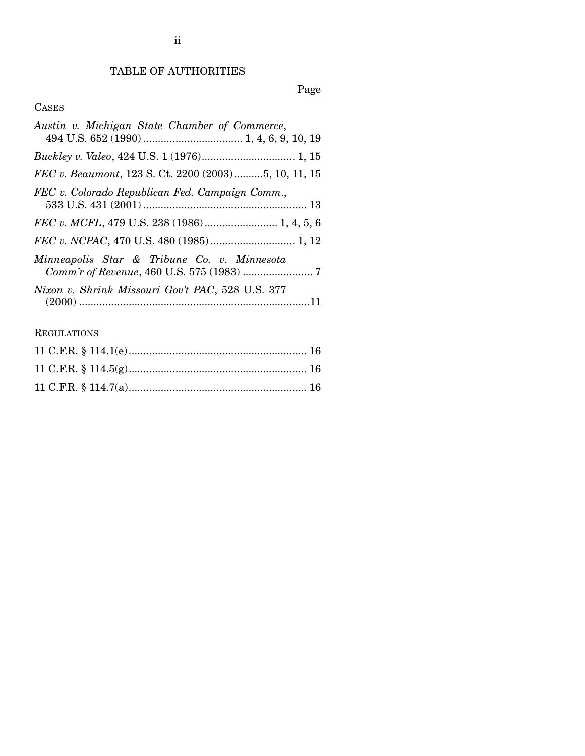# TABLE OF AUTHORITIES

Page

CASES

*Austin v. Michigan State Chamber of Commerce*, 494 U.S. 652 (1990) .................................. 1, 4, 6, 9, 10, 19

*Buckley v. Valeo*, 424 U.S. 1 (1976)................................ 1, 15

*FEC v. Beaumont*, 123 S. Ct. 2200 (2003)..........5, 10, 11, 15

*FEC v. Colorado Republican Fed. Campaign Comm.*, 533 U.S. 431 (2001) ........................................................ 13

*FEC v. MCFL*, 479 U.S. 238 (1986)......................... 1, 4, 5, 6

*FEC v. NCPAC*, 470 U.S. 480 (1985) ............................. 1, 12

*Minneapolis Star & Tribune Co. v. Minnesota Comm'r of Revenue*, 460 U.S. 575 (1983) ........................ 7

*Nixon v. Shrink Missouri Gov't PAC*, 528 U.S. 377 (2000) ...............................................................................11

REGULATIONS

11 C.F.R. § 114.1(e)............................................................. 16

11 C.F.R. § 114.5(g)............................................................. 16

11 C.F.R. § 114.7(a)............................................................. 16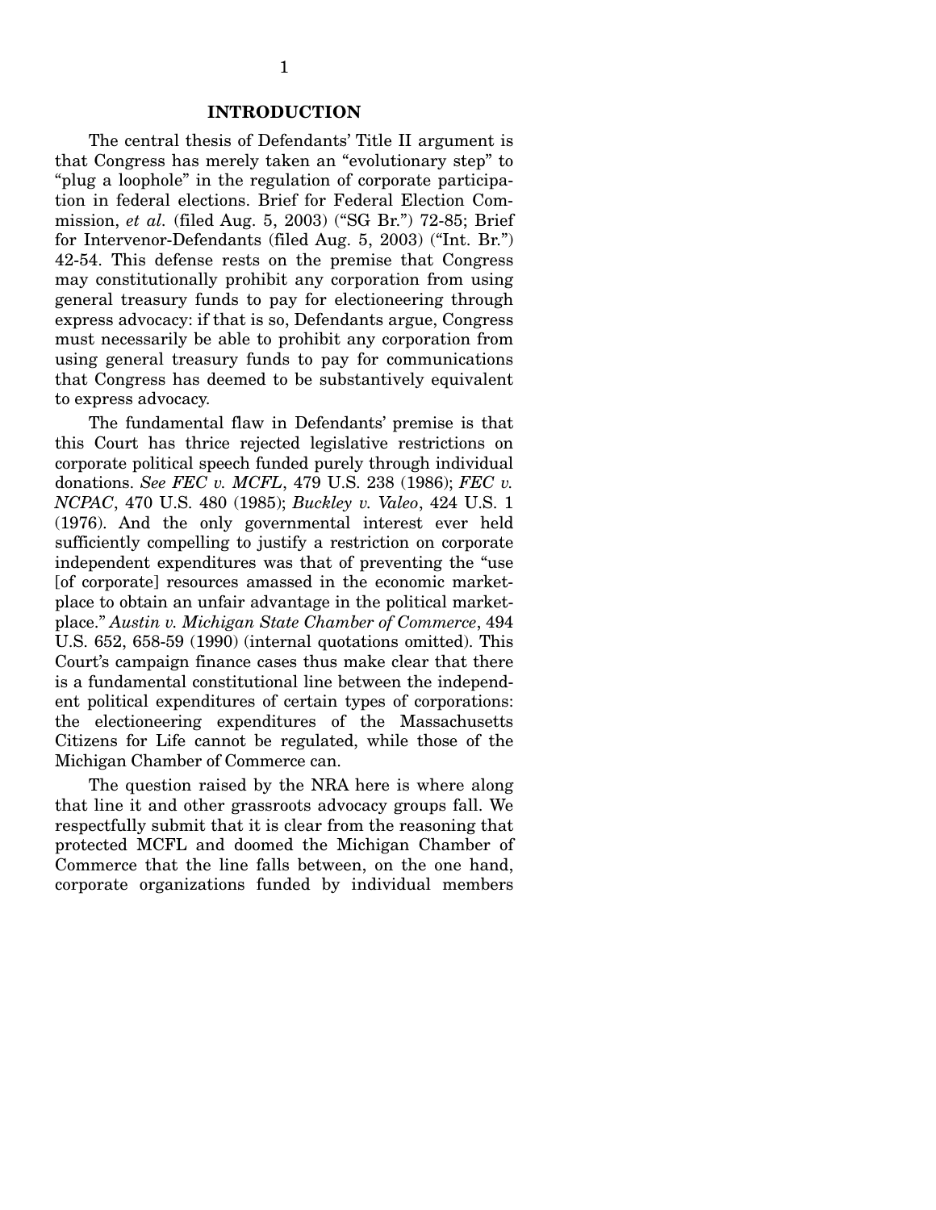## INTRODUCTION

The central thesis of Defendants' Title II argument is that Congress has merely taken an "evolutionary step" to "plug a loophole" in the regulation of corporate participation in federal elections. Brief for Federal Election Commission, *et al.* (filed Aug. 5, 2003) ("SG Br.") 72-85; Brief for Intervenor-Defendants (filed Aug. 5, 2003) ("Int. Br.") 42-54. This defense rests on the premise that Congress may constitutionally prohibit any corporation from using general treasury funds to pay for electioneering through express advocacy: if that is so, Defendants argue, Congress must necessarily be able to prohibit any corporation from using general treasury funds to pay for communications that Congress has deemed to be substantively equivalent to express advocacy.

The fundamental flaw in Defendants' premise is that this Court has thrice rejected legislative restrictions on corporate political speech funded purely through individual donations. *See FEC v. MCFL*, 479 U.S. 238 (1986); *FEC v. NCPAC*, 470 U.S. 480 (1985); *Buckley v. Valeo*, 424 U.S. 1 (1976). And the only governmental interest ever held sufficiently compelling to justify a restriction on corporate independent expenditures was that of preventing the "use [of corporate] resources amassed in the economic marketplace to obtain an unfair advantage in the political marketplace." *Austin v. Michigan State Chamber of Commerce*, 494 U.S. 652, 658-59 (1990) (internal quotations omitted). This Court's campaign finance cases thus make clear that there is a fundamental constitutional line between the independent political expenditures of certain types of corporations: the electioneering expenditures of the Massachusetts Citizens for Life cannot be regulated, while those of the Michigan Chamber of Commerce can.

The question raised by the NRA here is where along that line it and other grassroots advocacy groups fall. We respectfully submit that it is clear from the reasoning that protected MCFL and doomed the Michigan Chamber of Commerce that the line falls between, on the one hand, corporate organizations funded by individual members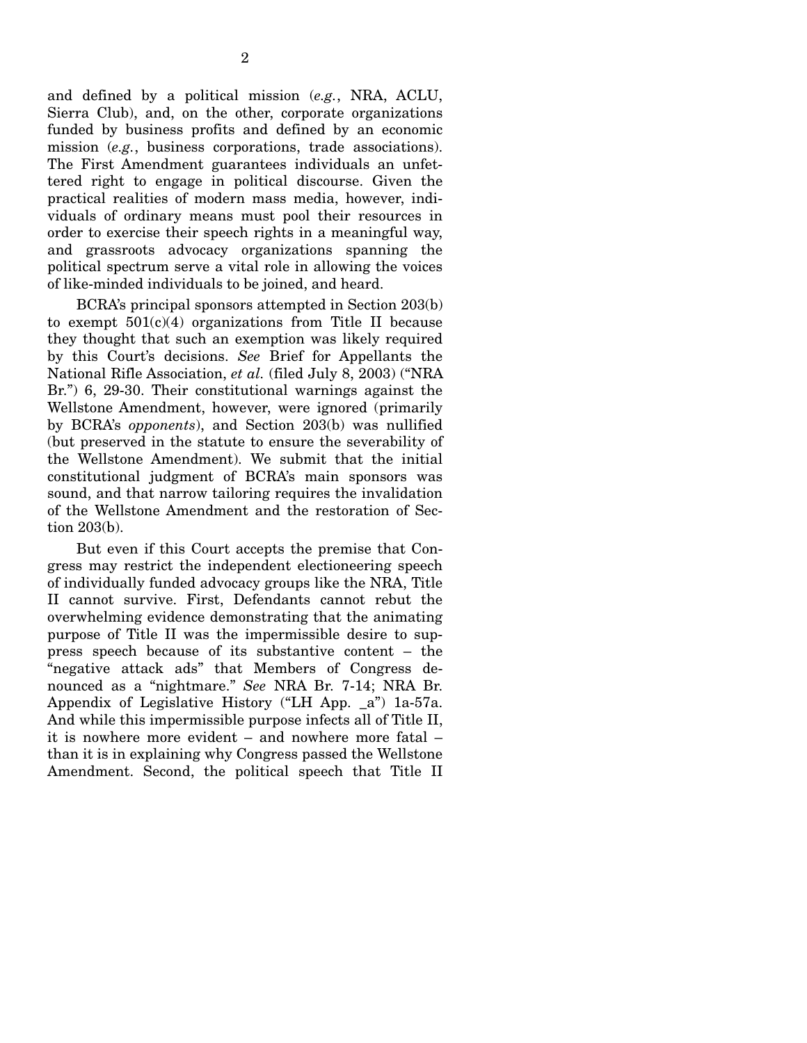and defined by a political mission (*e.g.*, NRA, ACLU, Sierra Club), and, on the other, corporate organizations funded by business profits and defined by an economic mission (*e.g.*, business corporations, trade associations). The First Amendment guarantees individuals an unfettered right to engage in political discourse. Given the practical realities of modern mass media, however, individuals of ordinary means must pool their resources in order to exercise their speech rights in a meaningful way, and grassroots advocacy organizations spanning the political spectrum serve a vital role in allowing the voices of like-minded individuals to be joined, and heard.

BCRA's principal sponsors attempted in Section 203(b) to exempt 501(c)(4) organizations from Title II because they thought that such an exemption was likely required by this Court's decisions. *See* Brief for Appellants the National Rifle Association, *et al.* (filed July 8, 2003) ("NRA Br.") 6, 29-30. Their constitutional warnings against the Wellstone Amendment, however, were ignored (primarily by BCRA's *opponents*), and Section 203(b) was nullified (but preserved in the statute to ensure the severability of the Wellstone Amendment). We submit that the initial constitutional judgment of BCRA's main sponsors was sound, and that narrow tailoring requires the invalidation of the Wellstone Amendment and the restoration of Section 203(b).

But even if this Court accepts the premise that Congress may restrict the independent electioneering speech of individually funded advocacy groups like the NRA, Title II cannot survive. First, Defendants cannot rebut the overwhelming evidence demonstrating that the animating purpose of Title II was the impermissible desire to suppress speech because of its substantive content – the "negative attack ads" that Members of Congress denounced as a "nightmare." *See* NRA Br. 7-14; NRA Br. Appendix of Legislative History ("LH App. _a") 1a-57a. And while this impermissible purpose infects all of Title II, it is nowhere more evident – and nowhere more fatal – than it is in explaining why Congress passed the Wellstone Amendment. Second, the political speech that Title II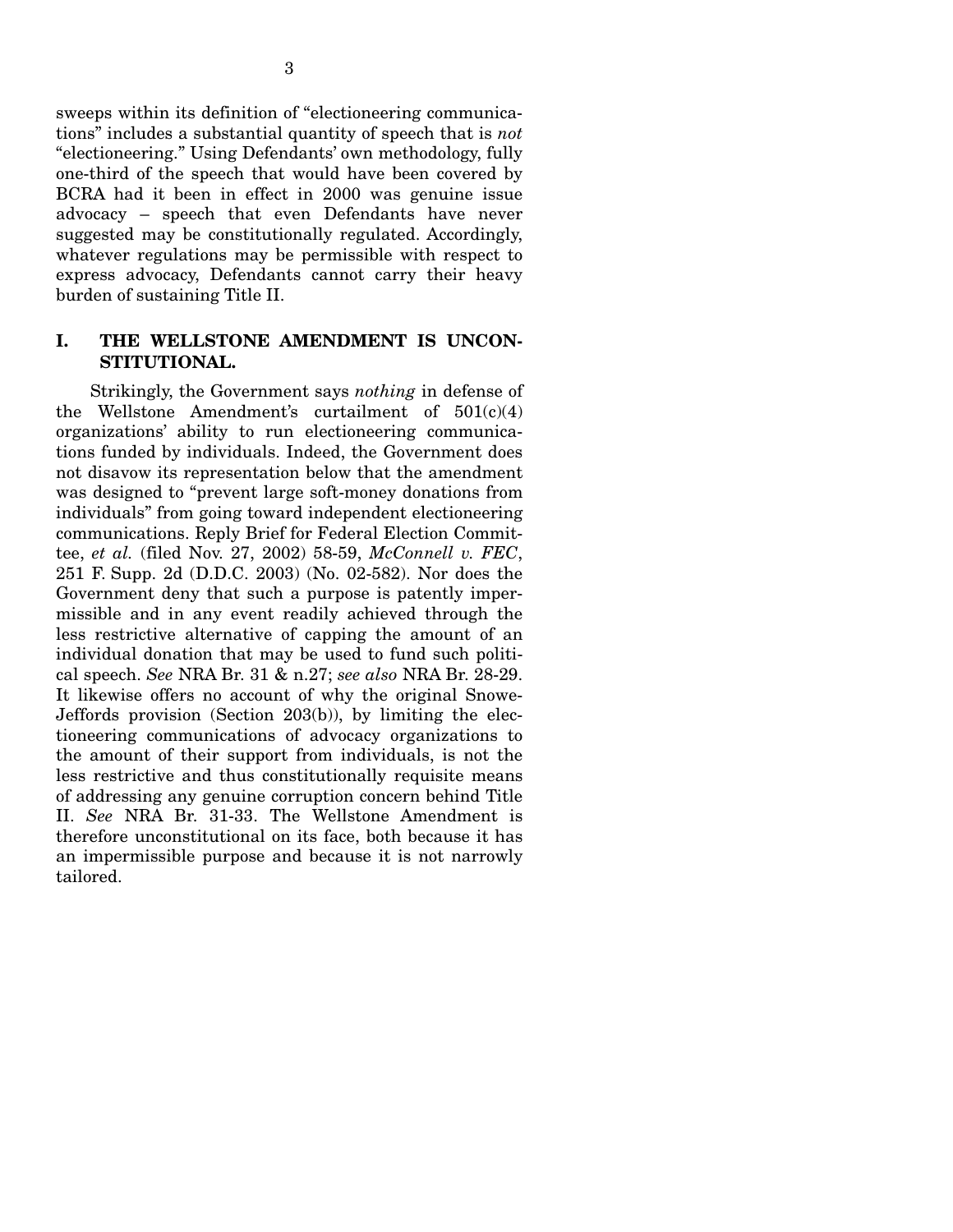sweeps within its definition of "electioneering communications" includes a substantial quantity of speech that is *not* "electioneering." Using Defendants' own methodology, fully one-third of the speech that would have been covered by BCRA had it been in effect in 2000 was genuine issue advocacy – speech that even Defendants have never suggested may be constitutionally regulated. Accordingly, whatever regulations may be permissible with respect to express advocacy, Defendants cannot carry their heavy burden of sustaining Title II.

## I. THE WELLSTONE AMENDMENT IS UNCONSTITUTIONAL.

Strikingly, the Government says *nothing* in defense of the Wellstone Amendment's curtailment of 501(c)(4) organizations' ability to run electioneering communications funded by individuals. Indeed, the Government does not disavow its representation below that the amendment was designed to "prevent large soft-money donations from individuals" from going toward independent electioneering communications. Reply Brief for Federal Election Committee, *et al.* (filed Nov. 27, 2002) 58-59, *McConnell v. FEC*, 251 F. Supp. 2d (D.D.C. 2003) (No. 02-582). Nor does the Government deny that such a purpose is patently impermissible and in any event readily achieved through the less restrictive alternative of capping the amount of an individual donation that may be used to fund such political speech. *See* NRA Br. 31 & n.27; *see also* NRA Br. 28-29. It likewise offers no account of why the original Snowe-Jeffords provision (Section 203(b)), by limiting the electioneering communications of advocacy organizations to the amount of their support from individuals, is not the less restrictive and thus constitutionally requisite means of addressing any genuine corruption concern behind Title II. *See* NRA Br. 31-33. The Wellstone Amendment is therefore unconstitutional on its face, both because it has an impermissible purpose and because it is not narrowly tailored.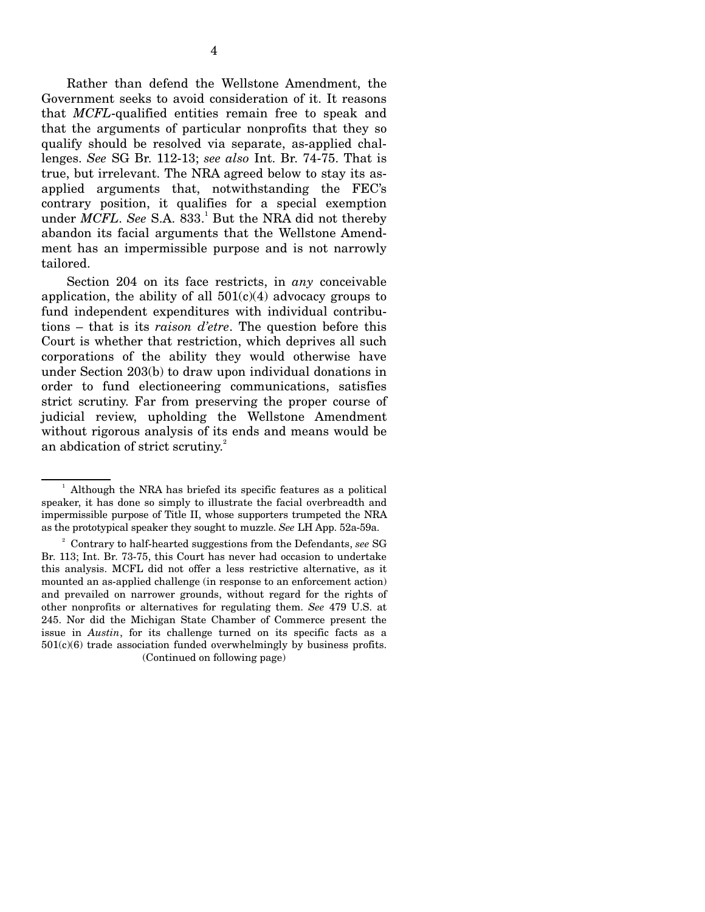Rather than defend the Wellstone Amendment, the Government seeks to avoid consideration of it. It reasons that *MCFL*-qualified entities remain free to speak and that the arguments of particular nonprofits that they so qualify should be resolved via separate, as-applied challenges. *See* SG Br. 112-13; *see also* Int. Br. 74-75. That is true, but irrelevant. The NRA agreed below to stay its as-applied arguments that, notwithstanding the FEC's contrary position, it qualifies for a special exemption under *MCFL*. *See* S.A. 833.[1] But the NRA did not thereby abandon its facial arguments that the Wellstone Amendment has an impermissible purpose and is not narrowly tailored.

Section 204 on its face restricts, in *any* conceivable application, the ability of all 501(c)(4) advocacy groups to fund independent expenditures with individual contributions – that is its *raison d'etre*. The question before this Court is whether that restriction, which deprives all such corporations of the ability they would otherwise have under Section 203(b) to draw upon individual donations in order to fund electioneering communications, satisfies strict scrutiny. Far from preserving the proper course of judicial review, upholding the Wellstone Amendment without rigorous analysis of its ends and means would be an abdication of strict scrutiny.[2]

---

[1] Although the NRA has briefed its specific features as a political speaker, it has done so simply to illustrate the facial overbreadth and impermissible purpose of Title II, whose supporters trumpeted the NRA as the prototypical speaker they sought to muzzle. *See* LH App. 52a-59a.

[2] Contrary to half-hearted suggestions from the Defendants, *see* SG Br. 113; Int. Br. 73-75, this Court has never had occasion to undertake this analysis. MCFL did not offer a less restrictive alternative, as it mounted an as-applied challenge (in response to an enforcement action) and prevailed on narrower grounds, without regard for the rights of other nonprofits or alternatives for regulating them. *See* 479 U.S. at 245. Nor did the Michigan State Chamber of Commerce present the issue in *Austin*, for its challenge turned on its specific facts as a 501(c)(6) trade association funded overwhelmingly by business profits.

(Continued on following page)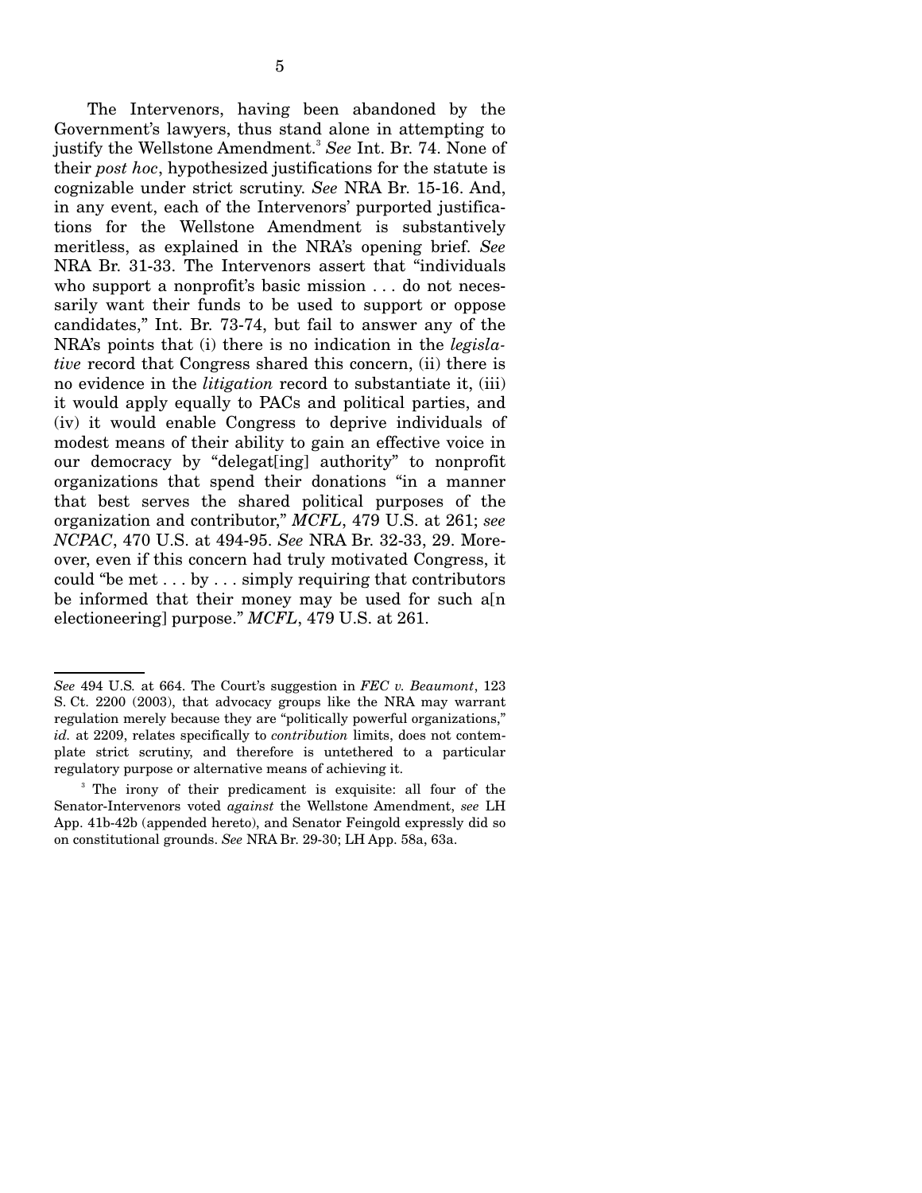The Intervenors, having been abandoned by the Government's lawyers, thus stand alone in attempting to justify the Wellstone Amendment.[3] *See* Int. Br. 74. None of their *post hoc*, hypothesized justifications for the statute is cognizable under strict scrutiny. *See* NRA Br. 15-16. And, in any event, each of the Intervenors' purported justifications for the Wellstone Amendment is substantively meritless, as explained in the NRA's opening brief. *See* NRA Br. 31-33. The Intervenors assert that "individuals who support a nonprofit's basic mission . . . do not necessarily want their funds to be used to support or oppose candidates," Int. Br. 73-74, but fail to answer any of the NRA's points that (i) there is no indication in the *legislative* record that Congress shared this concern, (ii) there is no evidence in the *litigation* record to substantiate it, (iii) it would apply equally to PACs and political parties, and (iv) it would enable Congress to deprive individuals of modest means of their ability to gain an effective voice in our democracy by "delegat[ing] authority" to nonprofit organizations that spend their donations "in a manner that best serves the shared political purposes of the organization and contributor," *MCFL*, 479 U.S. at 261; *see NCPAC*, 470 U.S. at 494-95. *See* NRA Br. 32-33, 29. Moreover, even if this concern had truly motivated Congress, it could "be met . . . by . . . simply requiring that contributors be informed that their money may be used for such a[n electioneering] purpose." *MCFL*, 479 U.S. at 261.

---

*See* 494 U.S. at 664. The Court's suggestion in *FEC v. Beaumont*, 123 S. Ct. 2200 (2003), that advocacy groups like the NRA may warrant regulation merely because they are "politically powerful organizations," *id.* at 2209, relates specifically to *contribution* limits, does not contemplate strict scrutiny, and therefore is untethered to a particular regulatory purpose or alternative means of achieving it.

[3] The irony of their predicament is exquisite: all four of the Senator-Intervenors voted *against* the Wellstone Amendment, *see* LH App. 41b-42b (appended hereto), and Senator Feingold expressly did so on constitutional grounds. *See* NRA Br. 29-30; LH App. 58a, 63a.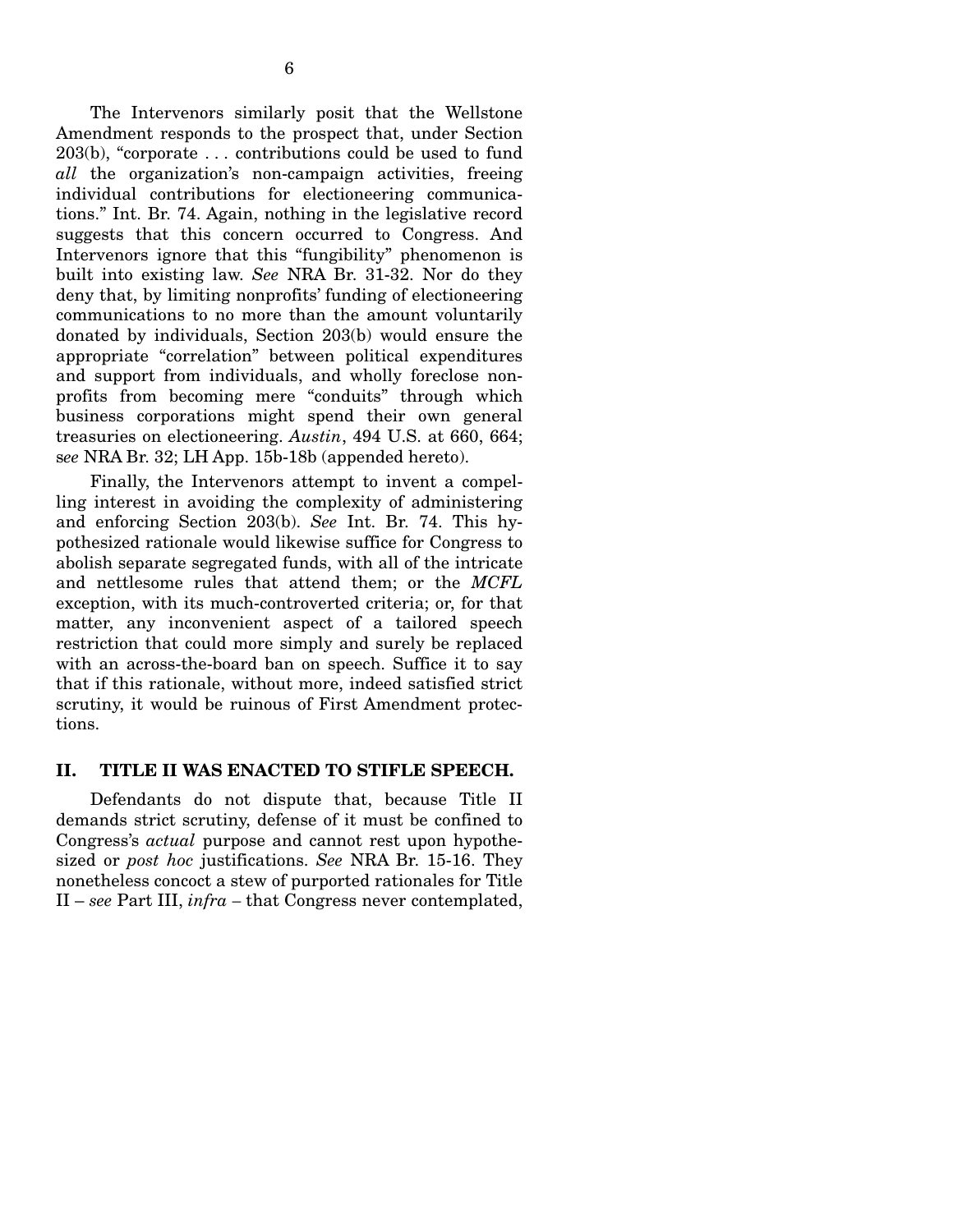The Intervenors similarly posit that the Wellstone Amendment responds to the prospect that, under Section 203(b), "corporate . . . contributions could be used to fund *all* the organization's non-campaign activities, freeing individual contributions for electioneering communications." Int. Br. 74. Again, nothing in the legislative record suggests that this concern occurred to Congress. And Intervenors ignore that this "fungibility" phenomenon is built into existing law. *See* NRA Br. 31-32. Nor do they deny that, by limiting nonprofits' funding of electioneering communications to no more than the amount voluntarily donated by individuals, Section 203(b) would ensure the appropriate "correlation" between political expenditures and support from individuals, and wholly foreclose nonprofits from becoming mere "conduits" through which business corporations might spend their own general treasuries on electioneering. *Austin*, 494 U.S. at 660, 664; *see* NRA Br. 32; LH App. 15b-18b (appended hereto).

Finally, the Intervenors attempt to invent a compelling interest in avoiding the complexity of administering and enforcing Section 203(b). *See* Int. Br. 74. This hypothesized rationale would likewise suffice for Congress to abolish separate segregated funds, with all of the intricate and nettlesome rules that attend them; or the *MCFL* exception, with its much-controverted criteria; or, for that matter, any inconvenient aspect of a tailored speech restriction that could more simply and surely be replaced with an across-the-board ban on speech. Suffice it to say that if this rationale, without more, indeed satisfied strict scrutiny, it would be ruinous of First Amendment protections.

## II. TITLE II WAS ENACTED TO STIFLE SPEECH.

Defendants do not dispute that, because Title II demands strict scrutiny, defense of it must be confined to Congress's *actual* purpose and cannot rest upon hypothesized or *post hoc* justifications. *See* NRA Br. 15-16. They nonetheless concoct a stew of purported rationales for Title II – *see* Part III, *infra* – that Congress never contemplated,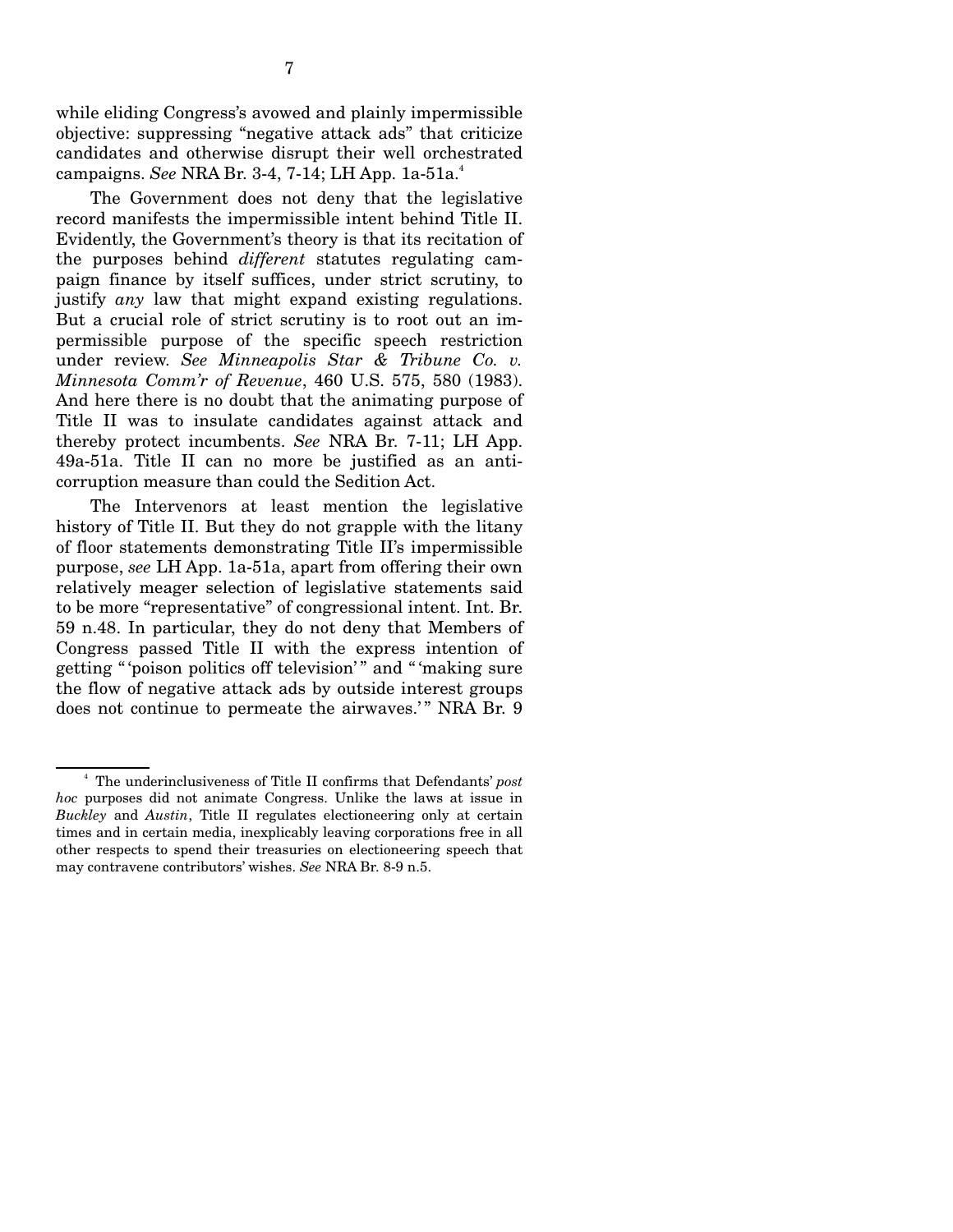while eliding Congress's avowed and plainly impermissible objective: suppressing "negative attack ads" that criticize candidates and otherwise disrupt their well orchestrated campaigns. *See* NRA Br. 3-4, 7-14; LH App. 1a-51a.[4]

The Government does not deny that the legislative record manifests the impermissible intent behind Title II. Evidently, the Government's theory is that its recitation of the purposes behind *different* statutes regulating campaign finance by itself suffices, under strict scrutiny, to justify *any* law that might expand existing regulations. But a crucial role of strict scrutiny is to root out an impermissible purpose of the specific speech restriction under review. *See Minneapolis Star & Tribune Co. v. Minnesota Comm'r of Revenue*, 460 U.S. 575, 580 (1983). And here there is no doubt that the animating purpose of Title II was to insulate candidates against attack and thereby protect incumbents. *See* NRA Br. 7-11; LH App. 49a-51a. Title II can no more be justified as an anti-corruption measure than could the Sedition Act.

The Intervenors at least mention the legislative history of Title II. But they do not grapple with the litany of floor statements demonstrating Title II's impermissible purpose, *see* LH App. 1a-51a, apart from offering their own relatively meager selection of legislative statements said to be more "representative" of congressional intent. Int. Br. 59 n.48. In particular, they do not deny that Members of Congress passed Title II with the express intention of getting "'poison politics off television'" and "'making sure the flow of negative attack ads by outside interest groups does not continue to permeate the airwaves.'" NRA Br. 9

[4] The underinclusiveness of Title II confirms that Defendants' *post hoc* purposes did not animate Congress. Unlike the laws at issue in *Buckley* and *Austin*, Title II regulates electioneering only at certain times and in certain media, inexplicably leaving corporations free in all other respects to spend their treasuries on electioneering speech that may contravene contributors' wishes. *See* NRA Br. 8-9 n.5.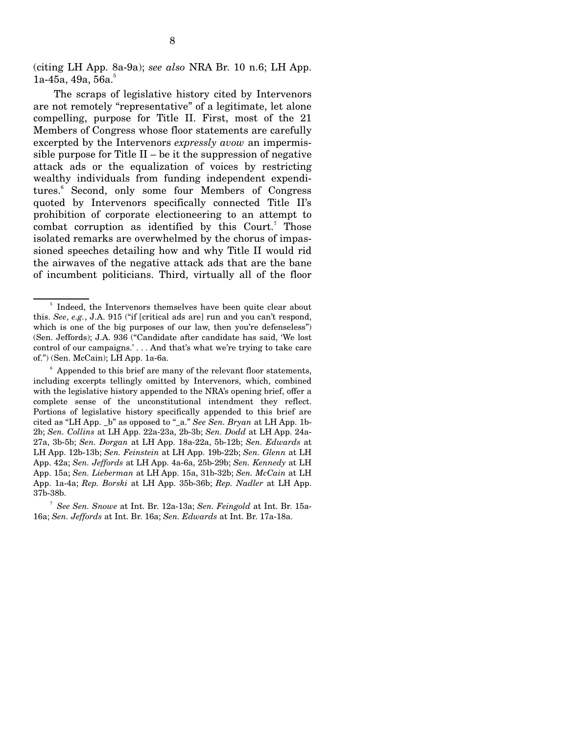(citing LH App. 8a-9a); *see also* NRA Br. 10 n.6; LH App. 1a-45a, 49a, 56a.[5]

The scraps of legislative history cited by Intervenors are not remotely "representative" of a legitimate, let alone compelling, purpose for Title II. First, most of the 21 Members of Congress whose floor statements are carefully excerpted by the Intervenors *expressly avow* an impermissible purpose for Title II – be it the suppression of negative attack ads or the equalization of voices by restricting wealthy individuals from funding independent expenditures.[6] Second, only some four Members of Congress quoted by Intervenors specifically connected Title II's prohibition of corporate electioneering to an attempt to combat corruption as identified by this Court.[7] Those isolated remarks are overwhelmed by the chorus of impassioned speeches detailing how and why Title II would rid the airwaves of the negative attack ads that are the bane of incumbent politicians. Third, virtually all of the floor

---

[5] Indeed, the Intervenors themselves have been quite clear about this. *See*, *e.g.*, J.A. 915 ("if [critical ads are] run and you can't respond, which is one of the big purposes of our law, then you're defenseless") (Sen. Jeffords); J.A. 936 ("Candidate after candidate has said, 'We lost control of our campaigns.' . . . And that's what we're trying to take care of.") (Sen. McCain); LH App. 1a-6a.

[6] Appended to this brief are many of the relevant floor statements, including excerpts tellingly omitted by Intervenors, which, combined with the legislative history appended to the NRA's opening brief, offer a complete sense of the unconstitutional intendment they reflect. Portions of legislative history specifically appended to this brief are cited as "LH App. _b" as opposed to "_a." *See Sen. Bryan* at LH App. 1b-2b; *Sen. Collins* at LH App. 22a-23a, 2b-3b; *Sen. Dodd* at LH App. 24a-27a, 3b-5b; *Sen. Dorgan* at LH App. 18a-22a, 5b-12b; *Sen. Edwards* at LH App. 12b-13b; *Sen. Feinstein* at LH App. 19b-22b; *Sen. Glenn* at LH App. 42a; *Sen. Jeffords* at LH App. 4a-6a, 25b-29b; *Sen. Kennedy* at LH App. 15a; *Sen. Lieberman* at LH App. 15a, 31b-32b; *Sen. McCain* at LH App. 1a-4a; *Rep. Borski* at LH App. 35b-36b; *Rep. Nadler* at LH App. 37b-38b.

[7] *See Sen. Snowe* at Int. Br. 12a-13a; *Sen. Feingold* at Int. Br. 15a-16a; *Sen. Jeffords* at Int. Br. 16a; *Sen. Edwards* at Int. Br. 17a-18a.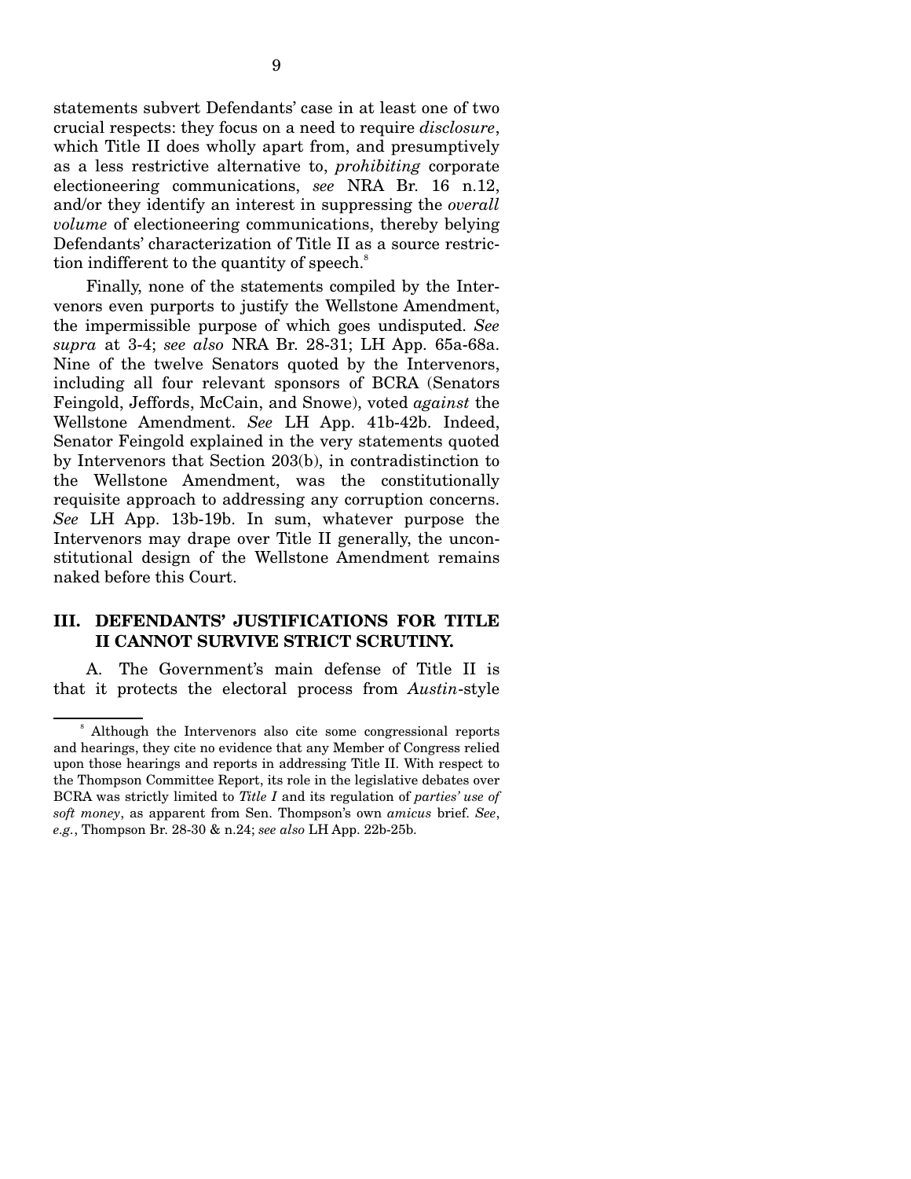statements subvert Defendants' case in at least one of two crucial respects: they focus on a need to require *disclosure*, which Title II does wholly apart from, and presumptively as a less restrictive alternative to, *prohibiting* corporate electioneering communications, *see* NRA Br. 16 n.12, and/or they identify an interest in suppressing the *overall volume* of electioneering communications, thereby belying Defendants' characterization of Title II as a source restriction indifferent to the quantity of speech.[8]

Finally, none of the statements compiled by the Intervenors even purports to justify the Wellstone Amendment, the impermissible purpose of which goes undisputed. *See supra* at 3-4; *see also* NRA Br. 28-31; LH App. 65a-68a. Nine of the twelve Senators quoted by the Intervenors, including all four relevant sponsors of BCRA (Senators Feingold, Jeffords, McCain, and Snowe), voted *against* the Wellstone Amendment. *See* LH App. 41b-42b. Indeed, Senator Feingold explained in the very statements quoted by Intervenors that Section 203(b), in contradistinction to the Wellstone Amendment, was the constitutionally requisite approach to addressing any corruption concerns. *See* LH App. 13b-19b. In sum, whatever purpose the Intervenors may drape over Title II generally, the unconstitutional design of the Wellstone Amendment remains naked before this Court.

## III. DEFENDANTS' JUSTIFICATIONS FOR TITLE II CANNOT SURVIVE STRICT SCRUTINY.

A. The Government's main defense of Title II is that it protects the electoral process from *Austin*-style

---

[8] Although the Intervenors also cite some congressional reports and hearings, they cite no evidence that any Member of Congress relied upon those hearings and reports in addressing Title II. With respect to the Thompson Committee Report, its role in the legislative debates over BCRA was strictly limited to *Title I* and its regulation of *parties' use of soft money*, as apparent from Sen. Thompson's own *amicus* brief. *See*, *e.g.*, Thompson Br. 28-30 & n.24; *see also* LH App. 22b-25b.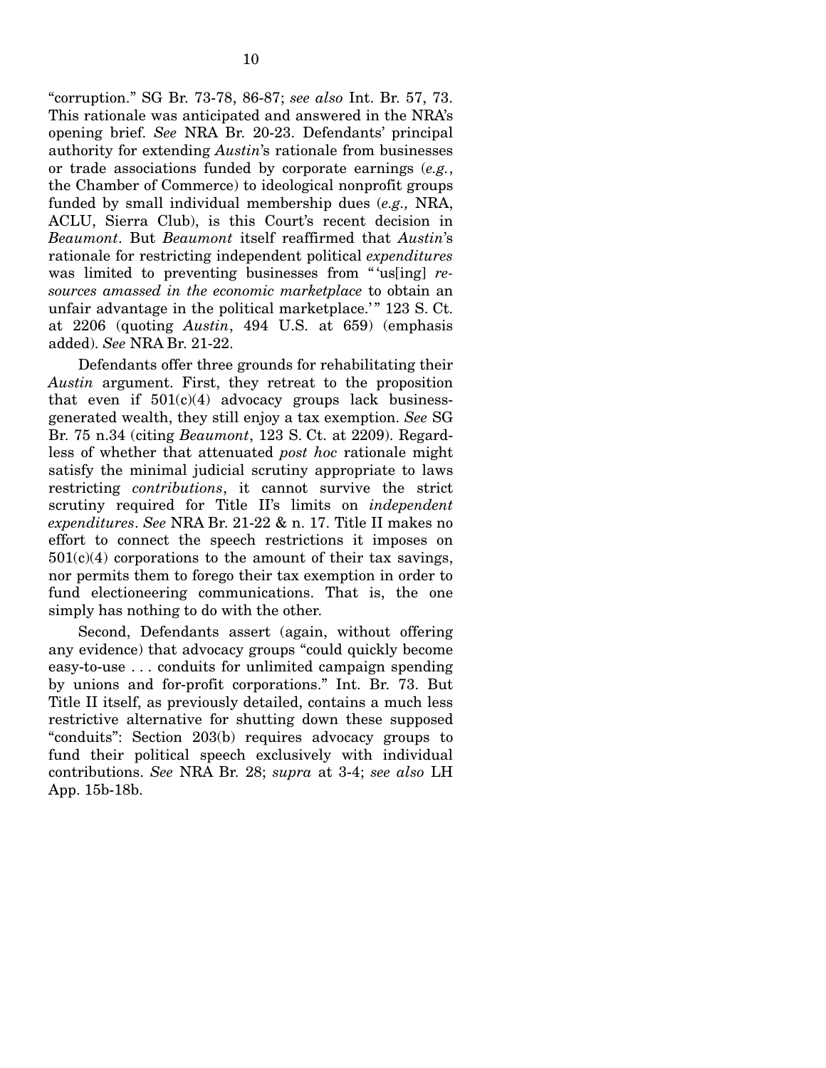"corruption." SG Br. 73-78, 86-87; *see also* Int. Br. 57, 73. This rationale was anticipated and answered in the NRA's opening brief. *See* NRA Br. 20-23. Defendants' principal authority for extending *Austin*'s rationale from businesses or trade associations funded by corporate earnings (*e.g.*, the Chamber of Commerce) to ideological nonprofit groups funded by small individual membership dues (*e.g.,* NRA, ACLU, Sierra Club), is this Court's recent decision in *Beaumont*. But *Beaumont* itself reaffirmed that *Austin*'s rationale for restricting independent political *expenditures* was limited to preventing businesses from "'us[ing] *resources amassed in the economic marketplace* to obtain an unfair advantage in the political marketplace.'" 123 S. Ct. at 2206 (quoting *Austin*, 494 U.S. at 659) (emphasis added). *See* NRA Br. 21-22.

Defendants offer three grounds for rehabilitating their *Austin* argument. First, they retreat to the proposition that even if 501(c)(4) advocacy groups lack business-generated wealth, they still enjoy a tax exemption. *See* SG Br. 75 n.34 (citing *Beaumont*, 123 S. Ct. at 2209). Regardless of whether that attenuated *post hoc* rationale might satisfy the minimal judicial scrutiny appropriate to laws restricting *contributions*, it cannot survive the strict scrutiny required for Title II's limits on *independent expenditures*. *See* NRA Br. 21-22 & n. 17. Title II makes no effort to connect the speech restrictions it imposes on 501(c)(4) corporations to the amount of their tax savings, nor permits them to forego their tax exemption in order to fund electioneering communications. That is, the one simply has nothing to do with the other.

Second, Defendants assert (again, without offering any evidence) that advocacy groups "could quickly become easy-to-use . . . conduits for unlimited campaign spending by unions and for-profit corporations." Int. Br. 73. But Title II itself, as previously detailed, contains a much less restrictive alternative for shutting down these supposed "conduits": Section 203(b) requires advocacy groups to fund their political speech exclusively with individual contributions. *See* NRA Br. 28; *supra* at 3-4; *see also* LH App. 15b-18b.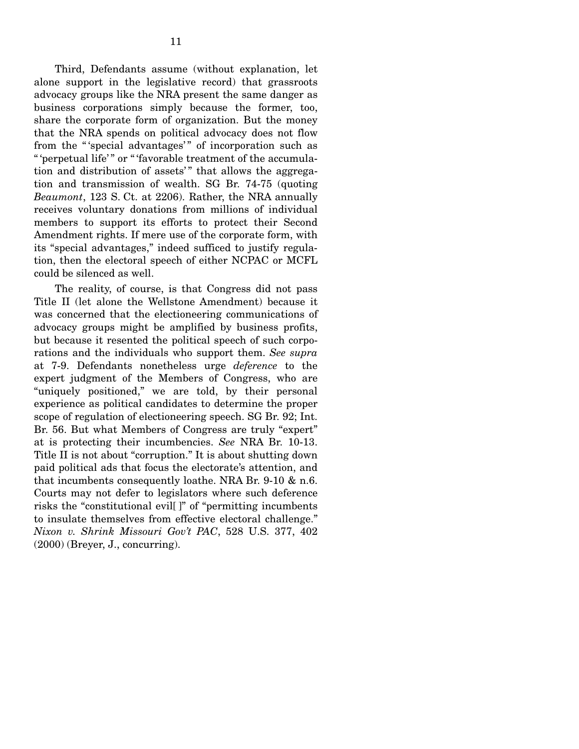Third, Defendants assume (without explanation, let alone support in the legislative record) that grassroots advocacy groups like the NRA present the same danger as business corporations simply because the former, too, share the corporate form of organization. But the money that the NRA spends on political advocacy does not flow from the "'special advantages'" of incorporation such as "'perpetual life'" or "'favorable treatment of the accumulation and distribution of assets'" that allows the aggregation and transmission of wealth. SG Br. 74-75 (quoting *Beaumont*, 123 S. Ct. at 2206). Rather, the NRA annually receives voluntary donations from millions of individual members to support its efforts to protect their Second Amendment rights. If mere use of the corporate form, with its "special advantages," indeed sufficed to justify regulation, then the electoral speech of either NCPAC or MCFL could be silenced as well.

The reality, of course, is that Congress did not pass Title II (let alone the Wellstone Amendment) because it was concerned that the electioneering communications of advocacy groups might be amplified by business profits, but because it resented the political speech of such corporations and the individuals who support them. *See supra* at 7-9. Defendants nonetheless urge *deference* to the expert judgment of the Members of Congress, who are "uniquely positioned," we are told, by their personal experience as political candidates to determine the proper scope of regulation of electioneering speech. SG Br. 92; Int. Br. 56. But what Members of Congress are truly "expert" at is protecting their incumbencies. *See* NRA Br. 10-13. Title II is not about "corruption." It is about shutting down paid political ads that focus the electorate's attention, and that incumbents consequently loathe. NRA Br. 9-10 & n.6. Courts may not defer to legislators where such deference risks the "constitutional evil[ ]" of "permitting incumbents to insulate themselves from effective electoral challenge." *Nixon v. Shrink Missouri Gov't PAC*, 528 U.S. 377, 402 (2000) (Breyer, J., concurring).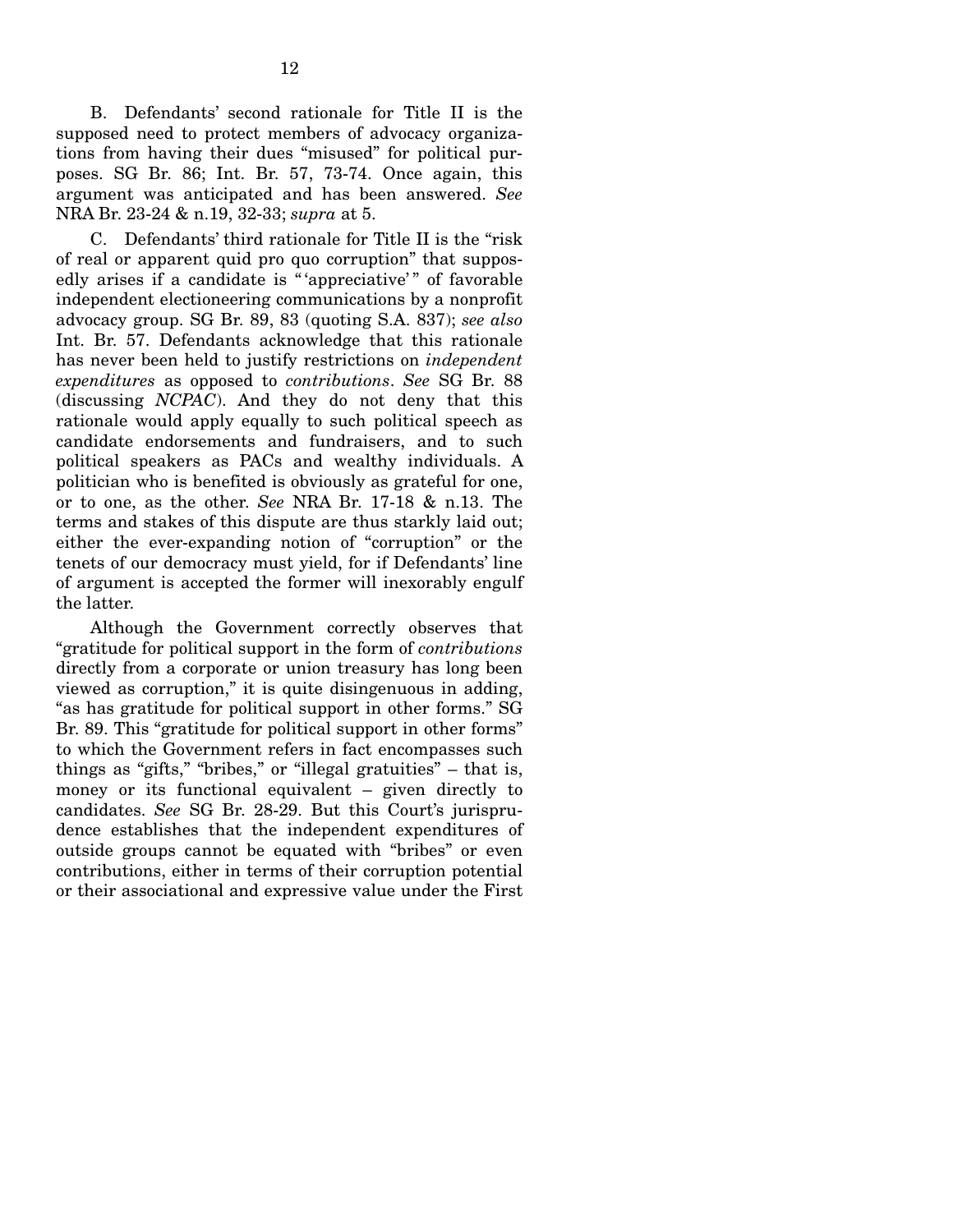B. Defendants' second rationale for Title II is the supposed need to protect members of advocacy organizations from having their dues "misused" for political purposes. SG Br. 86; Int. Br. 57, 73-74. Once again, this argument was anticipated and has been answered. *See* NRA Br. 23-24 & n.19, 32-33; *supra* at 5.

C. Defendants' third rationale for Title II is the "risk of real or apparent quid pro quo corruption" that supposedly arises if a candidate is "'appreciative'" of favorable independent electioneering communications by a nonprofit advocacy group. SG Br. 89, 83 (quoting S.A. 837); *see also* Int. Br. 57. Defendants acknowledge that this rationale has never been held to justify restrictions on *independent expenditures* as opposed to *contributions*. *See* SG Br. 88 (discussing *NCPAC*). And they do not deny that this rationale would apply equally to such political speech as candidate endorsements and fundraisers, and to such political speakers as PACs and wealthy individuals. A politician who is benefited is obviously as grateful for one, or to one, as the other. *See* NRA Br. 17-18 & n.13. The terms and stakes of this dispute are thus starkly laid out; either the ever-expanding notion of "corruption" or the tenets of our democracy must yield, for if Defendants' line of argument is accepted the former will inexorably engulf the latter.

Although the Government correctly observes that "gratitude for political support in the form of *contributions* directly from a corporate or union treasury has long been viewed as corruption," it is quite disingenuous in adding, "as has gratitude for political support in other forms." SG Br. 89. This "gratitude for political support in other forms" to which the Government refers in fact encompasses such things as "gifts," "bribes," or "illegal gratuities" – that is, money or its functional equivalent – given directly to candidates. *See* SG Br. 28-29. But this Court's jurisprudence establishes that the independent expenditures of outside groups cannot be equated with "bribes" or even contributions, either in terms of their corruption potential or their associational and expressive value under the First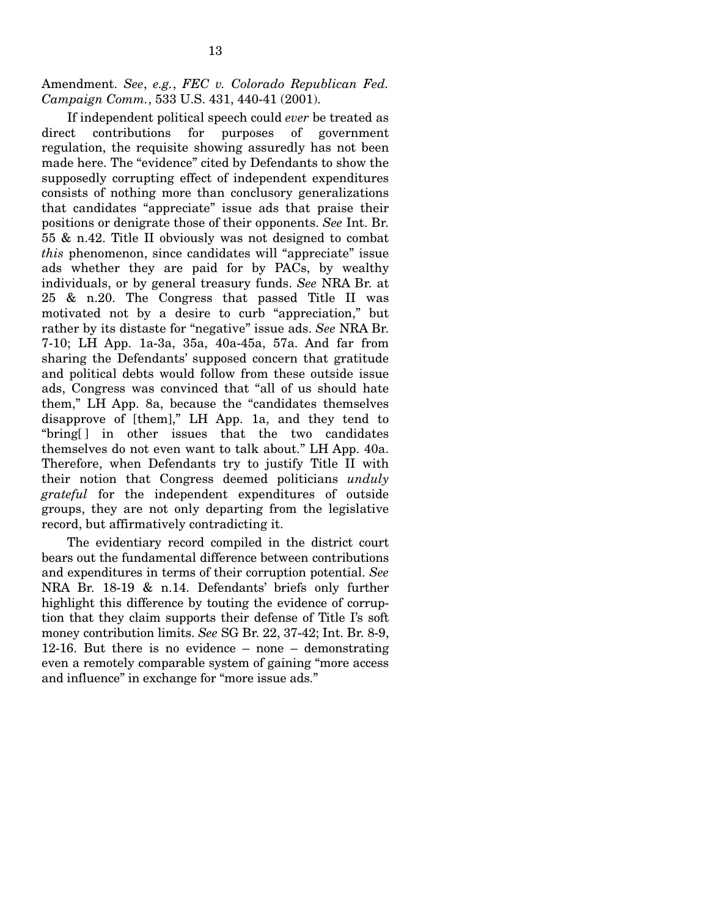Amendment. *See*, *e.g.*, *FEC v. Colorado Republican Fed. Campaign Comm.*, 533 U.S. 431, 440-41 (2001).

If independent political speech could *ever* be treated as direct contributions for purposes of government regulation, the requisite showing assuredly has not been made here. The "evidence" cited by Defendants to show the supposedly corrupting effect of independent expenditures consists of nothing more than conclusory generalizations that candidates "appreciate" issue ads that praise their positions or denigrate those of their opponents. *See* Int. Br. 55 & n.42. Title II obviously was not designed to combat *this* phenomenon, since candidates will "appreciate" issue ads whether they are paid for by PACs, by wealthy individuals, or by general treasury funds. *See* NRA Br. at 25 & n.20. The Congress that passed Title II was motivated not by a desire to curb "appreciation," but rather by its distaste for "negative" issue ads. *See* NRA Br. 7-10; LH App. 1a-3a, 35a, 40a-45a, 57a. And far from sharing the Defendants' supposed concern that gratitude and political debts would follow from these outside issue ads, Congress was convinced that "all of us should hate them," LH App. 8a, because the "candidates themselves disapprove of [them]," LH App. 1a, and they tend to "bring[ ] in other issues that the two candidates themselves do not even want to talk about." LH App. 40a. Therefore, when Defendants try to justify Title II with their notion that Congress deemed politicians *unduly grateful* for the independent expenditures of outside groups, they are not only departing from the legislative record, but affirmatively contradicting it.

The evidentiary record compiled in the district court bears out the fundamental difference between contributions and expenditures in terms of their corruption potential. *See* NRA Br. 18-19 & n.14. Defendants' briefs only further highlight this difference by touting the evidence of corruption that they claim supports their defense of Title I's soft money contribution limits. *See* SG Br. 22, 37-42; Int. Br. 8-9, 12-16. But there is no evidence – none – demonstrating even a remotely comparable system of gaining "more access and influence" in exchange for "more issue ads."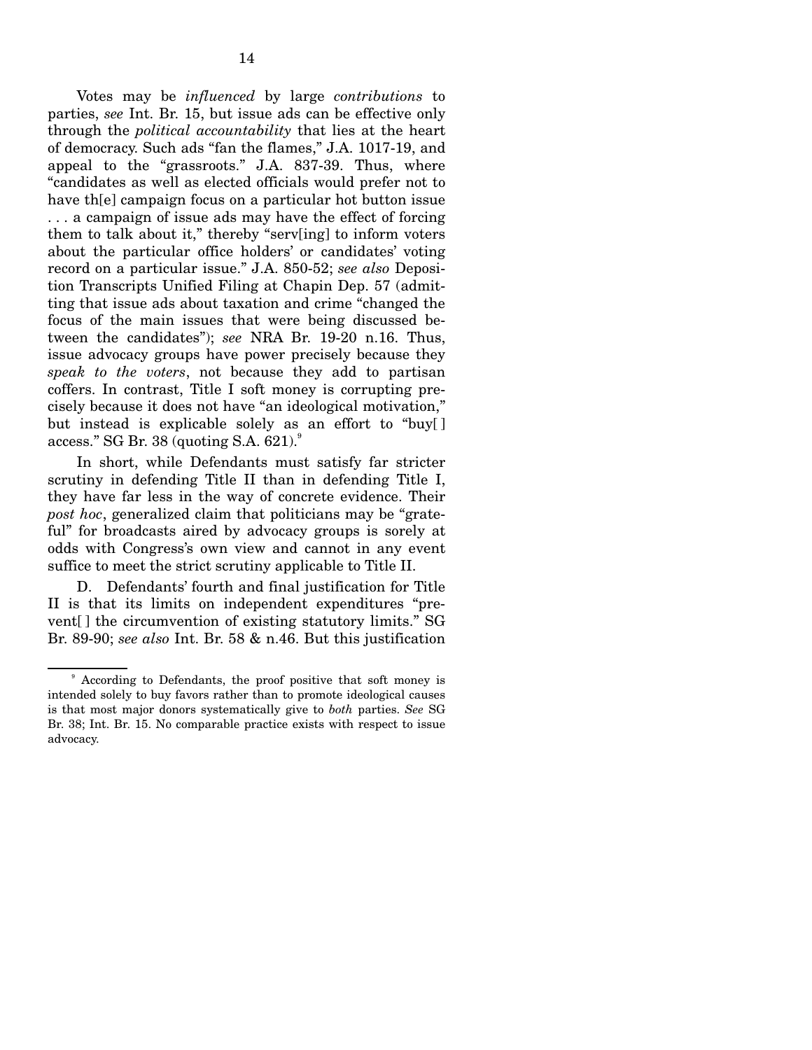Votes may be *influenced* by large *contributions* to parties, *see* Int. Br. 15, but issue ads can be effective only through the *political accountability* that lies at the heart of democracy. Such ads "fan the flames," J.A. 1017-19, and appeal to the "grassroots." J.A. 837-39. Thus, where "candidates as well as elected officials would prefer not to have th[e] campaign focus on a particular hot button issue . . . a campaign of issue ads may have the effect of forcing them to talk about it," thereby "serv[ing] to inform voters about the particular office holders' or candidates' voting record on a particular issue." J.A. 850-52; *see also* Deposition Transcripts Unified Filing at Chapin Dep. 57 (admitting that issue ads about taxation and crime "changed the focus of the main issues that were being discussed between the candidates"); *see* NRA Br. 19-20 n.16. Thus, issue advocacy groups have power precisely because they *speak to the voters*, not because they add to partisan coffers. In contrast, Title I soft money is corrupting precisely because it does not have "an ideological motivation," but instead is explicable solely as an effort to "buy[ ] access." SG Br. 38 (quoting S.A. 621).[9]

In short, while Defendants must satisfy far stricter scrutiny in defending Title II than in defending Title I, they have far less in the way of concrete evidence. Their *post hoc*, generalized claim that politicians may be "grateful" for broadcasts aired by advocacy groups is sorely at odds with Congress's own view and cannot in any event suffice to meet the strict scrutiny applicable to Title II.

D. Defendants' fourth and final justification for Title II is that its limits on independent expenditures "prevent[ ] the circumvention of existing statutory limits." SG Br. 89-90; *see also* Int. Br. 58 & n.46. But this justification

---

[9] According to Defendants, the proof positive that soft money is intended solely to buy favors rather than to promote ideological causes is that most major donors systematically give to *both* parties. *See* SG Br. 38; Int. Br. 15. No comparable practice exists with respect to issue advocacy.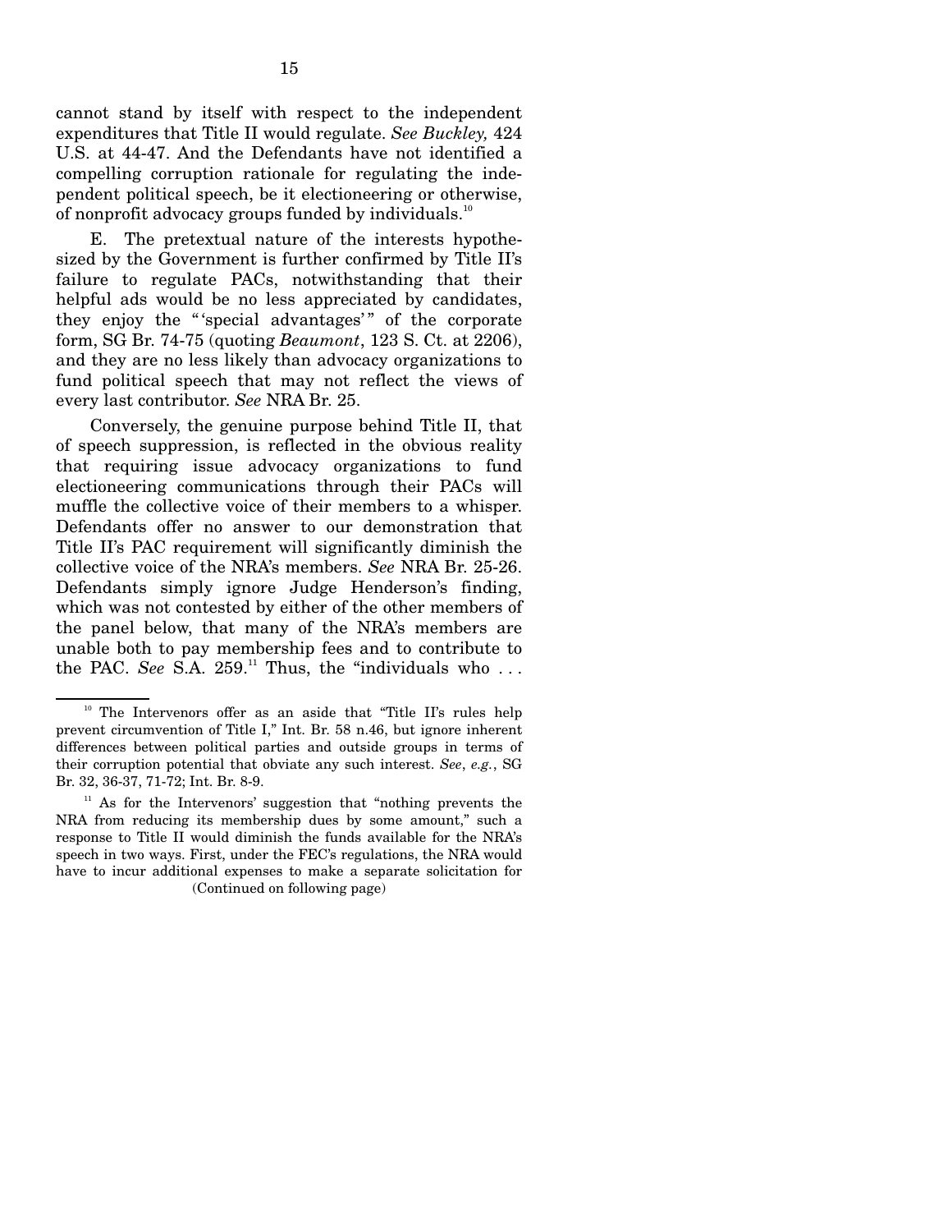cannot stand by itself with respect to the independent expenditures that Title II would regulate. *See Buckley,* 424 U.S. at 44-47. And the Defendants have not identified a compelling corruption rationale for regulating the independent political speech, be it electioneering or otherwise, of nonprofit advocacy groups funded by individuals.[10]

E. The pretextual nature of the interests hypothesized by the Government is further confirmed by Title II's failure to regulate PACs, notwithstanding that their helpful ads would be no less appreciated by candidates, they enjoy the "'special advantages'" of the corporate form, SG Br. 74-75 (quoting *Beaumont*, 123 S. Ct. at 2206), and they are no less likely than advocacy organizations to fund political speech that may not reflect the views of every last contributor. *See* NRA Br. 25.

Conversely, the genuine purpose behind Title II, that of speech suppression, is reflected in the obvious reality that requiring issue advocacy organizations to fund electioneering communications through their PACs will muffle the collective voice of their members to a whisper. Defendants offer no answer to our demonstration that Title II's PAC requirement will significantly diminish the collective voice of the NRA's members. *See* NRA Br. 25-26. Defendants simply ignore Judge Henderson's finding, which was not contested by either of the other members of the panel below, that many of the NRA's members are unable both to pay membership fees and to contribute to the PAC. *See* S.A. 259.[11] Thus, the "individuals who . . .

[10] The Intervenors offer as an aside that "Title II's rules help prevent circumvention of Title I," Int. Br. 58 n.46, but ignore inherent differences between political parties and outside groups in terms of their corruption potential that obviate any such interest. *See*, *e.g.*, SG Br. 32, 36-37, 71-72; Int. Br. 8-9.

[11] As for the Intervenors' suggestion that "nothing prevents the NRA from reducing its membership dues by some amount," such a response to Title II would diminish the funds available for the NRA's speech in two ways. First, under the FEC's regulations, the NRA would have to incur additional expenses to make a separate solicitation for

(Continued on following page)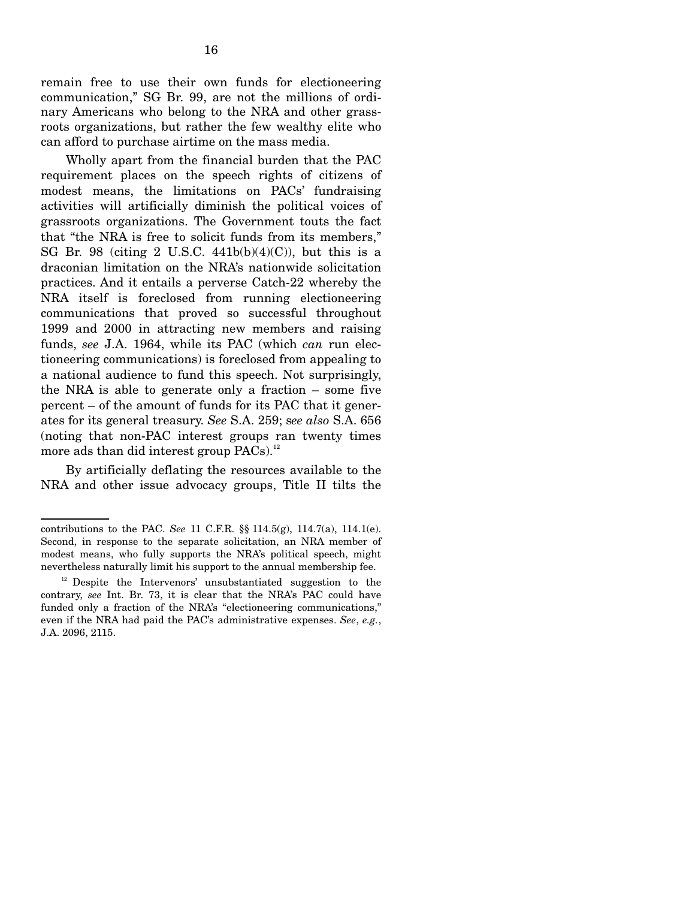remain free to use their own funds for electioneering communication," SG Br. 99, are not the millions of ordinary Americans who belong to the NRA and other grassroots organizations, but rather the few wealthy elite who can afford to purchase airtime on the mass media.

Wholly apart from the financial burden that the PAC requirement places on the speech rights of citizens of modest means, the limitations on PACs' fundraising activities will artificially diminish the political voices of grassroots organizations. The Government touts the fact that "the NRA is free to solicit funds from its members," SG Br. 98 (citing 2 U.S.C. 441b(b)(4)(C)), but this is a draconian limitation on the NRA's nationwide solicitation practices. And it entails a perverse Catch-22 whereby the NRA itself is foreclosed from running electioneering communications that proved so successful throughout 1999 and 2000 in attracting new members and raising funds, *see* J.A. 1964, while its PAC (which *can* run electioneering communications) is foreclosed from appealing to a national audience to fund this speech. Not surprisingly, the NRA is able to generate only a fraction – some five percent – of the amount of funds for its PAC that it generates for its general treasury. *See* S.A. 259; *see also* S.A. 656 (noting that non-PAC interest groups ran twenty times more ads than did interest group PACs).[12]

By artificially deflating the resources available to the NRA and other issue advocacy groups, Title II tilts the

---

contributions to the PAC. *See* 11 C.F.R. §§ 114.5(g), 114.7(a), 114.1(e). Second, in response to the separate solicitation, an NRA member of modest means, who fully supports the NRA's political speech, might nevertheless naturally limit his support to the annual membership fee.

[12] Despite the Intervenors' unsubstantiated suggestion to the contrary, *see* Int. Br. 73, it is clear that the NRA's PAC could have funded only a fraction of the NRA's "electioneering communications," even if the NRA had paid the PAC's administrative expenses. *See*, *e.g.*, J.A. 2096, 2115.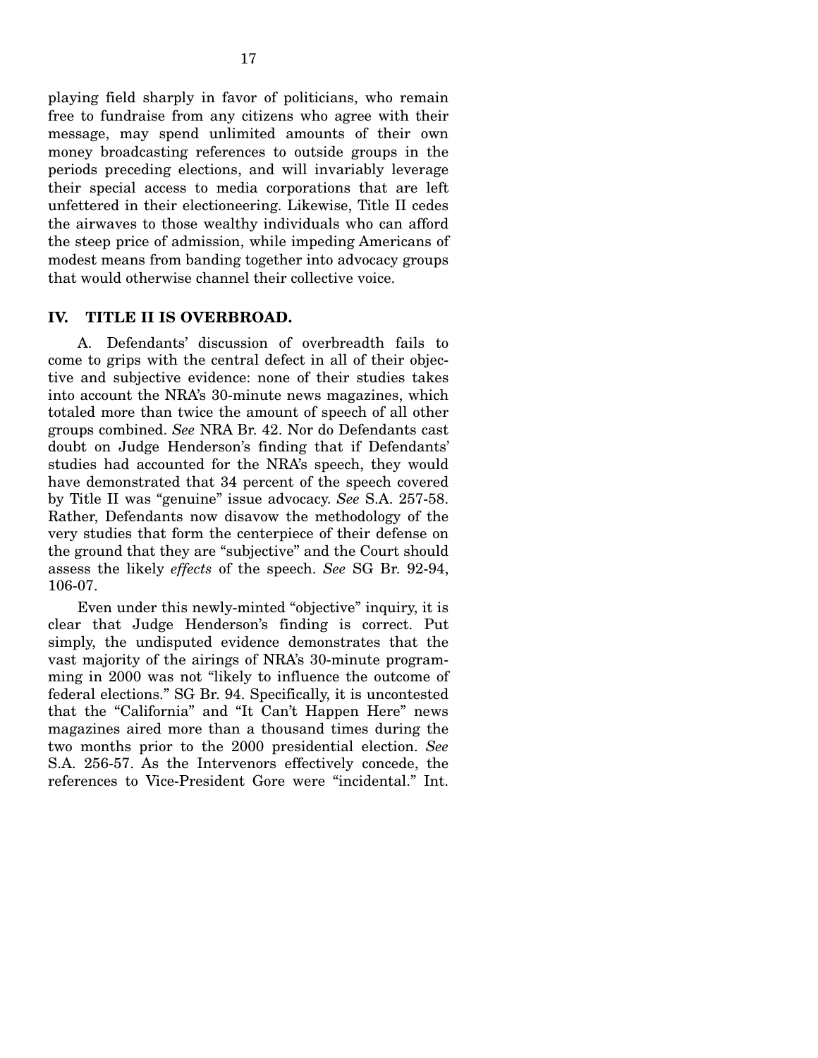playing field sharply in favor of politicians, who remain free to fundraise from any citizens who agree with their message, may spend unlimited amounts of their own money broadcasting references to outside groups in the periods preceding elections, and will invariably leverage their special access to media corporations that are left unfettered in their electioneering. Likewise, Title II cedes the airwaves to those wealthy individuals who can afford the steep price of admission, while impeding Americans of modest means from banding together into advocacy groups that would otherwise channel their collective voice.

## IV. TITLE II IS OVERBROAD.

A. Defendants' discussion of overbreadth fails to come to grips with the central defect in all of their objective and subjective evidence: none of their studies takes into account the NRA's 30-minute news magazines, which totaled more than twice the amount of speech of all other groups combined. *See* NRA Br. 42. Nor do Defendants cast doubt on Judge Henderson's finding that if Defendants' studies had accounted for the NRA's speech, they would have demonstrated that 34 percent of the speech covered by Title II was "genuine" issue advocacy. *See* S.A. 257-58. Rather, Defendants now disavow the methodology of the very studies that form the centerpiece of their defense on the ground that they are "subjective" and the Court should assess the likely *effects* of the speech. *See* SG Br. 92-94, 106-07.

Even under this newly-minted "objective" inquiry, it is clear that Judge Henderson's finding is correct. Put simply, the undisputed evidence demonstrates that the vast majority of the airings of NRA's 30-minute programming in 2000 was not "likely to influence the outcome of federal elections." SG Br. 94. Specifically, it is uncontested that the "California" and "It Can't Happen Here" news magazines aired more than a thousand times during the two months prior to the 2000 presidential election. *See* S.A. 256-57. As the Intervenors effectively concede, the references to Vice-President Gore were "incidental." Int.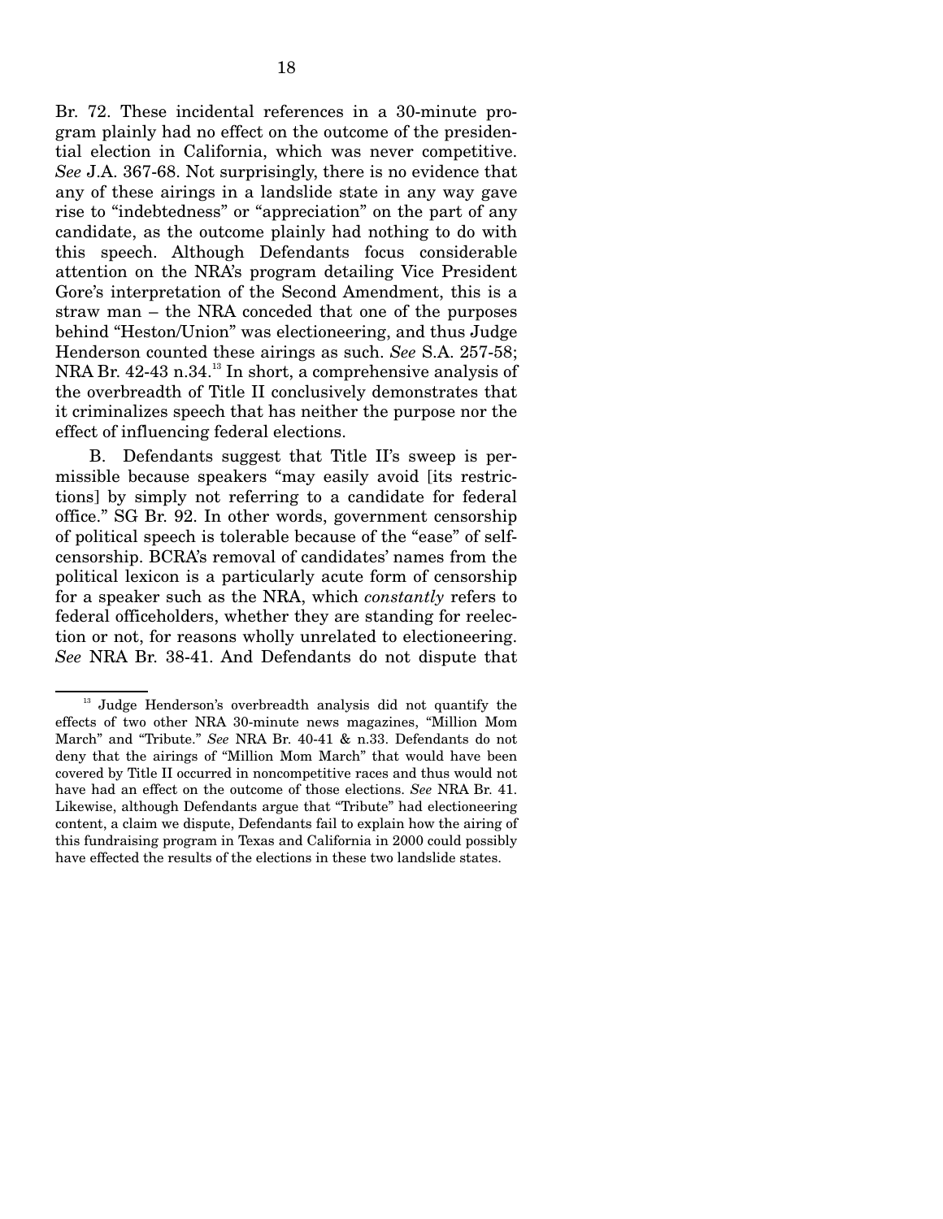Br. 72. These incidental references in a 30-minute program plainly had no effect on the outcome of the presidential election in California, which was never competitive. *See* J.A. 367-68. Not surprisingly, there is no evidence that any of these airings in a landslide state in any way gave rise to "indebtedness" or "appreciation" on the part of any candidate, as the outcome plainly had nothing to do with this speech. Although Defendants focus considerable attention on the NRA's program detailing Vice President Gore's interpretation of the Second Amendment, this is a straw man – the NRA conceded that one of the purposes behind "Heston/Union" was electioneering, and thus Judge Henderson counted these airings as such. *See* S.A. 257-58; NRA Br. 42-43 n.34.[13] In short, a comprehensive analysis of the overbreadth of Title II conclusively demonstrates that it criminalizes speech that has neither the purpose nor the effect of influencing federal elections.

B. Defendants suggest that Title II's sweep is permissible because speakers "may easily avoid [its restrictions] by simply not referring to a candidate for federal office." SG Br. 92. In other words, government censorship of political speech is tolerable because of the "ease" of self-censorship. BCRA's removal of candidates' names from the political lexicon is a particularly acute form of censorship for a speaker such as the NRA, which *constantly* refers to federal officeholders, whether they are standing for reelection or not, for reasons wholly unrelated to electioneering. *See* NRA Br. 38-41. And Defendants do not dispute that

---

[13] Judge Henderson's overbreadth analysis did not quantify the effects of two other NRA 30-minute news magazines, "Million Mom March" and "Tribute." *See* NRA Br. 40-41 & n.33. Defendants do not deny that the airings of "Million Mom March" that would have been covered by Title II occurred in noncompetitive races and thus would not have had an effect on the outcome of those elections. *See* NRA Br. 41. Likewise, although Defendants argue that "Tribute" had electioneering content, a claim we dispute, Defendants fail to explain how the airing of this fundraising program in Texas and California in 2000 could possibly have effected the results of the elections in these two landslide states.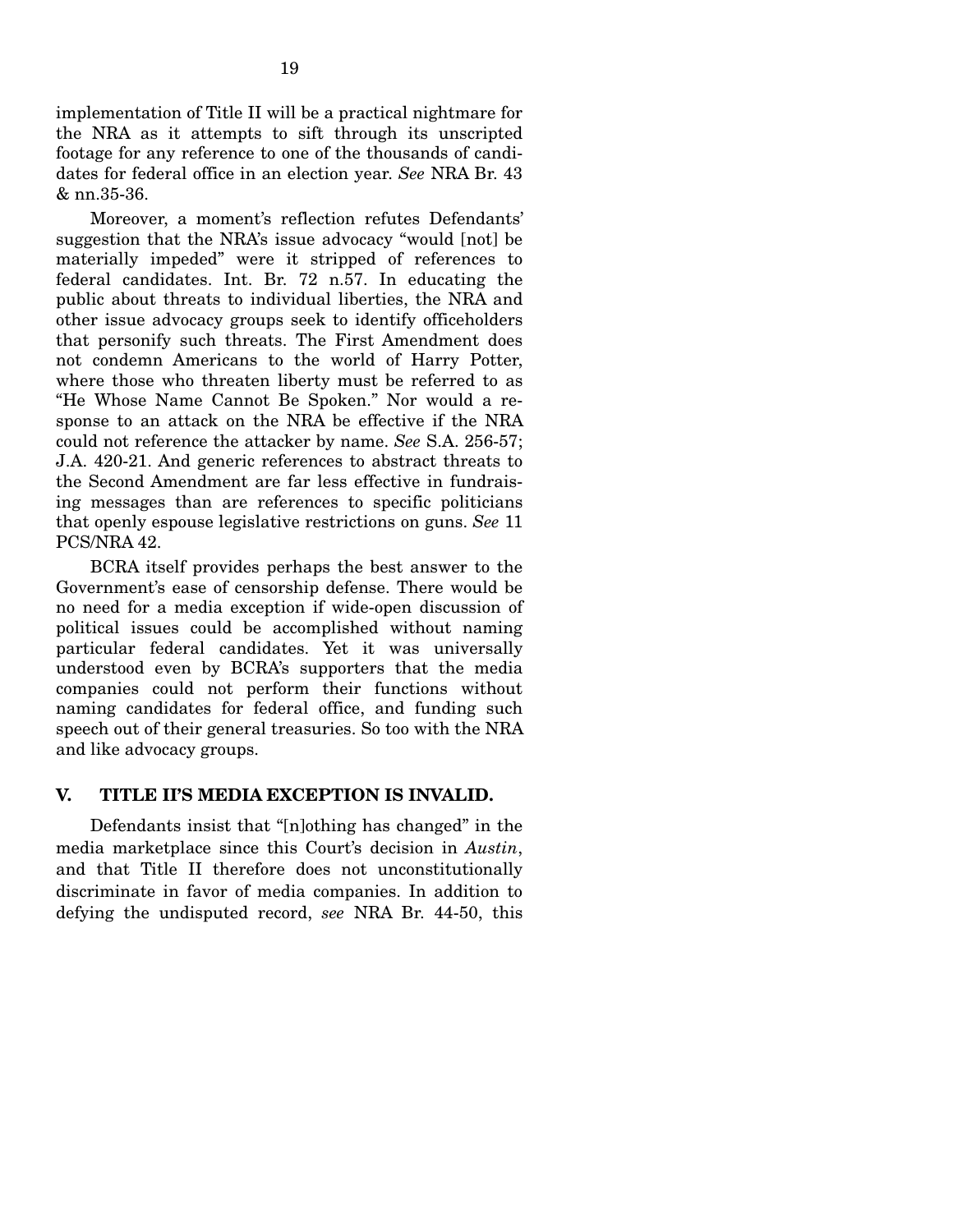implementation of Title II will be a practical nightmare for the NRA as it attempts to sift through its unscripted footage for any reference to one of the thousands of candidates for federal office in an election year. *See* NRA Br. 43 & nn.35-36.

Moreover, a moment's reflection refutes Defendants' suggestion that the NRA's issue advocacy "would [not] be materially impeded" were it stripped of references to federal candidates. Int. Br. 72 n.57. In educating the public about threats to individual liberties, the NRA and other issue advocacy groups seek to identify officeholders that personify such threats. The First Amendment does not condemn Americans to the world of Harry Potter, where those who threaten liberty must be referred to as "He Whose Name Cannot Be Spoken." Nor would a response to an attack on the NRA be effective if the NRA could not reference the attacker by name. *See* S.A. 256-57; J.A. 420-21. And generic references to abstract threats to the Second Amendment are far less effective in fundraising messages than are references to specific politicians that openly espouse legislative restrictions on guns. *See* 11 PCS/NRA 42.

BCRA itself provides perhaps the best answer to the Government's ease of censorship defense. There would be no need for a media exception if wide-open discussion of political issues could be accomplished without naming particular federal candidates. Yet it was universally understood even by BCRA's supporters that the media companies could not perform their functions without naming candidates for federal office, and funding such speech out of their general treasuries. So too with the NRA and like advocacy groups.

## V. TITLE II'S MEDIA EXCEPTION IS INVALID.

Defendants insist that "[n]othing has changed" in the media marketplace since this Court's decision in *Austin*, and that Title II therefore does not unconstitutionally discriminate in favor of media companies. In addition to defying the undisputed record, *see* NRA Br. 44-50, this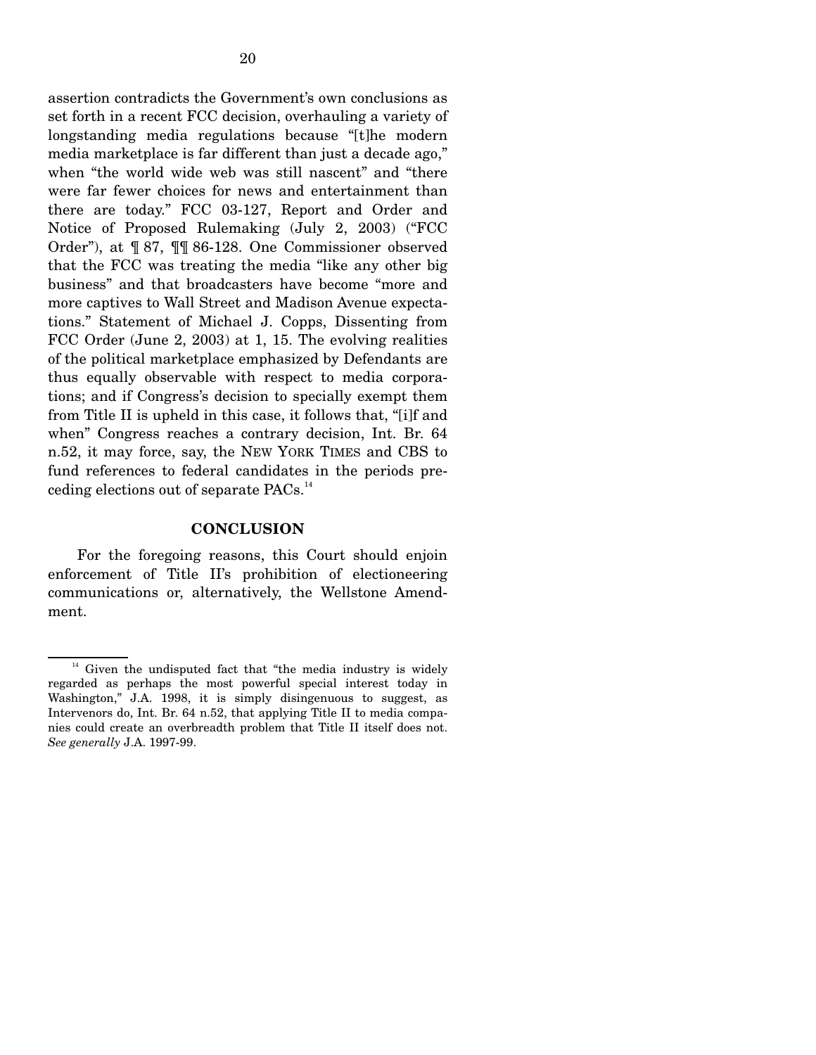assertion contradicts the Government's own conclusions as set forth in a recent FCC decision, overhauling a variety of longstanding media regulations because "[t]he modern media marketplace is far different than just a decade ago," when "the world wide web was still nascent" and "there were far fewer choices for news and entertainment than there are today." FCC 03-127, Report and Order and Notice of Proposed Rulemaking (July 2, 2003) ("FCC Order"), at ¶ 87, ¶¶ 86-128. One Commissioner observed that the FCC was treating the media "like any other big business" and that broadcasters have become "more and more captives to Wall Street and Madison Avenue expectations." Statement of Michael J. Copps, Dissenting from FCC Order (June 2, 2003) at 1, 15. The evolving realities of the political marketplace emphasized by Defendants are thus equally observable with respect to media corporations; and if Congress's decision to specially exempt them from Title II is upheld in this case, it follows that, "[i]f and when" Congress reaches a contrary decision, Int. Br. 64 n.52, it may force, say, the NEW YORK TIMES and CBS to fund references to federal candidates in the periods preceding elections out of separate PACs.[14]

## CONCLUSION

For the foregoing reasons, this Court should enjoin enforcement of Title II's prohibition of electioneering communications or, alternatively, the Wellstone Amendment.

---

[14] Given the undisputed fact that "the media industry is widely regarded as perhaps the most powerful special interest today in Washington," J.A. 1998, it is simply disingenuous to suggest, as Intervenors do, Int. Br. 64 n.52, that applying Title II to media companies could create an overbreadth problem that Title II itself does not. *See generally* J.A. 1997-99.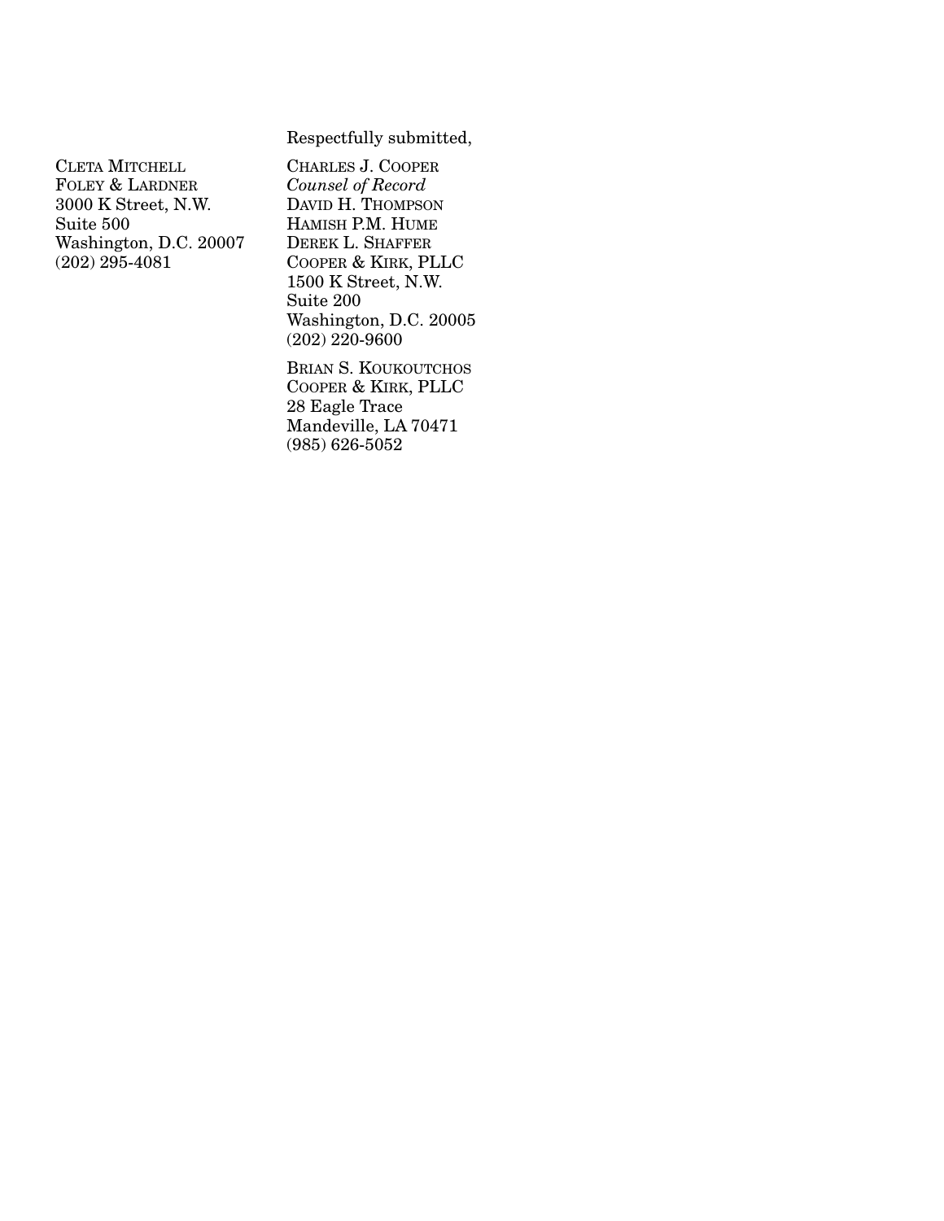Respectfully submitted,

CHARLES J. COOPER
*Counsel of Record*
DAVID H. THOMPSON
HAMISH P.M. HUME
DEREK L. SHAFFER
COOPER & KIRK, PLLC
1500 K Street, N.W.
Suite 200
Washington, D.C. 20005
(202) 220-9600

BRIAN S. KOUKOUTCHOS
COOPER & KIRK, PLLC
28 Eagle Trace
Mandeville, LA 70471
(985) 626-5052

CLETA MITCHELL
FOLEY & LARDNER
3000 K Street, N.W.
Suite 500
Washington, D.C. 20007
(202) 295-4081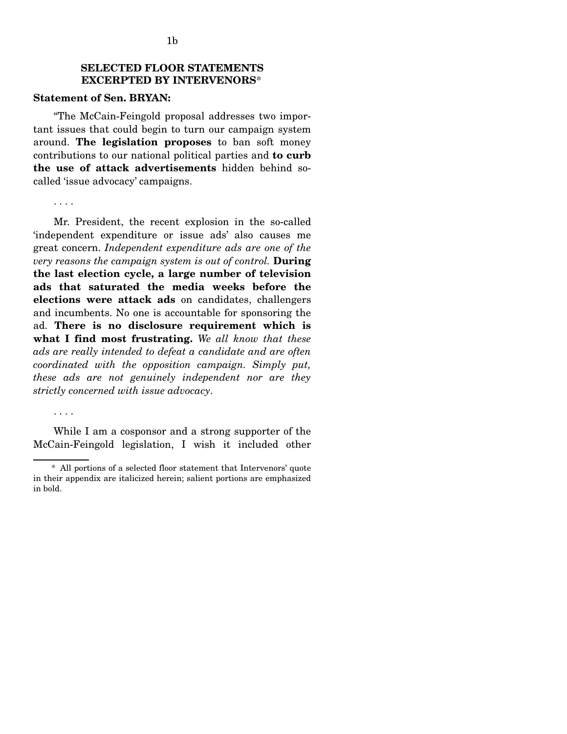## SELECTED FLOOR STATEMENTS EXCERPTED BY INTERVENORS*

**Statement of Sen. BRYAN:**

"The McCain-Feingold proposal addresses two important issues that could begin to turn our campaign system around. **The legislation proposes** to ban soft money contributions to our national political parties and **to curb the use of attack advertisements** hidden behind so-called 'issue advocacy' campaigns.

. . . .

Mr. President, the recent explosion in the so-called 'independent expenditure or issue ads' also causes me great concern. *Independent expenditure ads are one of the very reasons the campaign system is out of control.* **During the last election cycle, a large number of television ads that saturated the media weeks before the elections were attack ads** on candidates, challengers and incumbents. No one is accountable for sponsoring the ad. **There is no disclosure requirement which is what I find most frustrating.** *We all know that these ads are really intended to defeat a candidate and are often coordinated with the opposition campaign. Simply put, these ads are not genuinely independent nor are they strictly concerned with issue advocacy*.

. . . .

While I am a cosponsor and a strong supporter of the McCain-Feingold legislation, I wish it included other

---

\* All portions of a selected floor statement that Intervenors' quote in their appendix are italicized herein; salient portions are emphasized in bold.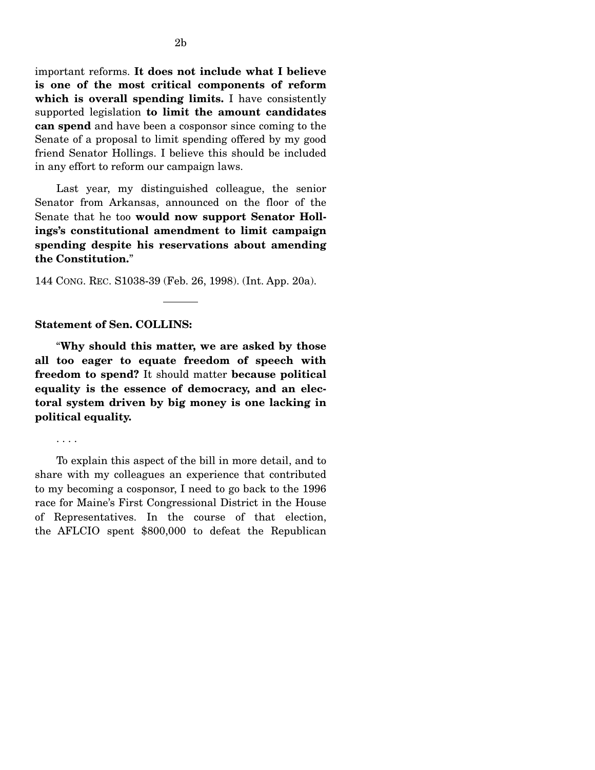important reforms. **It does not include what I believe is one of the most critical components of reform which is overall spending limits.** I have consistently supported legislation **to limit the amount candidates can spend** and have been a cosponsor since coming to the Senate of a proposal to limit spending offered by my good friend Senator Hollings. I believe this should be included in any effort to reform our campaign laws.

Last year, my distinguished colleague, the senior Senator from Arkansas, announced on the floor of the Senate that he too **would now support Senator Hollings's constitutional amendment to limit campaign spending despite his reservations about amending the Constitution.**"

144 CONG. REC. S1038-39 (Feb. 26, 1998). (Int. App. 20a).

---

**Statement of Sen. COLLINS:**

"**Why should this matter, we are asked by those all too eager to equate freedom of speech with freedom to spend?** It should matter **because political equality is the essence of democracy, and an electoral system driven by big money is one lacking in political equality.**

. . . .

To explain this aspect of the bill in more detail, and to share with my colleagues an experience that contributed to my becoming a cosponsor, I need to go back to the 1996 race for Maine's First Congressional District in the House of Representatives. In the course of that election, the AFLCIO spent $800,000 to defeat the Republican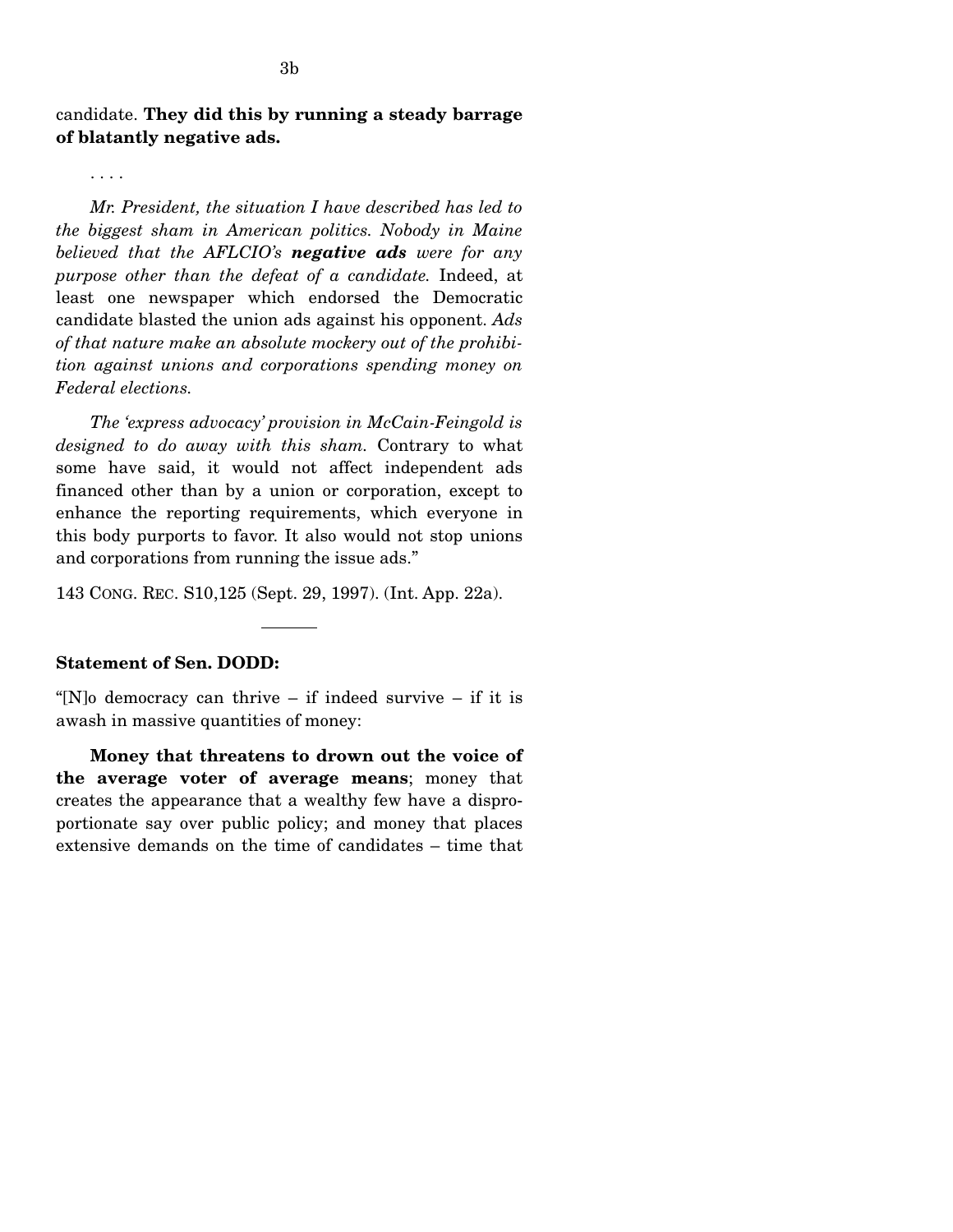candidate. **They did this by running a steady barrage of blatantly negative ads.**

. . . .

*Mr. President, the situation I have described has led to the biggest sham in American politics. Nobody in Maine believed that the AFLCIO's **negative ads** were for any purpose other than the defeat of a candidate.* Indeed, at least one newspaper which endorsed the Democratic candidate blasted the union ads against his opponent. *Ads of that nature make an absolute mockery out of the prohibition against unions and corporations spending money on Federal elections.*

*The 'express advocacy' provision in McCain-Feingold is designed to do away with this sham.* Contrary to what some have said, it would not affect independent ads financed other than by a union or corporation, except to enhance the reporting requirements, which everyone in this body purports to favor. It also would not stop unions and corporations from running the issue ads."

143 CONG. REC. S10,125 (Sept. 29, 1997). (Int. App. 22a).

---

**Statement of Sen. DODD:**

"[N]o democracy can thrive – if indeed survive – if it is awash in massive quantities of money:

**Money that threatens to drown out the voice of the average voter of average means**; money that creates the appearance that a wealthy few have a disproportionate say over public policy; and money that places extensive demands on the time of candidates – time that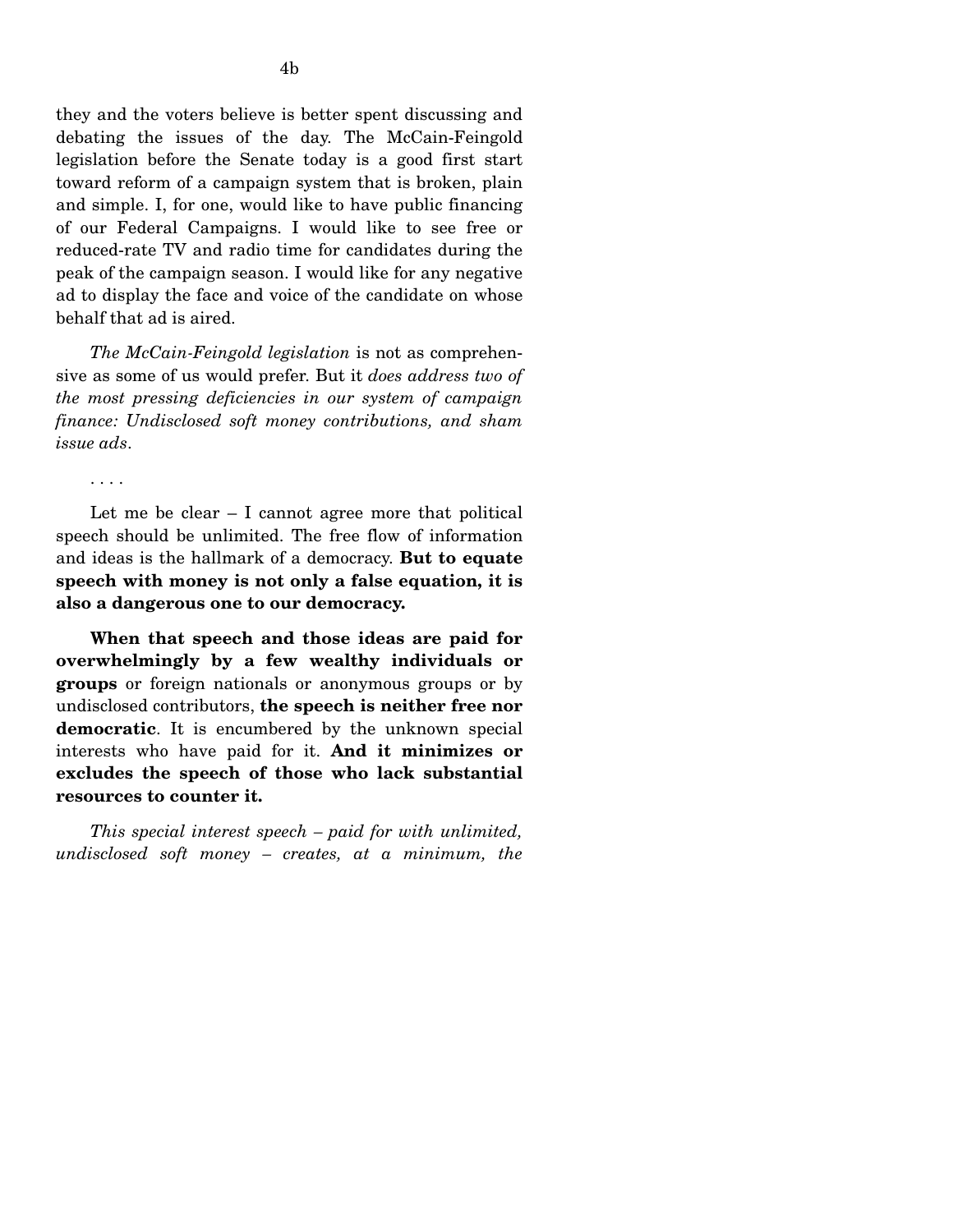they and the voters believe is better spent discussing and debating the issues of the day. The McCain-Feingold legislation before the Senate today is a good first start toward reform of a campaign system that is broken, plain and simple. I, for one, would like to have public financing of our Federal Campaigns. I would like to see free or reduced-rate TV and radio time for candidates during the peak of the campaign season. I would like for any negative ad to display the face and voice of the candidate on whose behalf that ad is aired.

*The McCain-Feingold legislation* is not as comprehensive as some of us would prefer. But it *does address two of the most pressing deficiencies in our system of campaign finance: Undisclosed soft money contributions, and sham issue ads*.

. . . .

Let me be clear – I cannot agree more that political speech should be unlimited. The free flow of information and ideas is the hallmark of a democracy. **But to equate speech with money is not only a false equation, it is also a dangerous one to our democracy.**

**When that speech and those ideas are paid for overwhelmingly by a few wealthy individuals or groups** or foreign nationals or anonymous groups or by undisclosed contributors, **the speech is neither free nor democratic**. It is encumbered by the unknown special interests who have paid for it. **And it minimizes or excludes the speech of those who lack substantial resources to counter it.**

*This special interest speech – paid for with unlimited, undisclosed soft money – creates, at a minimum, the*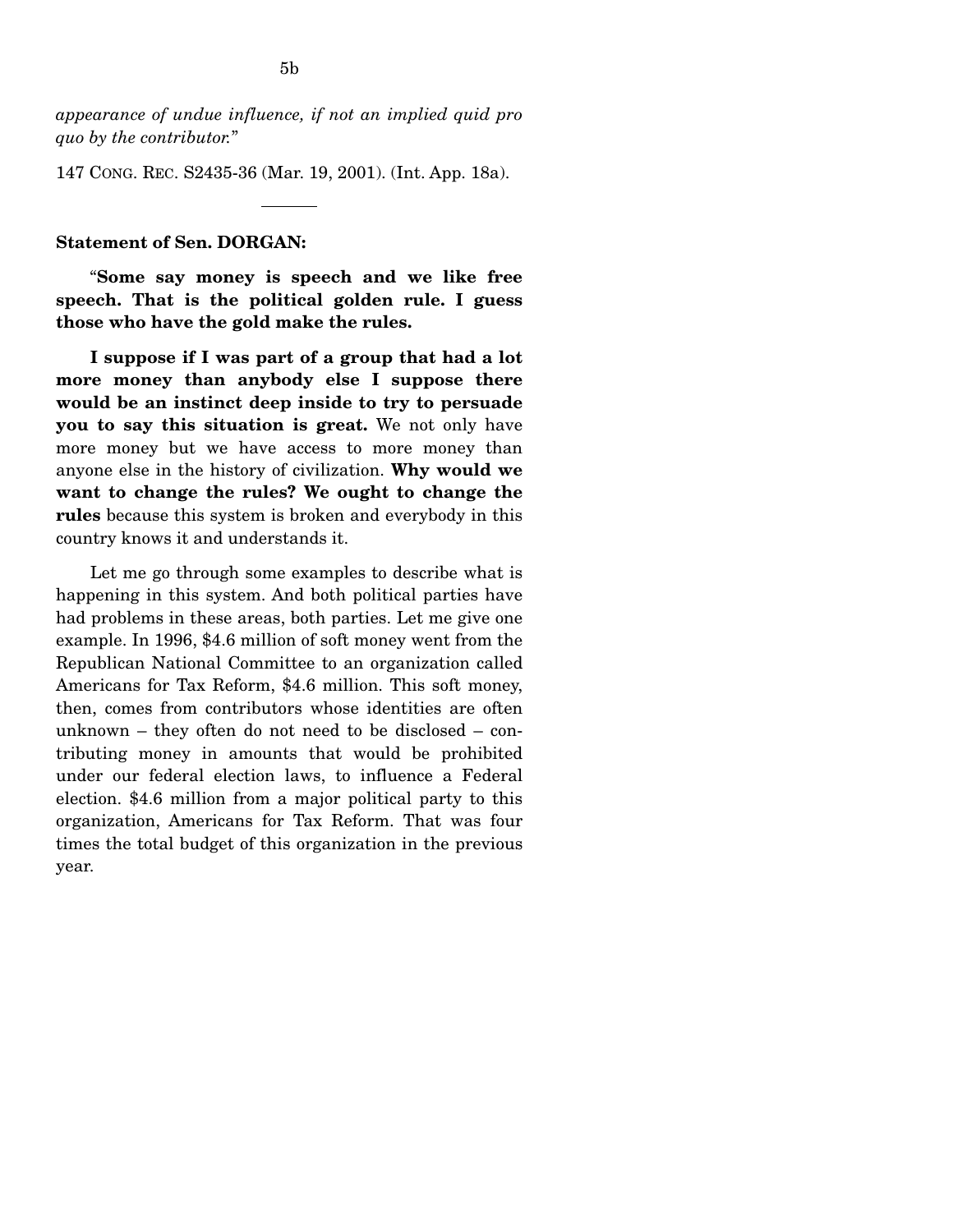*appearance of undue influence, if not an implied quid pro quo by the contributor.*"

147 CONG. REC. S2435-36 (Mar. 19, 2001). (Int. App. 18a).

---

**Statement of Sen. DORGAN:**

"**Some say money is speech and we like free speech. That is the political golden rule. I guess those who have the gold make the rules.**

**I suppose if I was part of a group that had a lot more money than anybody else I suppose there would be an instinct deep inside to try to persuade you to say this situation is great.** We not only have more money but we have access to more money than anyone else in the history of civilization. **Why would we want to change the rules? We ought to change the rules** because this system is broken and everybody in this country knows it and understands it.

Let me go through some examples to describe what is happening in this system. And both political parties have had problems in these areas, both parties. Let me give one example. In 1996, $4.6 million of soft money went from the Republican National Committee to an organization called Americans for Tax Reform, $4.6 million. This soft money, then, comes from contributors whose identities are often unknown – they often do not need to be disclosed – contributing money in amounts that would be prohibited under our federal election laws, to influence a Federal election. $4.6 million from a major political party to this organization, Americans for Tax Reform. That was four times the total budget of this organization in the previous year.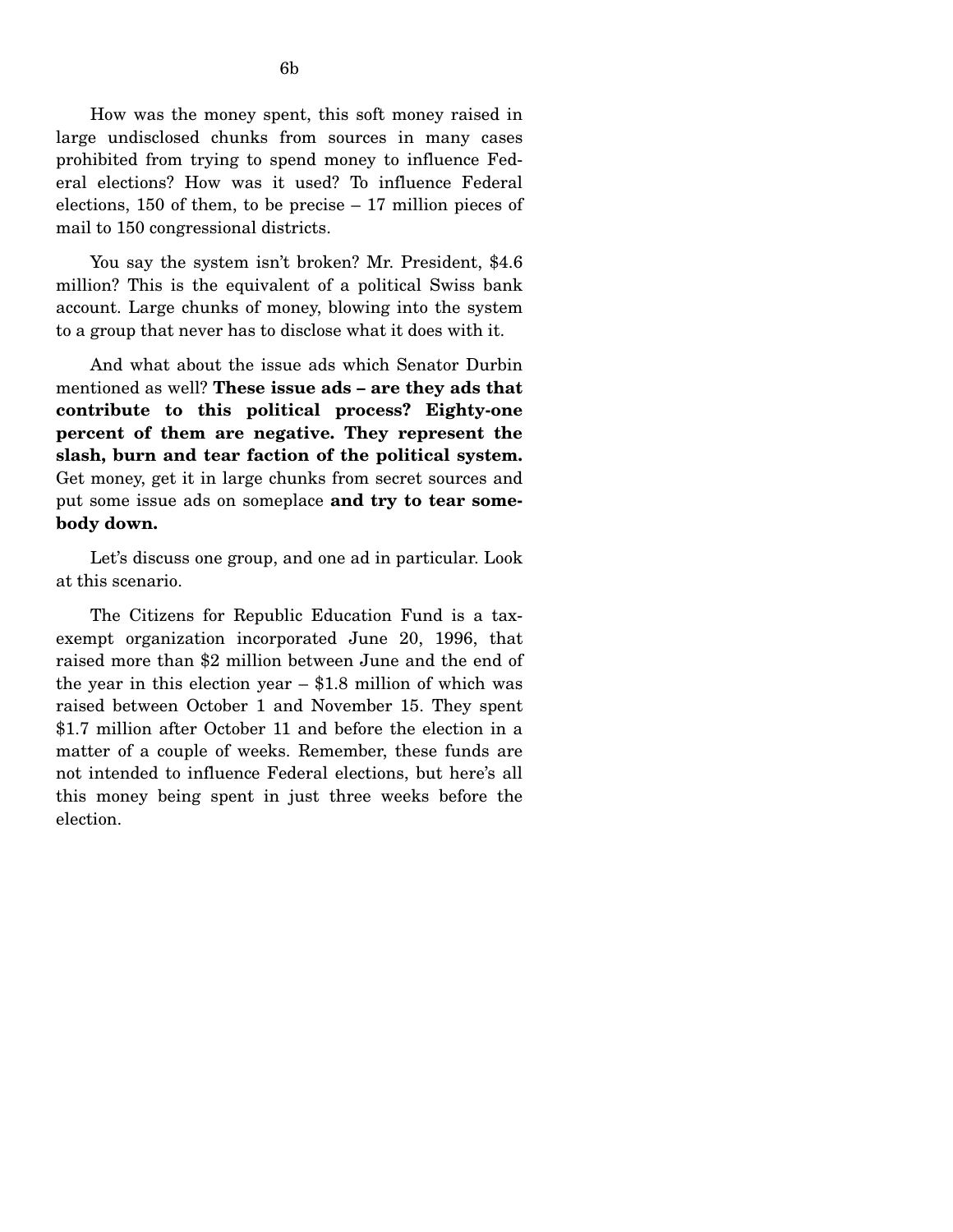How was the money spent, this soft money raised in large undisclosed chunks from sources in many cases prohibited from trying to spend money to influence Federal elections? How was it used? To influence Federal elections, 150 of them, to be precise – 17 million pieces of mail to 150 congressional districts.

You say the system isn't broken? Mr. President, $4.6 million? This is the equivalent of a political Swiss bank account. Large chunks of money, blowing into the system to a group that never has to disclose what it does with it.

And what about the issue ads which Senator Durbin mentioned as well? **These issue ads – are they ads that contribute to this political process? Eighty-one percent of them are negative. They represent the slash, burn and tear faction of the political system.** Get money, get it in large chunks from secret sources and put some issue ads on someplace **and try to tear somebody down.**

Let's discuss one group, and one ad in particular. Look at this scenario.

The Citizens for Republic Education Fund is a tax-exempt organization incorporated June 20, 1996, that raised more than $2 million between June and the end of the year in this election year – $1.8 million of which was raised between October 1 and November 15. They spent $1.7 million after October 11 and before the election in a matter of a couple of weeks. Remember, these funds are not intended to influence Federal elections, but here's all this money being spent in just three weeks before the election.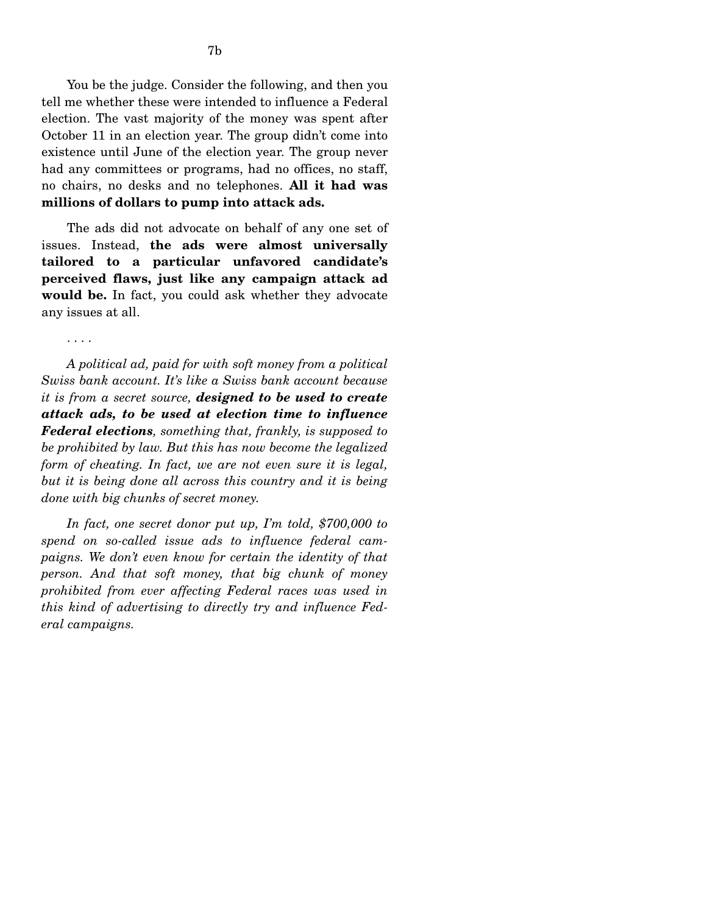You be the judge. Consider the following, and then you tell me whether these were intended to influence a Federal election. The vast majority of the money was spent after October 11 in an election year. The group didn't come into existence until June of the election year. The group never had any committees or programs, had no offices, no staff, no chairs, no desks and no telephones. **All it had was millions of dollars to pump into attack ads.**

The ads did not advocate on behalf of any one set of issues. Instead, **the ads were almost universally tailored to a particular unfavored candidate's perceived flaws, just like any campaign attack ad would be.** In fact, you could ask whether they advocate any issues at all.

. . . .

*A political ad, paid for with soft money from a political Swiss bank account. It's like a Swiss bank account because it is from a secret source,* ***designed to be used to create attack ads, to be used at election time to influence Federal elections****, something that, frankly, is supposed to be prohibited by law. But this has now become the legalized form of cheating. In fact, we are not even sure it is legal, but it is being done all across this country and it is being done with big chunks of secret money.*

*In fact, one secret donor put up, I'm told, $700,000 to spend on so-called issue ads to influence federal campaigns. We don't even know for certain the identity of that person. And that soft money, that big chunk of money prohibited from ever affecting Federal races was used in this kind of advertising to directly try and influence Federal campaigns.*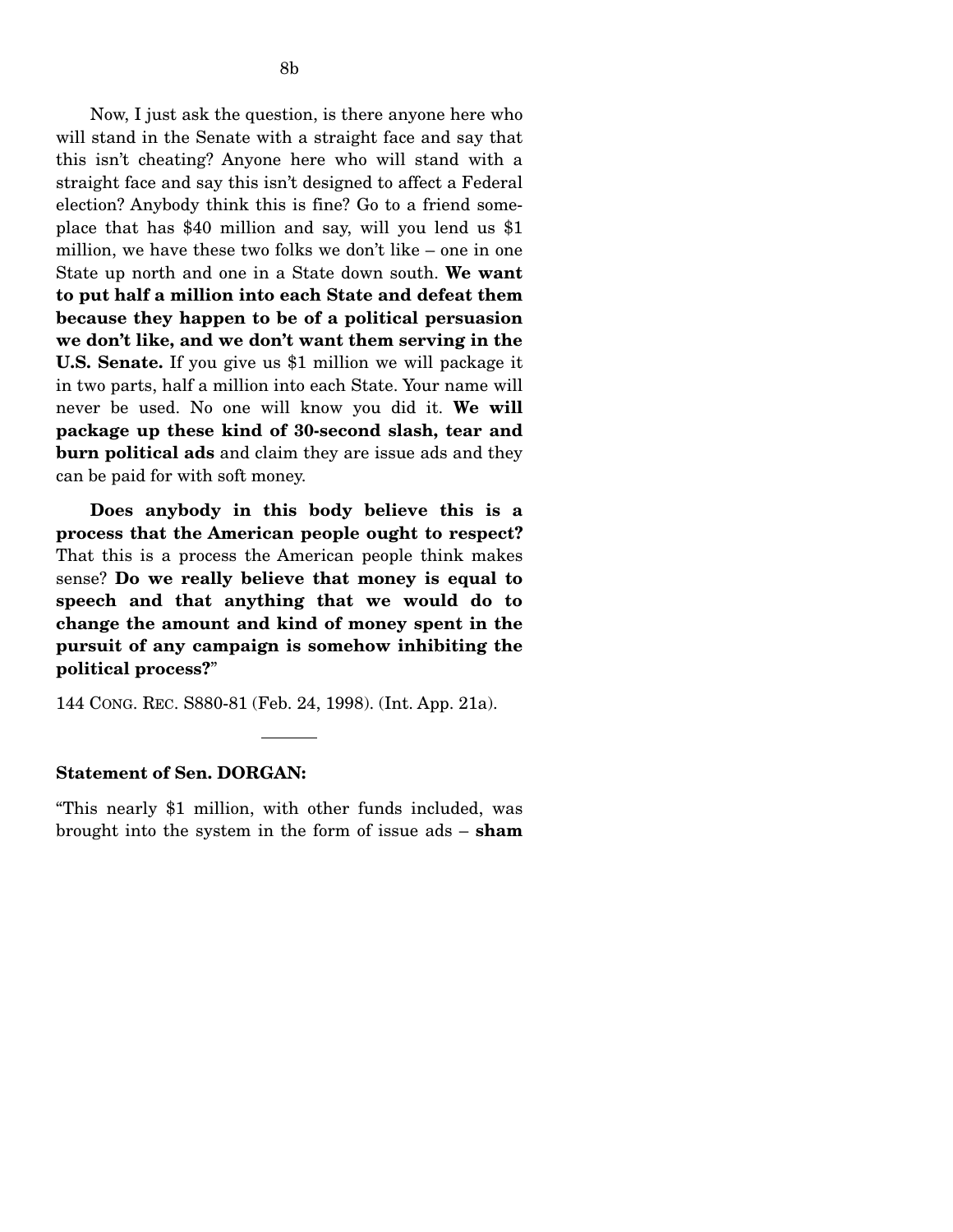Now, I just ask the question, is there anyone here who will stand in the Senate with a straight face and say that this isn't cheating? Anyone here who will stand with a straight face and say this isn't designed to affect a Federal election? Anybody think this is fine? Go to a friend someplace that has $40 million and say, will you lend us $1 million, we have these two folks we don't like – one in one State up north and one in a State down south. **We want to put half a million into each State and defeat them because they happen to be of a political persuasion we don't like, and we don't want them serving in the U.S. Senate.** If you give us $1 million we will package it in two parts, half a million into each State. Your name will never be used. No one will know you did it. **We will package up these kind of 30-second slash, tear and burn political ads** and claim they are issue ads and they can be paid for with soft money.

**Does anybody in this body believe this is a process that the American people ought to respect?** That this is a process the American people think makes sense? **Do we really believe that money is equal to speech and that anything that we would do to change the amount and kind of money spent in the pursuit of any campaign is somehow inhibiting the political process?**"

144 CONG. REC. S880-81 (Feb. 24, 1998). (Int. App. 21a).

---

**Statement of Sen. DORGAN:**

"This nearly $1 million, with other funds included, was brought into the system in the form of issue ads – **sham**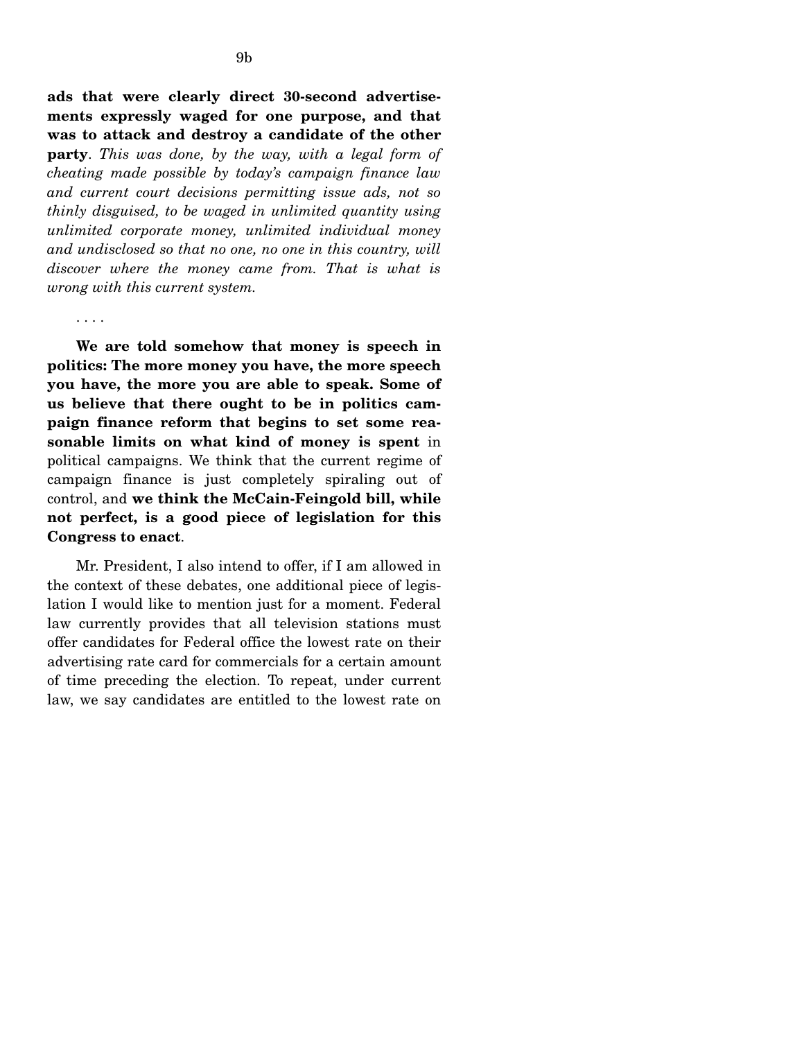**ads that were clearly direct 30-second advertisements expressly waged for one purpose, and that was to attack and destroy a candidate of the other party**. *This was done, by the way, with a legal form of cheating made possible by today's campaign finance law and current court decisions permitting issue ads, not so thinly disguised, to be waged in unlimited quantity using unlimited corporate money, unlimited individual money and undisclosed so that no one, no one in this country, will discover where the money came from. That is what is wrong with this current system.*

. . . .

**We are told somehow that money is speech in politics: The more money you have, the more speech you have, the more you are able to speak. Some of us believe that there ought to be in politics campaign finance reform that begins to set some reasonable limits on what kind of money is spent** in political campaigns. We think that the current regime of campaign finance is just completely spiraling out of control, and **we think the McCain-Feingold bill, while not perfect, is a good piece of legislation for this Congress to enact**.

Mr. President, I also intend to offer, if I am allowed in the context of these debates, one additional piece of legislation I would like to mention just for a moment. Federal law currently provides that all television stations must offer candidates for Federal office the lowest rate on their advertising rate card for commercials for a certain amount of time preceding the election. To repeat, under current law, we say candidates are entitled to the lowest rate on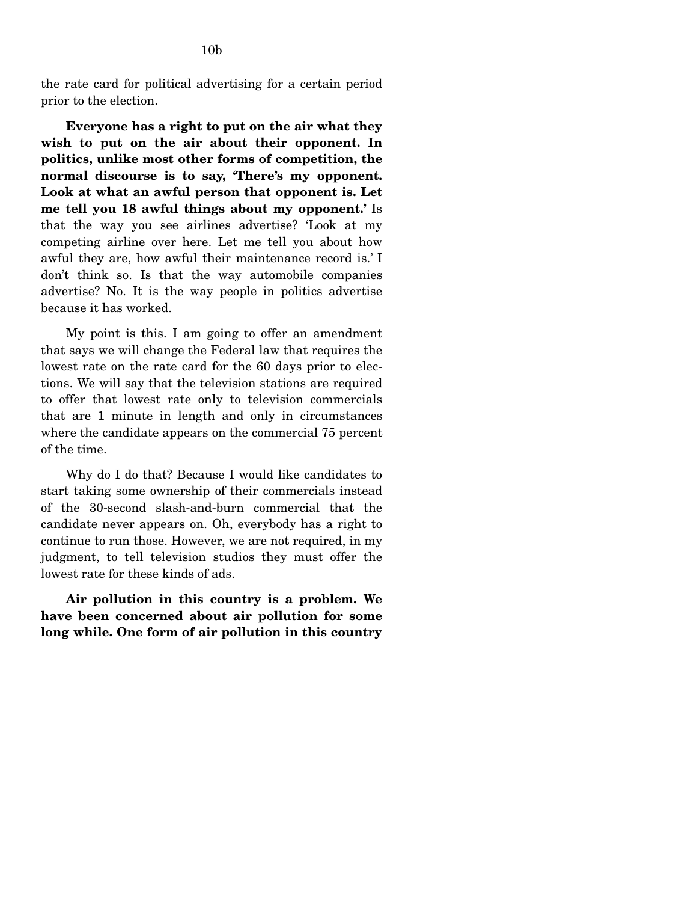the rate card for political advertising for a certain period prior to the election.

**Everyone has a right to put on the air what they wish to put on the air about their opponent. In politics, unlike most other forms of competition, the normal discourse is to say, 'There's my opponent. Look at what an awful person that opponent is. Let me tell you 18 awful things about my opponent.'** Is that the way you see airlines advertise? 'Look at my competing airline over here. Let me tell you about how awful they are, how awful their maintenance record is.' I don't think so. Is that the way automobile companies advertise? No. It is the way people in politics advertise because it has worked.

My point is this. I am going to offer an amendment that says we will change the Federal law that requires the lowest rate on the rate card for the 60 days prior to elections. We will say that the television stations are required to offer that lowest rate only to television commercials that are 1 minute in length and only in circumstances where the candidate appears on the commercial 75 percent of the time.

Why do I do that? Because I would like candidates to start taking some ownership of their commercials instead of the 30-second slash-and-burn commercial that the candidate never appears on. Oh, everybody has a right to continue to run those. However, we are not required, in my judgment, to tell television studios they must offer the lowest rate for these kinds of ads.

**Air pollution in this country is a problem. We have been concerned about air pollution for some long while. One form of air pollution in this country**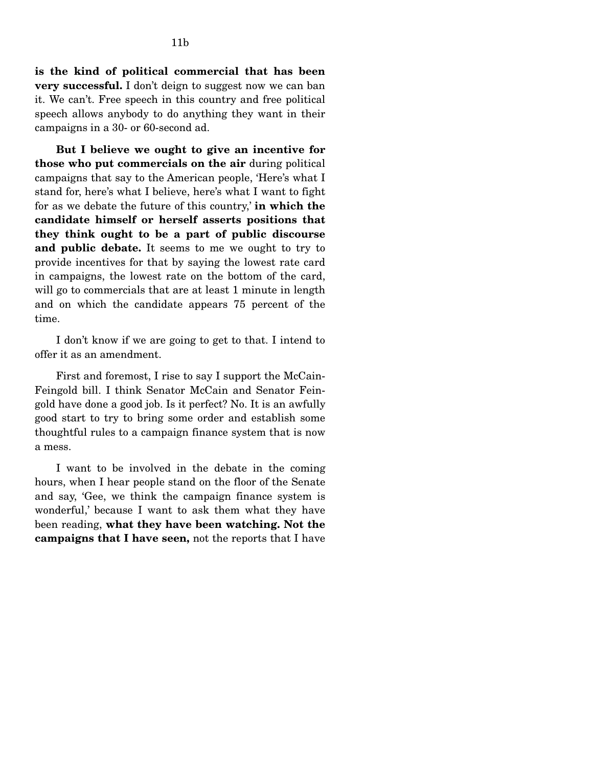**is the kind of political commercial that has been very successful.** I don't deign to suggest now we can ban it. We can't. Free speech in this country and free political speech allows anybody to do anything they want in their campaigns in a 30- or 60-second ad.

**But I believe we ought to give an incentive for those who put commercials on the air** during political campaigns that say to the American people, 'Here's what I stand for, here's what I believe, here's what I want to fight for as we debate the future of this country,' **in which the candidate himself or herself asserts positions that they think ought to be a part of public discourse and public debate.** It seems to me we ought to try to provide incentives for that by saying the lowest rate card in campaigns, the lowest rate on the bottom of the card, will go to commercials that are at least 1 minute in length and on which the candidate appears 75 percent of the time.

I don't know if we are going to get to that. I intend to offer it as an amendment.

First and foremost, I rise to say I support the McCain-Feingold bill. I think Senator McCain and Senator Feingold have done a good job. Is it perfect? No. It is an awfully good start to try to bring some order and establish some thoughtful rules to a campaign finance system that is now a mess.

I want to be involved in the debate in the coming hours, when I hear people stand on the floor of the Senate and say, 'Gee, we think the campaign finance system is wonderful,' because I want to ask them what they have been reading, **what they have been watching. Not the campaigns that I have seen,** not the reports that I have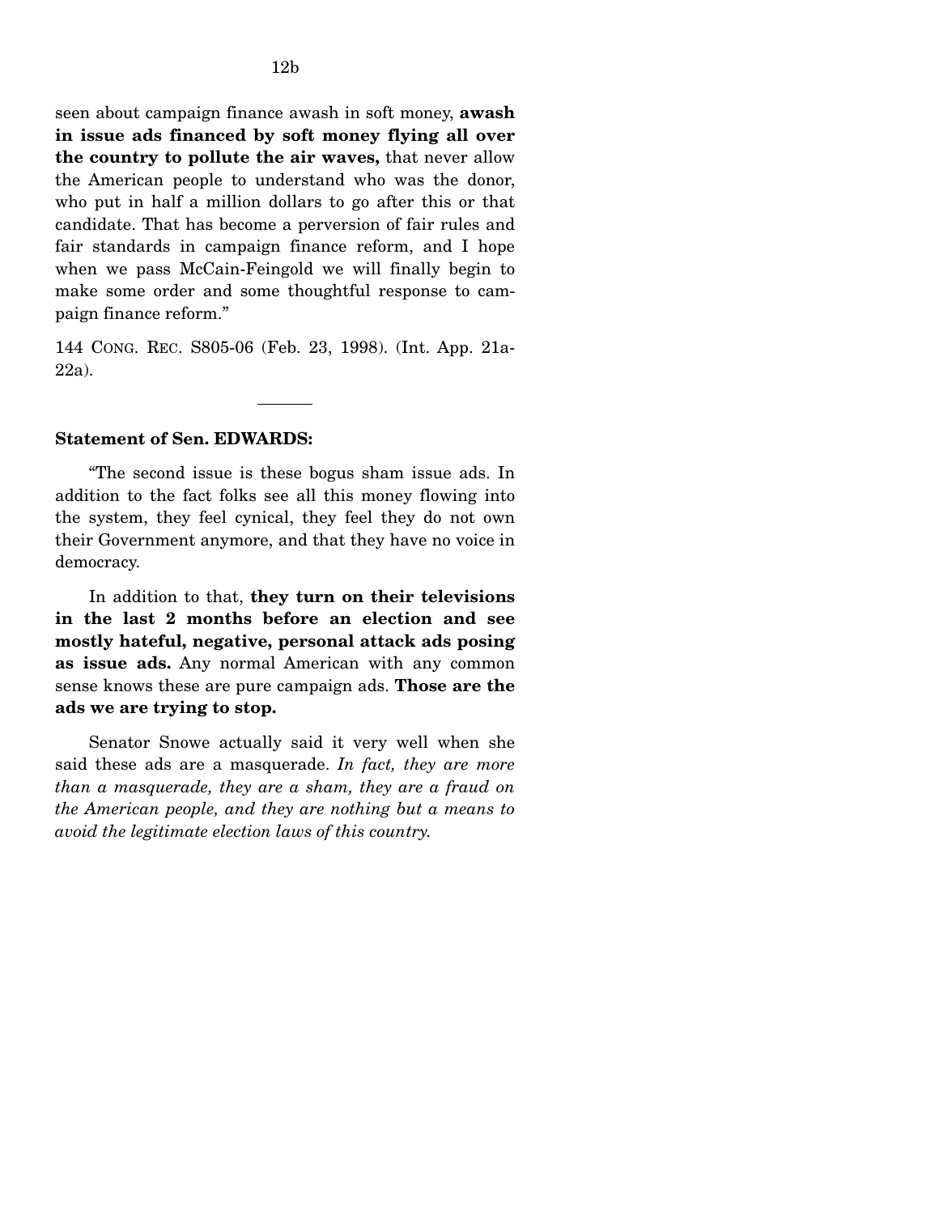seen about campaign finance awash in soft money, **awash in issue ads financed by soft money flying all over the country to pollute the air waves,** that never allow the American people to understand who was the donor, who put in half a million dollars to go after this or that candidate. That has become a perversion of fair rules and fair standards in campaign finance reform, and I hope when we pass McCain-Feingold we will finally begin to make some order and some thoughtful response to campaign finance reform."

144 CONG. REC. S805-06 (Feb. 23, 1998). (Int. App. 21a-22a).

---

**Statement of Sen. EDWARDS:**

"The second issue is these bogus sham issue ads. In addition to the fact folks see all this money flowing into the system, they feel cynical, they feel they do not own their Government anymore, and that they have no voice in democracy.

In addition to that, **they turn on their televisions in the last 2 months before an election and see mostly hateful, negative, personal attack ads posing as issue ads.** Any normal American with any common sense knows these are pure campaign ads. **Those are the ads we are trying to stop.**

Senator Snowe actually said it very well when she said these ads are a masquerade. *In fact, they are more than a masquerade, they are a sham, they are a fraud on the American people, and they are nothing but a means to avoid the legitimate election laws of this country.*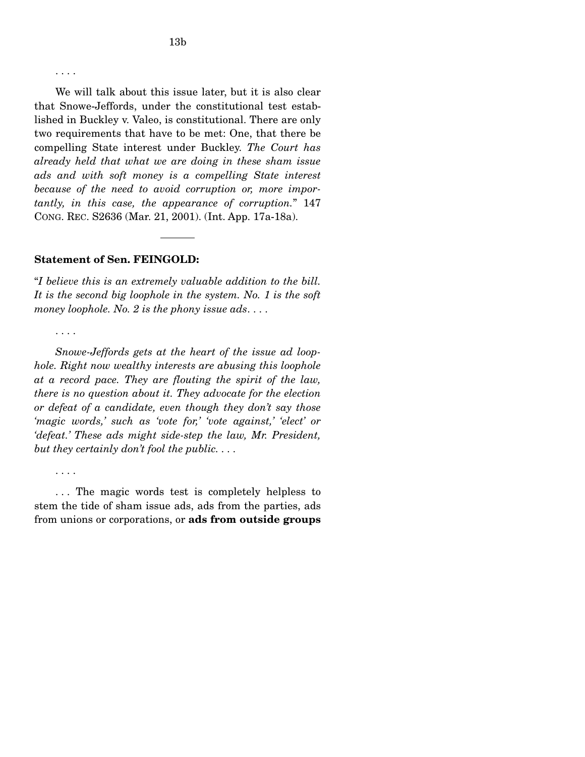. . . .

We will talk about this issue later, but it is also clear that Snowe-Jeffords, under the constitutional test established in Buckley v. Valeo, is constitutional. There are only two requirements that have to be met: One, that there be compelling State interest under Buckley. *The Court has already held that what we are doing in these sham issue ads and with soft money is a compelling State interest because of the need to avoid corruption or, more importantly, in this case, the appearance of corruption.*" 147 CONG. REC. S2636 (Mar. 21, 2001). (Int. App. 17a-18a).

---

**Statement of Sen. FEINGOLD:**

"*I believe this is an extremely valuable addition to the bill. It is the second big loophole in the system. No. 1 is the soft money loophole. No. 2 is the phony issue ads. . . .*

. . . .

*Snowe-Jeffords gets at the heart of the issue ad loophole. Right now wealthy interests are abusing this loophole at a record pace. They are flouting the spirit of the law, there is no question about it. They advocate for the election or defeat of a candidate, even though they don't say those 'magic words,' such as 'vote for,' 'vote against,' 'elect' or 'defeat.' These ads might side-step the law, Mr. President, but they certainly don't fool the public. . . .*

. . . .

. . . The magic words test is completely helpless to stem the tide of sham issue ads, ads from the parties, ads from unions or corporations, or **ads from outside groups**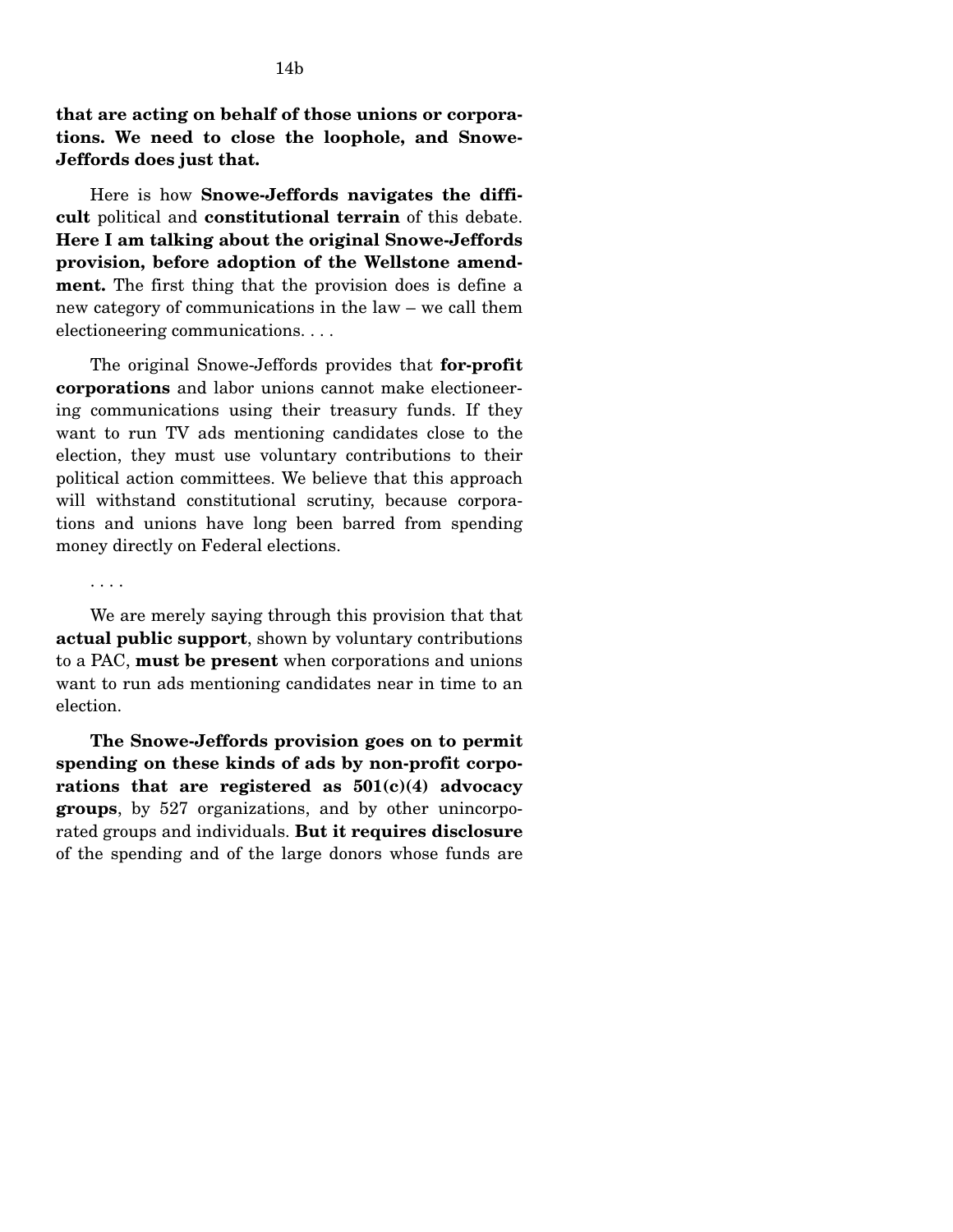**that are acting on behalf of those unions or corporations. We need to close the loophole, and Snowe-Jeffords does just that.**

Here is how **Snowe-Jeffords navigates the difficult** political and **constitutional terrain** of this debate. **Here I am talking about the original Snowe-Jeffords provision, before adoption of the Wellstone amendment.** The first thing that the provision does is define a new category of communications in the law – we call them electioneering communications. . . .

The original Snowe-Jeffords provides that **for-profit corporations** and labor unions cannot make electioneering communications using their treasury funds. If they want to run TV ads mentioning candidates close to the election, they must use voluntary contributions to their political action committees. We believe that this approach will withstand constitutional scrutiny, because corporations and unions have long been barred from spending money directly on Federal elections.

. . . .

We are merely saying through this provision that that **actual public support**, shown by voluntary contributions to a PAC, **must be present** when corporations and unions want to run ads mentioning candidates near in time to an election.

**The Snowe-Jeffords provision goes on to permit spending on these kinds of ads by non-profit corporations that are registered as 501(c)(4) advocacy groups**, by 527 organizations, and by other unincorporated groups and individuals. **But it requires disclosure** of the spending and of the large donors whose funds are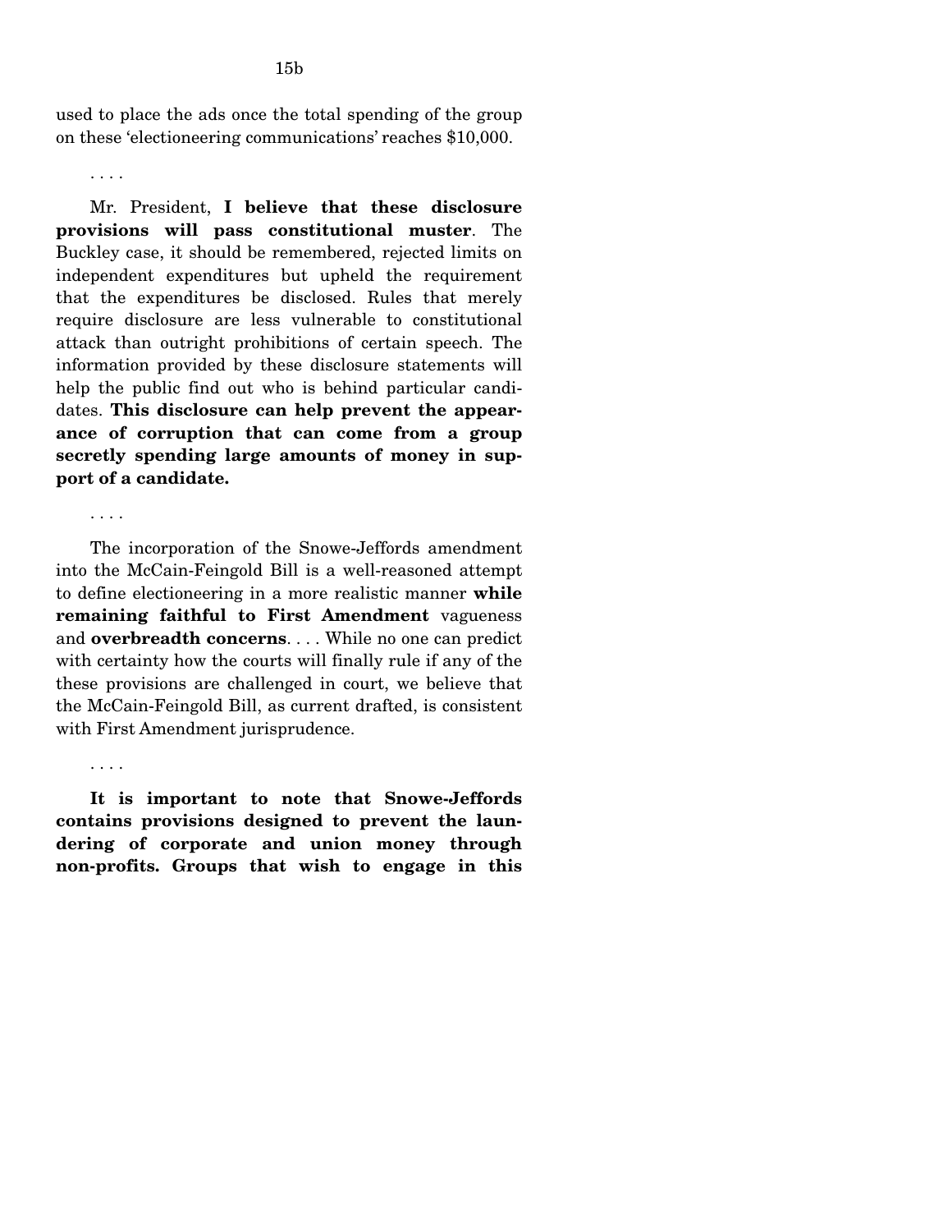used to place the ads once the total spending of the group on these 'electioneering communications' reaches $10,000.

. . . .

Mr. President, **I believe that these disclosure provisions will pass constitutional muster**. The Buckley case, it should be remembered, rejected limits on independent expenditures but upheld the requirement that the expenditures be disclosed. Rules that merely require disclosure are less vulnerable to constitutional attack than outright prohibitions of certain speech. The information provided by these disclosure statements will help the public find out who is behind particular candidates. **This disclosure can help prevent the appearance of corruption that can come from a group secretly spending large amounts of money in support of a candidate.**

. . . .

The incorporation of the Snowe-Jeffords amendment into the McCain-Feingold Bill is a well-reasoned attempt to define electioneering in a more realistic manner **while remaining faithful to First Amendment** vagueness and **overbreadth concerns**. . . . While no one can predict with certainty how the courts will finally rule if any of the these provisions are challenged in court, we believe that the McCain-Feingold Bill, as current drafted, is consistent with First Amendment jurisprudence.

. . . .

**It is important to note that Snowe-Jeffords contains provisions designed to prevent the laundering of corporate and union money through non-profits. Groups that wish to engage in this**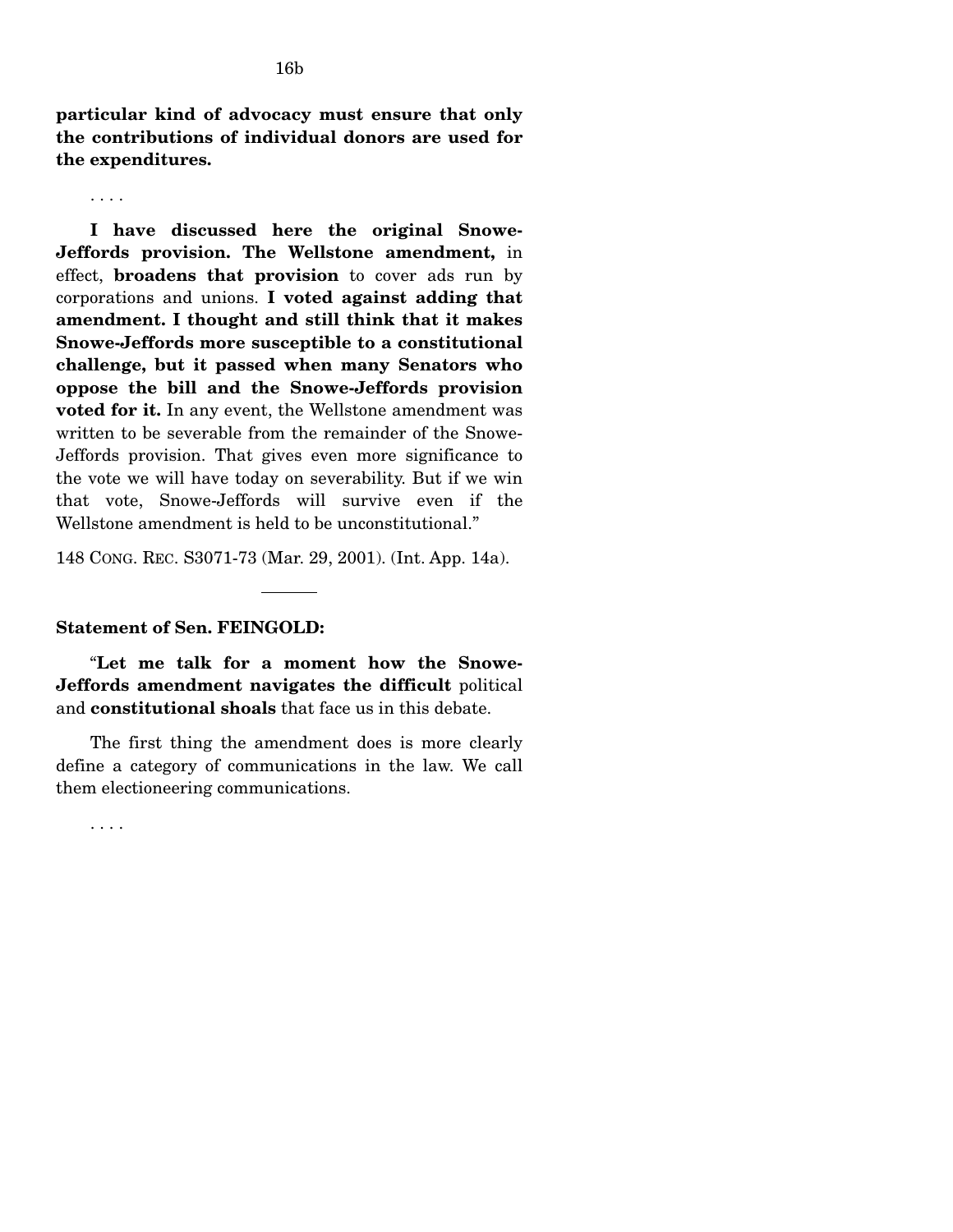**particular kind of advocacy must ensure that only the contributions of individual donors are used for the expenditures.**

. . . .

**I have discussed here the original Snowe-Jeffords provision. The Wellstone amendment,** in effect, **broadens that provision** to cover ads run by corporations and unions. **I voted against adding that amendment. I thought and still think that it makes Snowe-Jeffords more susceptible to a constitutional challenge, but it passed when many Senators who oppose the bill and the Snowe-Jeffords provision voted for it.** In any event, the Wellstone amendment was written to be severable from the remainder of the Snowe-Jeffords provision. That gives even more significance to the vote we will have today on severability. But if we win that vote, Snowe-Jeffords will survive even if the Wellstone amendment is held to be unconstitutional."

148 CONG. REC. S3071-73 (Mar. 29, 2001). (Int. App. 14a).

---

**Statement of Sen. FEINGOLD:**

"**Let me talk for a moment how the Snowe-Jeffords amendment navigates the difficult** political and **constitutional shoals** that face us in this debate.

The first thing the amendment does is more clearly define a category of communications in the law. We call them electioneering communications.

. . . .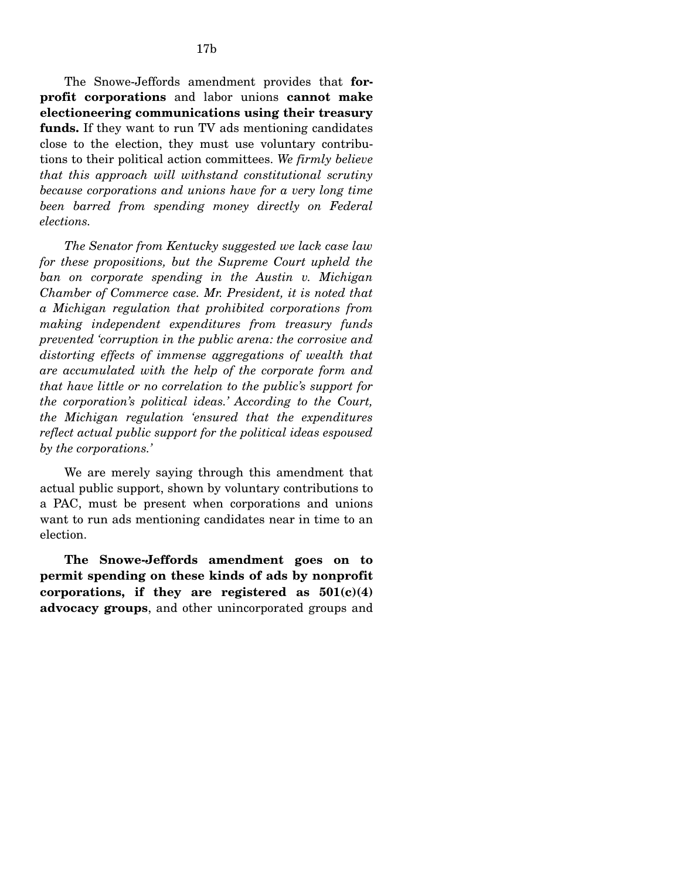The Snowe-Jeffords amendment provides that **for-profit corporations** and labor unions **cannot make electioneering communications using their treasury funds.** If they want to run TV ads mentioning candidates close to the election, they must use voluntary contributions to their political action committees. *We firmly believe that this approach will withstand constitutional scrutiny because corporations and unions have for a very long time been barred from spending money directly on Federal elections.*

*The Senator from Kentucky suggested we lack case law for these propositions, but the Supreme Court upheld the ban on corporate spending in the Austin v. Michigan Chamber of Commerce case. Mr. President, it is noted that a Michigan regulation that prohibited corporations from making independent expenditures from treasury funds prevented 'corruption in the public arena: the corrosive and distorting effects of immense aggregations of wealth that are accumulated with the help of the corporate form and that have little or no correlation to the public's support for the corporation's political ideas.' According to the Court, the Michigan regulation 'ensured that the expenditures reflect actual public support for the political ideas espoused by the corporations.'*

We are merely saying through this amendment that actual public support, shown by voluntary contributions to a PAC, must be present when corporations and unions want to run ads mentioning candidates near in time to an election.

**The Snowe-Jeffords amendment goes on to permit spending on these kinds of ads by nonprofit corporations, if they are registered as 501(c)(4) advocacy groups**, and other unincorporated groups and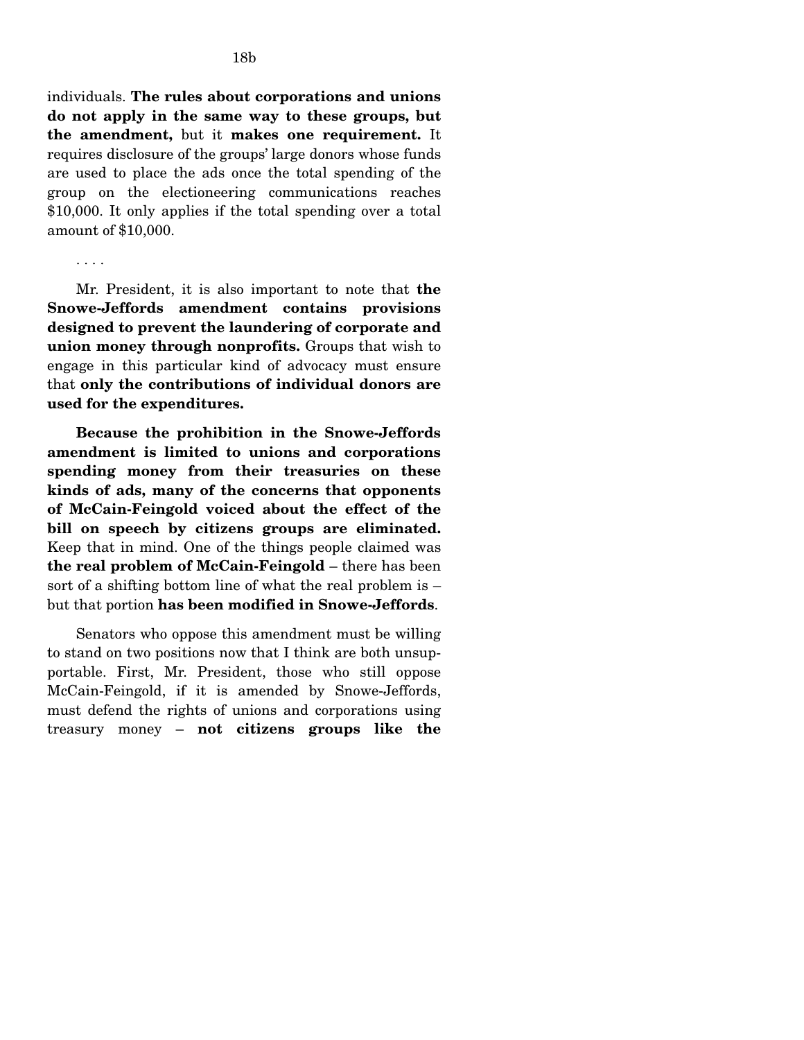individuals. **The rules about corporations and unions do not apply in the same way to these groups, but the amendment,** but it **makes one requirement.** It requires disclosure of the groups' large donors whose funds are used to place the ads once the total spending of the group on the electioneering communications reaches $10,000. It only applies if the total spending over a total amount of $10,000.

. . . .

Mr. President, it is also important to note that **the Snowe-Jeffords amendment contains provisions designed to prevent the laundering of corporate and union money through nonprofits.** Groups that wish to engage in this particular kind of advocacy must ensure that **only the contributions of individual donors are used for the expenditures.**

**Because the prohibition in the Snowe-Jeffords amendment is limited to unions and corporations spending money from their treasuries on these kinds of ads, many of the concerns that opponents of McCain-Feingold voiced about the effect of the bill on speech by citizens groups are eliminated.** Keep that in mind. One of the things people claimed was **the real problem of McCain-Feingold** – there has been sort of a shifting bottom line of what the real problem is – but that portion **has been modified in Snowe-Jeffords**.

Senators who oppose this amendment must be willing to stand on two positions now that I think are both unsupportable. First, Mr. President, those who still oppose McCain-Feingold, if it is amended by Snowe-Jeffords, must defend the rights of unions and corporations using treasury money – **not citizens groups like the**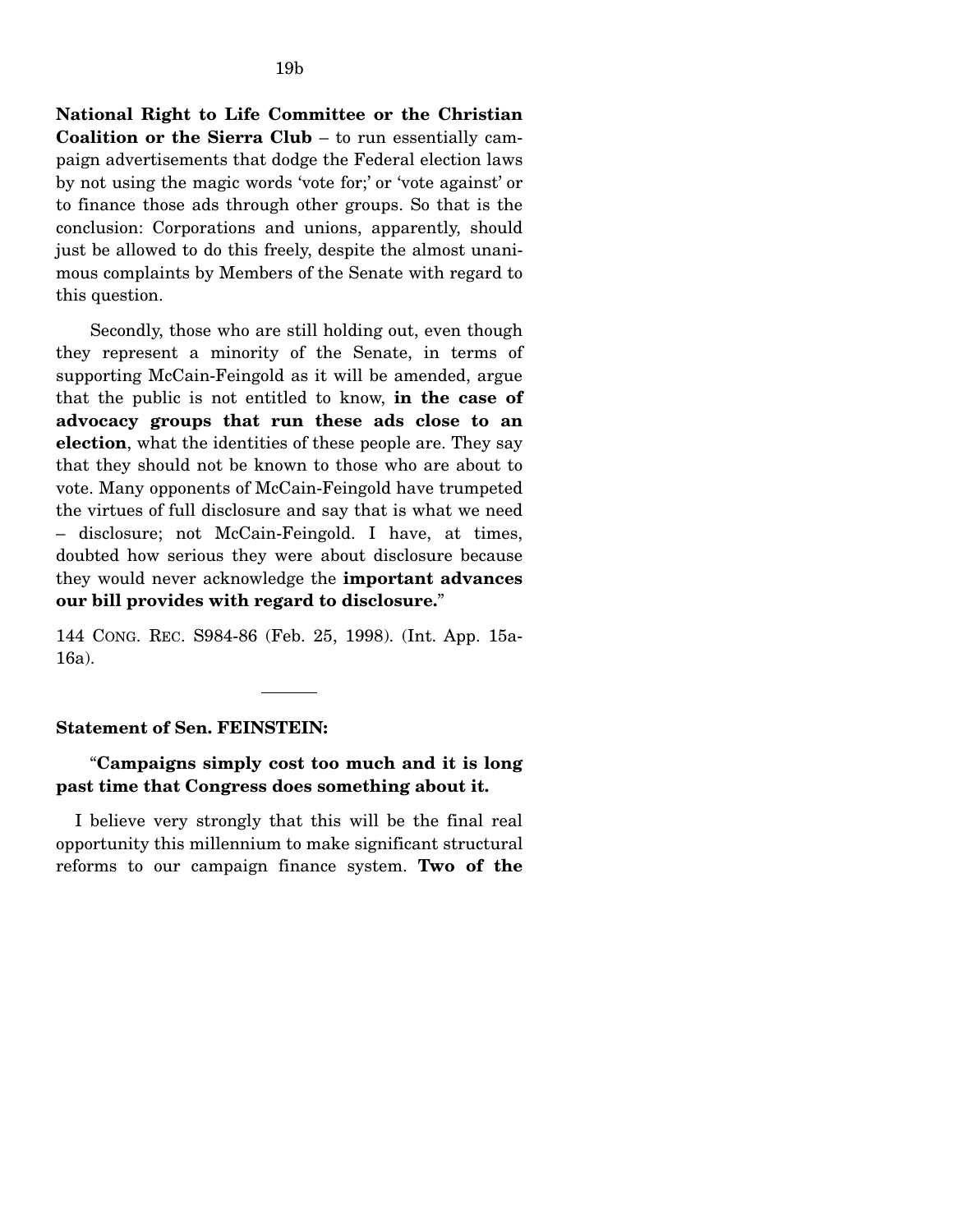**National Right to Life Committee or the Christian Coalition or the Sierra Club** – to run essentially campaign advertisements that dodge the Federal election laws by not using the magic words 'vote for;' or 'vote against' or to finance those ads through other groups. So that is the conclusion: Corporations and unions, apparently, should just be allowed to do this freely, despite the almost unanimous complaints by Members of the Senate with regard to this question.

Secondly, those who are still holding out, even though they represent a minority of the Senate, in terms of supporting McCain-Feingold as it will be amended, argue that the public is not entitled to know, **in the case of advocacy groups that run these ads close to an election**, what the identities of these people are. They say that they should not be known to those who are about to vote. Many opponents of McCain-Feingold have trumpeted the virtues of full disclosure and say that is what we need – disclosure; not McCain-Feingold. I have, at times, doubted how serious they were about disclosure because they would never acknowledge the **important advances our bill provides with regard to disclosure.**"

144 CONG. REC. S984-86 (Feb. 25, 1998). (Int. App. 15a-16a).

---

**Statement of Sen. FEINSTEIN:**

"**Campaigns simply cost too much and it is long past time that Congress does something about it.**

I believe very strongly that this will be the final real opportunity this millennium to make significant structural reforms to our campaign finance system. **Two of the**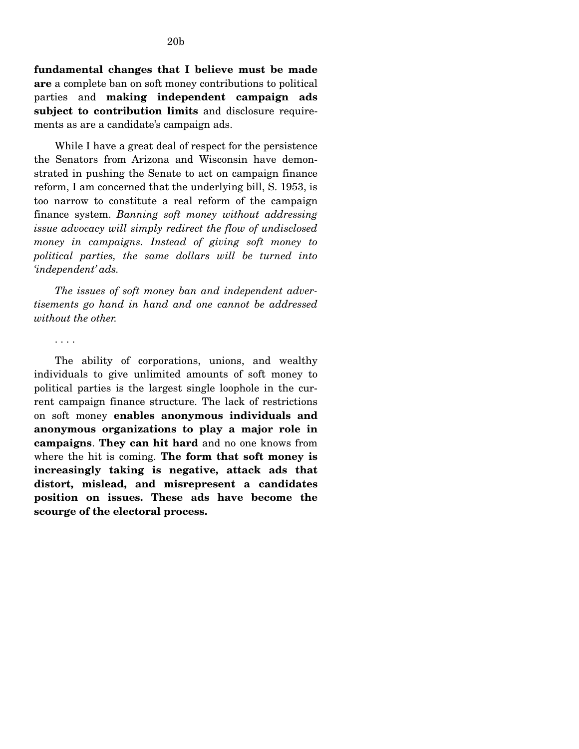**fundamental changes that I believe must be made are** a complete ban on soft money contributions to political parties and **making independent campaign ads subject to contribution limits** and disclosure requirements as are a candidate's campaign ads.

While I have a great deal of respect for the persistence the Senators from Arizona and Wisconsin have demonstrated in pushing the Senate to act on campaign finance reform, I am concerned that the underlying bill, S. 1953, is too narrow to constitute a real reform of the campaign finance system. *Banning soft money without addressing issue advocacy will simply redirect the flow of undisclosed money in campaigns. Instead of giving soft money to political parties, the same dollars will be turned into 'independent' ads.*

*The issues of soft money ban and independent advertisements go hand in hand and one cannot be addressed without the other.*

. . . .

The ability of corporations, unions, and wealthy individuals to give unlimited amounts of soft money to political parties is the largest single loophole in the current campaign finance structure. The lack of restrictions on soft money **enables anonymous individuals and anonymous organizations to play a major role in campaigns**. **They can hit hard** and no one knows from where the hit is coming. **The form that soft money is increasingly taking is negative, attack ads that distort, mislead, and misrepresent a candidates position on issues. These ads have become the scourge of the electoral process.**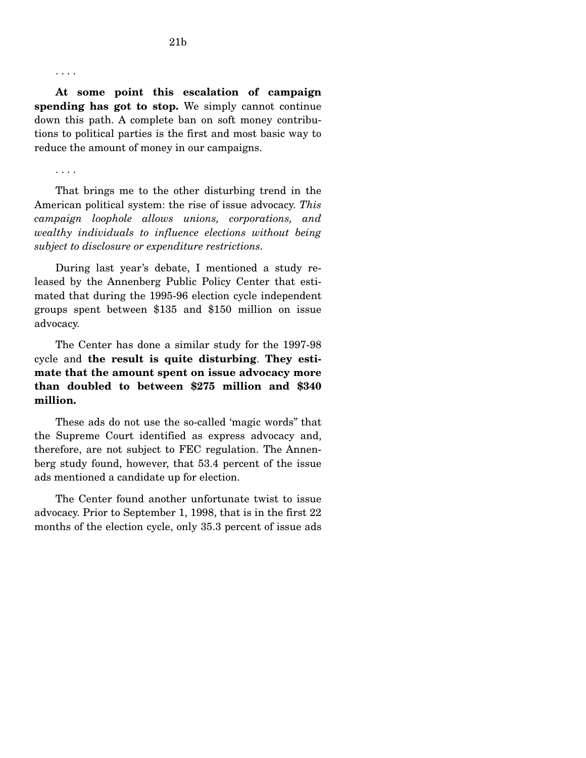. . . .

**At some point this escalation of campaign spending has got to stop.** We simply cannot continue down this path. A complete ban on soft money contributions to political parties is the first and most basic way to reduce the amount of money in our campaigns.

. . . .

That brings me to the other disturbing trend in the American political system: the rise of issue advocacy. *This campaign loophole allows unions, corporations, and wealthy individuals to influence elections without being subject to disclosure or expenditure restrictions.*

During last year's debate, I mentioned a study released by the Annenberg Public Policy Center that estimated that during the 1995-96 election cycle independent groups spent between $135 and $150 million on issue advocacy.

The Center has done a similar study for the 1997-98 cycle and **the result is quite disturbing**. **They estimate that the amount spent on issue advocacy more than doubled to between $275 million and $340 million.**

These ads do not use the so-called 'magic words" that the Supreme Court identified as express advocacy and, therefore, are not subject to FEC regulation. The Annenberg study found, however, that 53.4 percent of the issue ads mentioned a candidate up for election.

The Center found another unfortunate twist to issue advocacy. Prior to September 1, 1998, that is in the first 22 months of the election cycle, only 35.3 percent of issue ads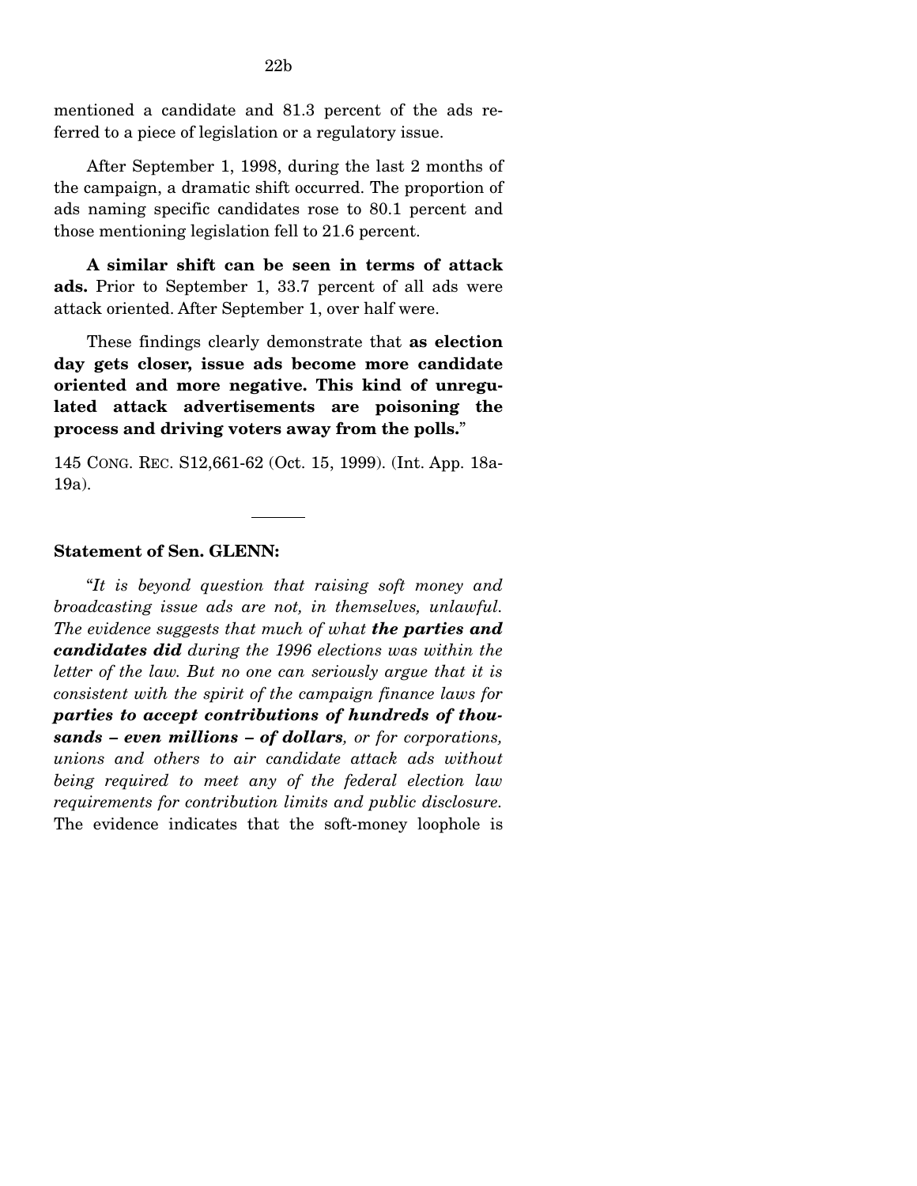mentioned a candidate and 81.3 percent of the ads referred to a piece of legislation or a regulatory issue.

After September 1, 1998, during the last 2 months of the campaign, a dramatic shift occurred. The proportion of ads naming specific candidates rose to 80.1 percent and those mentioning legislation fell to 21.6 percent.

**A similar shift can be seen in terms of attack ads.** Prior to September 1, 33.7 percent of all ads were attack oriented. After September 1, over half were.

These findings clearly demonstrate that **as election day gets closer, issue ads become more candidate oriented and more negative. This kind of unregulated attack advertisements are poisoning the process and driving voters away from the polls.**"

145 CONG. REC. S12,661-62 (Oct. 15, 1999). (Int. App. 18a-19a).

---

**Statement of Sen. GLENN:**

"*It is beyond question that raising soft money and broadcasting issue ads are not, in themselves, unlawful. The evidence suggests that much of what* ***the parties and candidates did*** *during the 1996 elections was within the letter of the law. But no one can seriously argue that it is consistent with the spirit of the campaign finance laws for* ***parties to accept contributions of hundreds of thousands – even millions – of dollars****, or for corporations, unions and others to air candidate attack ads without being required to meet any of the federal election law requirements for contribution limits and public disclosure.* The evidence indicates that the soft-money loophole is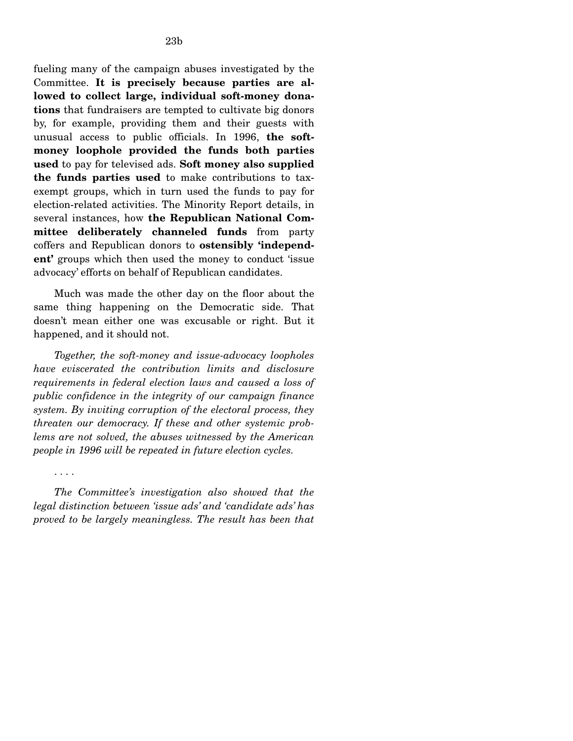fueling many of the campaign abuses investigated by the Committee. **It is precisely because parties are allowed to collect large, individual soft-money donations** that fundraisers are tempted to cultivate big donors by, for example, providing them and their guests with unusual access to public officials. In 1996, **the soft-money loophole provided the funds both parties used** to pay for televised ads. **Soft money also supplied the funds parties used** to make contributions to tax-exempt groups, which in turn used the funds to pay for election-related activities. The Minority Report details, in several instances, how **the Republican National Committee deliberately channeled funds** from party coffers and Republican donors to **ostensibly 'independent'** groups which then used the money to conduct 'issue advocacy' efforts on behalf of Republican candidates.

Much was made the other day on the floor about the same thing happening on the Democratic side. That doesn't mean either one was excusable or right. But it happened, and it should not.

*Together, the soft-money and issue-advocacy loopholes have eviscerated the contribution limits and disclosure requirements in federal election laws and caused a loss of public confidence in the integrity of our campaign finance system. By inviting corruption of the electoral process, they threaten our democracy. If these and other systemic problems are not solved, the abuses witnessed by the American people in 1996 will be repeated in future election cycles.*

. . . .

*The Committee's investigation also showed that the legal distinction between 'issue ads' and 'candidate ads' has proved to be largely meaningless. The result has been that*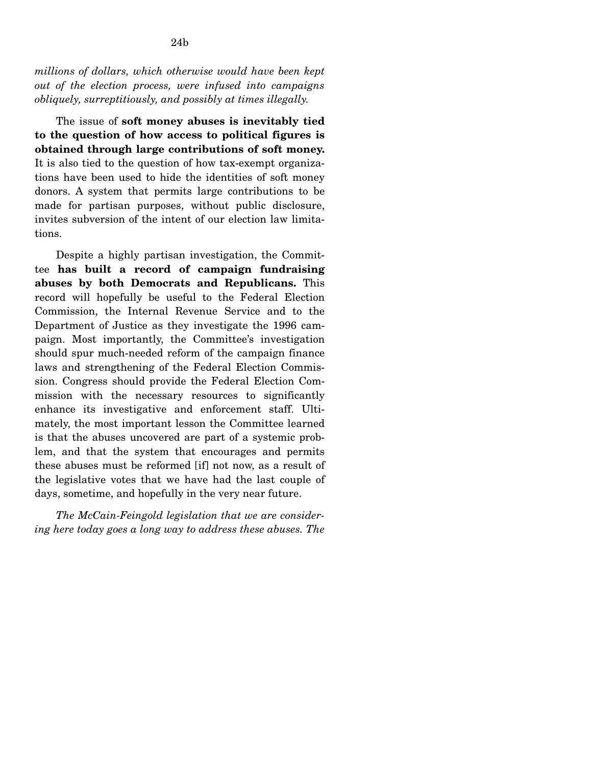*millions of dollars, which otherwise would have been kept out of the election process, were infused into campaigns obliquely, surreptitiously, and possibly at times illegally.*

The issue of **soft money abuses is inevitably tied to the question of how access to political figures is obtained through large contributions of soft money.** It is also tied to the question of how tax-exempt organizations have been used to hide the identities of soft money donors. A system that permits large contributions to be made for partisan purposes, without public disclosure, invites subversion of the intent of our election law limitations.

Despite a highly partisan investigation, the Committee **has built a record of campaign fundraising abuses by both Democrats and Republicans.** This record will hopefully be useful to the Federal Election Commission, the Internal Revenue Service and to the Department of Justice as they investigate the 1996 campaign. Most importantly, the Committee's investigation should spur much-needed reform of the campaign finance laws and strengthening of the Federal Election Commission. Congress should provide the Federal Election Commission with the necessary resources to significantly enhance its investigative and enforcement staff. Ultimately, the most important lesson the Committee learned is that the abuses uncovered are part of a systemic problem, and that the system that encourages and permits these abuses must be reformed [if] not now, as a result of the legislative votes that we have had the last couple of days, sometime, and hopefully in the very near future.

*The McCain-Feingold legislation that we are considering here today goes a long way to address these abuses. The*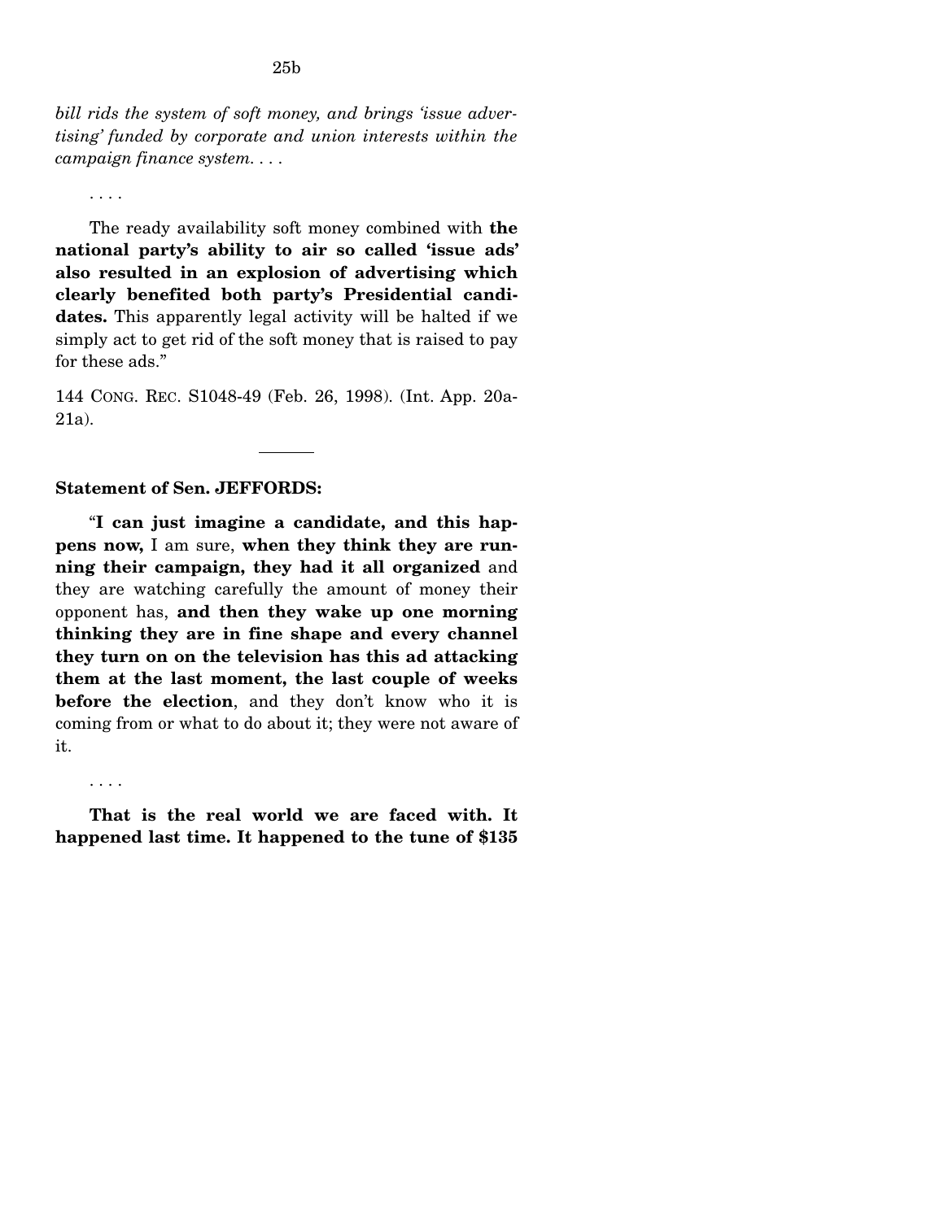*bill rids the system of soft money, and brings 'issue advertising' funded by corporate and union interests within the campaign finance system. . . .*

. . . .

The ready availability soft money combined with **the national party's ability to air so called 'issue ads' also resulted in an explosion of advertising which clearly benefited both party's Presidential candidates.** This apparently legal activity will be halted if we simply act to get rid of the soft money that is raised to pay for these ads."

144 CONG. REC. S1048-49 (Feb. 26, 1998). (Int. App. 20a-21a).

---

**Statement of Sen. JEFFORDS:**

"**I can just imagine a candidate, and this happens now,** I am sure, **when they think they are running their campaign, they had it all organized** and they are watching carefully the amount of money their opponent has, **and then they wake up one morning thinking they are in fine shape and every channel they turn on on the television has this ad attacking them at the last moment, the last couple of weeks before the election**, and they don't know who it is coming from or what to do about it; they were not aware of it.

. . . .

**That is the real world we are faced with. It happened last time. It happened to the tune of $135**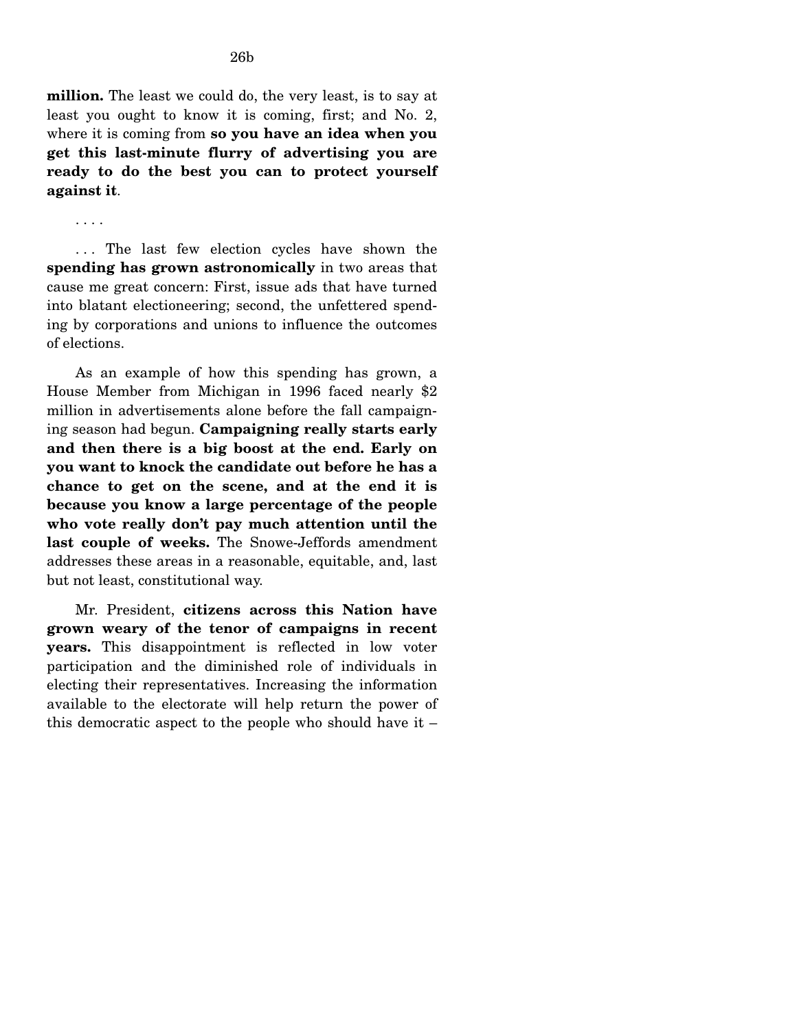**million.** The least we could do, the very least, is to say at least you ought to know it is coming, first; and No. 2, where it is coming from **so you have an idea when you get this last-minute flurry of advertising you are ready to do the best you can to protect yourself against it**.

. . . .

. . . The last few election cycles have shown the **spending has grown astronomically** in two areas that cause me great concern: First, issue ads that have turned into blatant electioneering; second, the unfettered spending by corporations and unions to influence the outcomes of elections.

As an example of how this spending has grown, a House Member from Michigan in 1996 faced nearly $2 million in advertisements alone before the fall campaigning season had begun. **Campaigning really starts early and then there is a big boost at the end. Early on you want to knock the candidate out before he has a chance to get on the scene, and at the end it is because you know a large percentage of the people who vote really don't pay much attention until the last couple of weeks.** The Snowe-Jeffords amendment addresses these areas in a reasonable, equitable, and, last but not least, constitutional way.

Mr. President, **citizens across this Nation have grown weary of the tenor of campaigns in recent years.** This disappointment is reflected in low voter participation and the diminished role of individuals in electing their representatives. Increasing the information available to the electorate will help return the power of this democratic aspect to the people who should have it –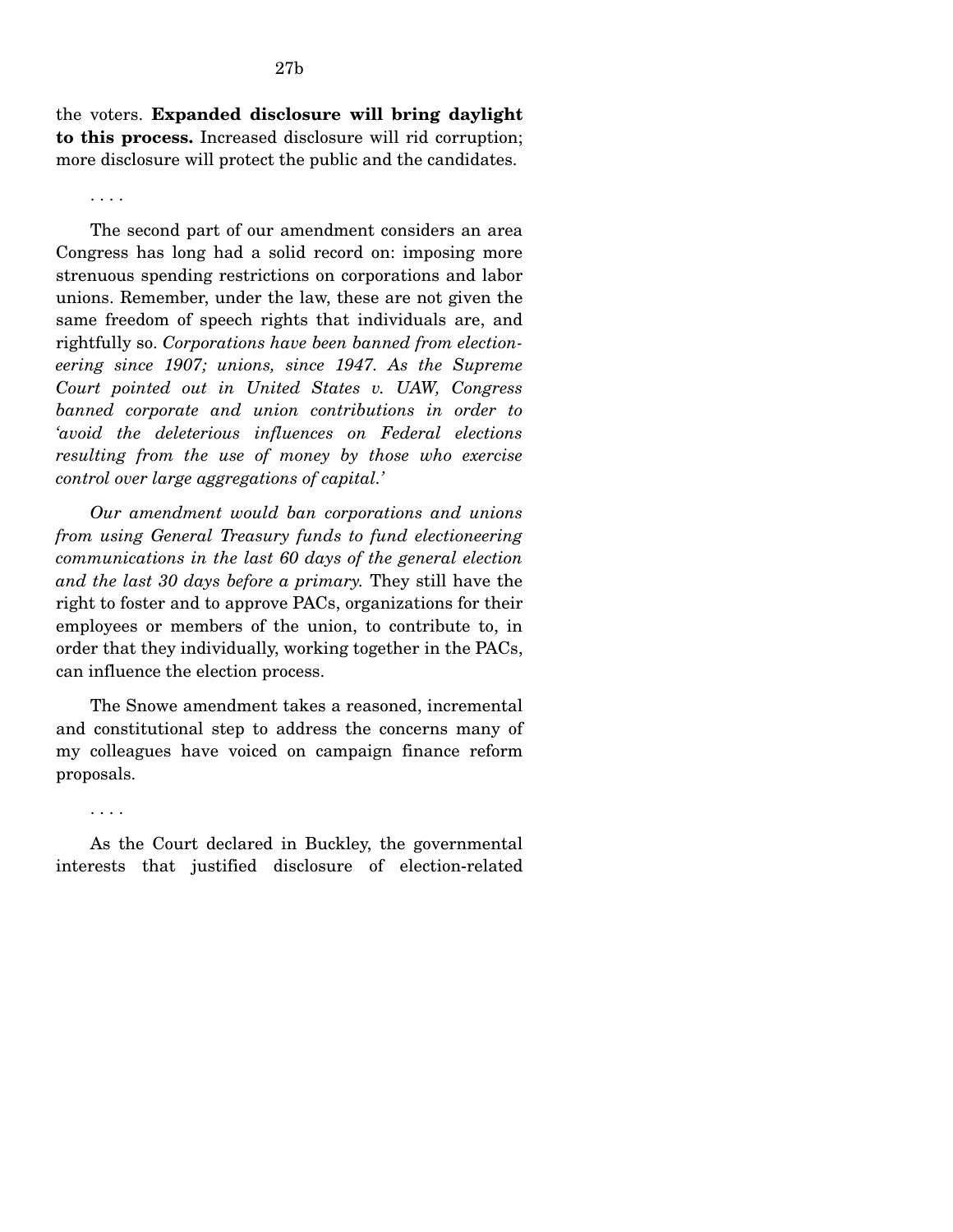the voters. **Expanded disclosure will bring daylight to this process.** Increased disclosure will rid corruption; more disclosure will protect the public and the candidates.

. . . .

The second part of our amendment considers an area Congress has long had a solid record on: imposing more strenuous spending restrictions on corporations and labor unions. Remember, under the law, these are not given the same freedom of speech rights that individuals are, and rightfully so. *Corporations have been banned from electioneering since 1907; unions, since 1947. As the Supreme Court pointed out in United States v. UAW, Congress banned corporate and union contributions in order to 'avoid the deleterious influences on Federal elections resulting from the use of money by those who exercise control over large aggregations of capital.'*

*Our amendment would ban corporations and unions from using General Treasury funds to fund electioneering communications in the last 60 days of the general election and the last 30 days before a primary.* They still have the right to foster and to approve PACs, organizations for their employees or members of the union, to contribute to, in order that they individually, working together in the PACs, can influence the election process.

The Snowe amendment takes a reasoned, incremental and constitutional step to address the concerns many of my colleagues have voiced on campaign finance reform proposals.

. . . .

As the Court declared in Buckley, the governmental interests that justified disclosure of election-related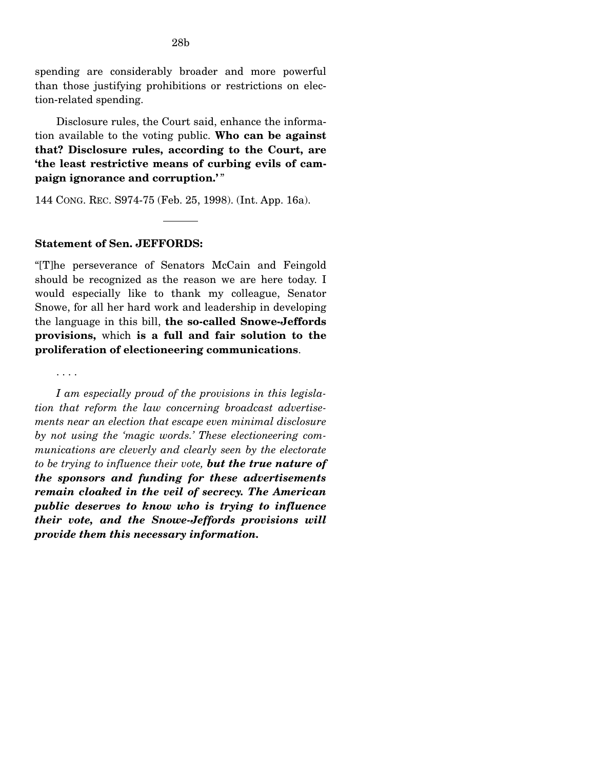spending are considerably broader and more powerful than those justifying prohibitions or restrictions on election-related spending.

Disclosure rules, the Court said, enhance the information available to the voting public. **Who can be against that? Disclosure rules, according to the Court, are 'the least restrictive means of curbing evils of campaign ignorance and corruption.'** "

144 CONG. REC. S974-75 (Feb. 25, 1998). (Int. App. 16a).

---

**Statement of Sen. JEFFORDS:**

"[T]he perseverance of Senators McCain and Feingold should be recognized as the reason we are here today. I would especially like to thank my colleague, Senator Snowe, for all her hard work and leadership in developing the language in this bill, **the so-called Snowe-Jeffords provisions,** which **is a full and fair solution to the proliferation of electioneering communications**.

. . . .

*I am especially proud of the provisions in this legislation that reform the law concerning broadcast advertisements near an election that escape even minimal disclosure by not using the 'magic words.' These electioneering communications are cleverly and clearly seen by the electorate to be trying to influence their vote, **but the true nature of the sponsors and funding for these advertisements remain cloaked in the veil of secrecy. The American public deserves to know who is trying to influence their vote, and the Snowe-Jeffords provisions will provide them this necessary information.***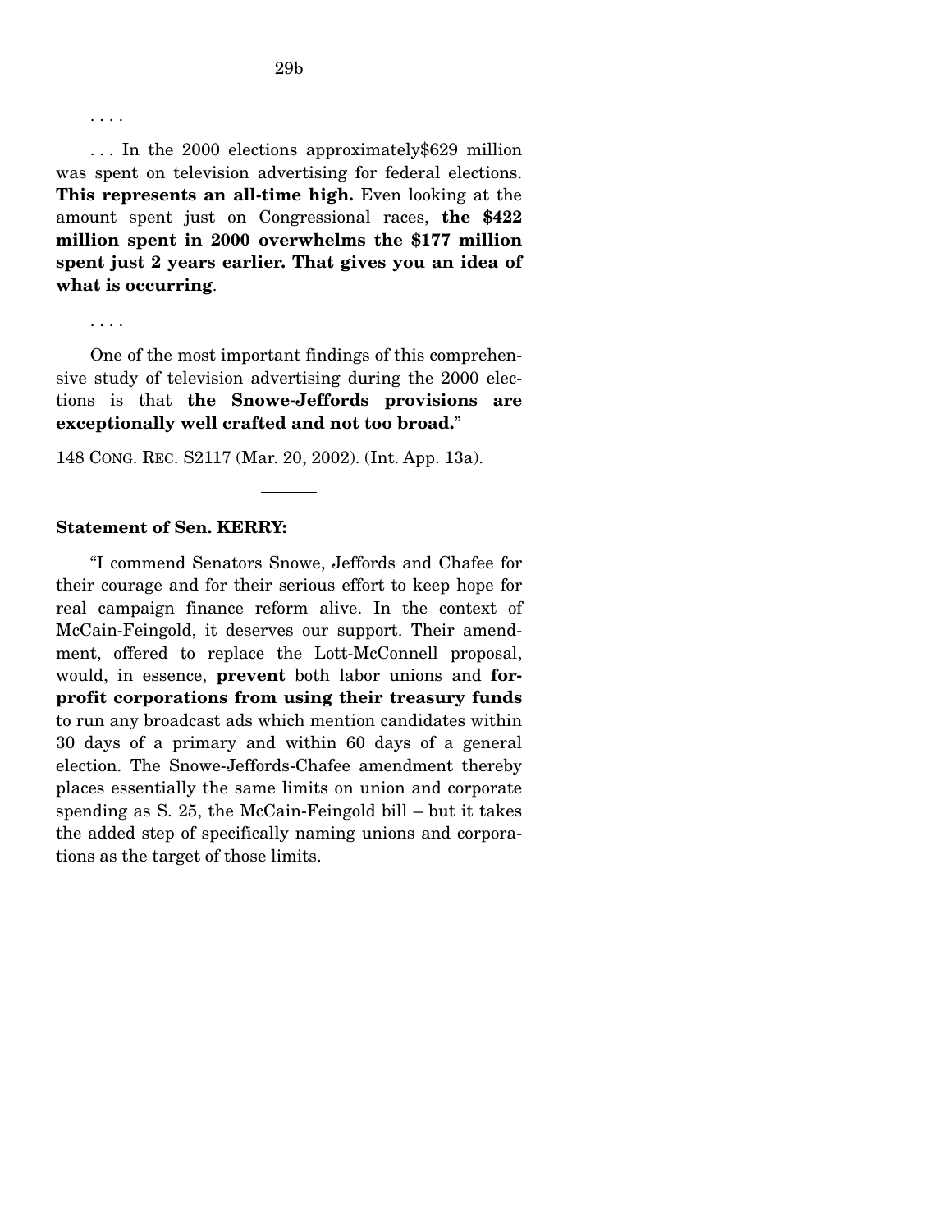. . . .

. . . In the 2000 elections approximately$629 million was spent on television advertising for federal elections. **This represents an all-time high.** Even looking at the amount spent just on Congressional races, **the $422 million spent in 2000 overwhelms the $177 million spent just 2 years earlier. That gives you an idea of what is occurring**.

. . . .

One of the most important findings of this comprehensive study of television advertising during the 2000 elections is that **the Snowe-Jeffords provisions are exceptionally well crafted and not too broad.**"

148 CONG. REC. S2117 (Mar. 20, 2002). (Int. App. 13a).

---

**Statement of Sen. KERRY:**

"I commend Senators Snowe, Jeffords and Chafee for their courage and for their serious effort to keep hope for real campaign finance reform alive. In the context of McCain-Feingold, it deserves our support. Their amendment, offered to replace the Lott-McConnell proposal, would, in essence, **prevent** both labor unions and **for-profit corporations from using their treasury funds** to run any broadcast ads which mention candidates within 30 days of a primary and within 60 days of a general election. The Snowe-Jeffords-Chafee amendment thereby places essentially the same limits on union and corporate spending as S. 25, the McCain-Feingold bill – but it takes the added step of specifically naming unions and corporations as the target of those limits.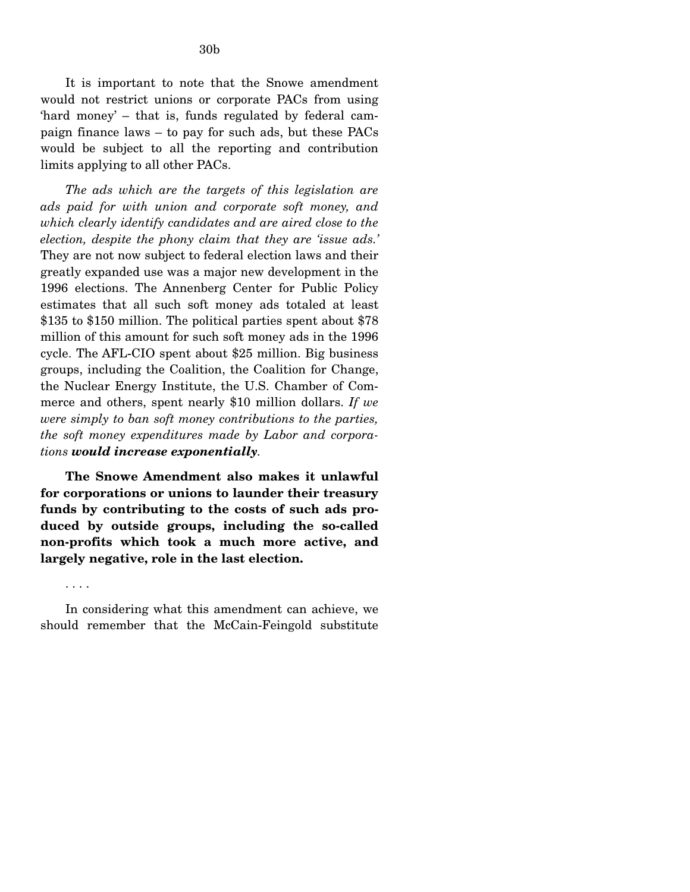It is important to note that the Snowe amendment would not restrict unions or corporate PACs from using 'hard money' – that is, funds regulated by federal campaign finance laws – to pay for such ads, but these PACs would be subject to all the reporting and contribution limits applying to all other PACs.

*The ads which are the targets of this legislation are ads paid for with union and corporate soft money, and which clearly identify candidates and are aired close to the election, despite the phony claim that they are 'issue ads.'* They are not now subject to federal election laws and their greatly expanded use was a major new development in the 1996 elections. The Annenberg Center for Public Policy estimates that all such soft money ads totaled at least $135 to $150 million. The political parties spent about $78 million of this amount for such soft money ads in the 1996 cycle. The AFL-CIO spent about $25 million. Big business groups, including the Coalition, the Coalition for Change, the Nuclear Energy Institute, the U.S. Chamber of Commerce and others, spent nearly $10 million dollars. *If we were simply to ban soft money contributions to the parties, the soft money expenditures made by Labor and corporations **would increase exponentially**.*

**The Snowe Amendment also makes it unlawful for corporations or unions to launder their treasury funds by contributing to the costs of such ads produced by outside groups, including the so-called non-profits which took a much more active, and largely negative, role in the last election.**

. . . .

In considering what this amendment can achieve, we should remember that the McCain-Feingold substitute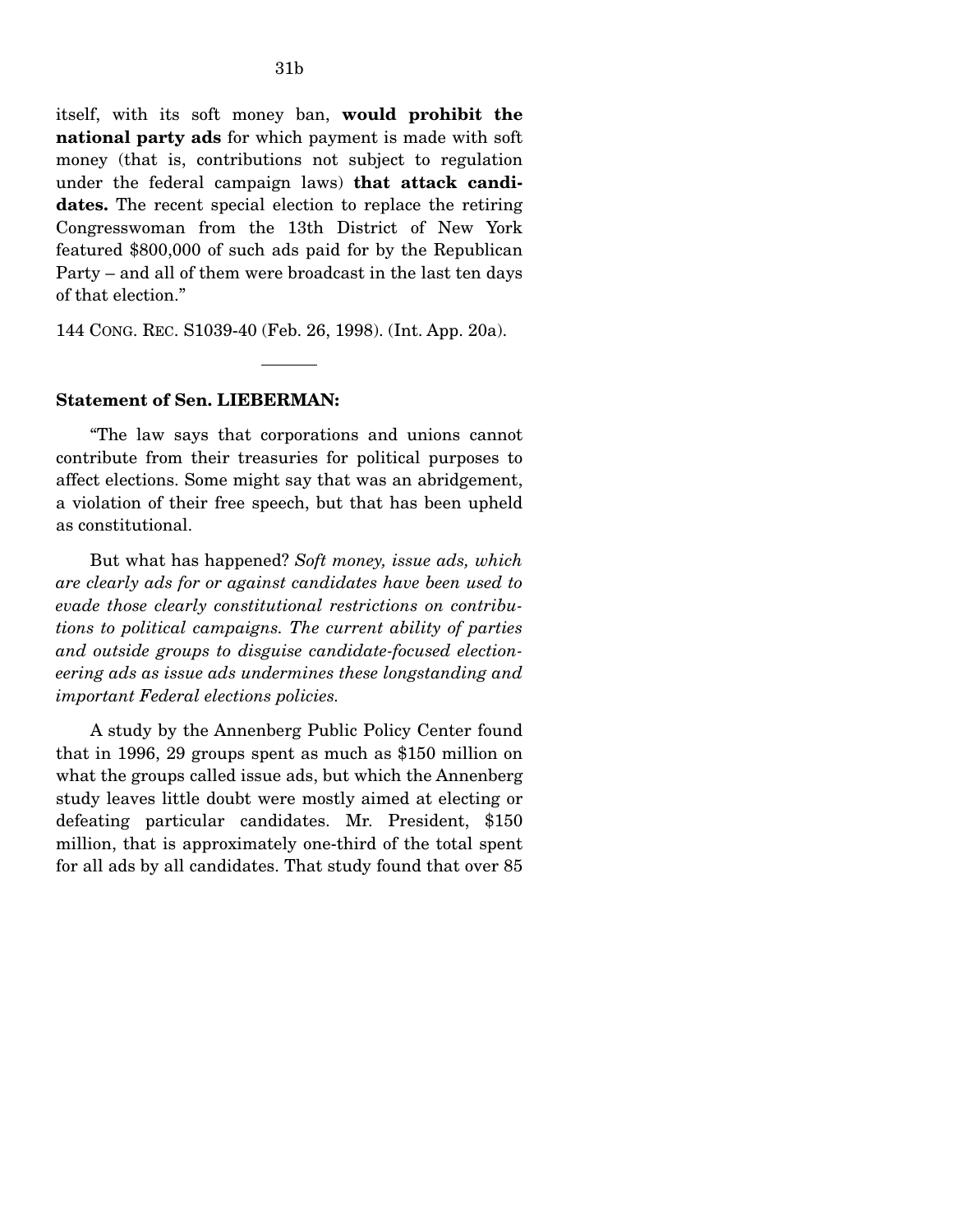itself, with its soft money ban, **would prohibit the national party ads** for which payment is made with soft money (that is, contributions not subject to regulation under the federal campaign laws) **that attack candidates.** The recent special election to replace the retiring Congresswoman from the 13th District of New York featured $800,000 of such ads paid for by the Republican Party – and all of them were broadcast in the last ten days of that election."

144 CONG. REC. S1039-40 (Feb. 26, 1998). (Int. App. 20a).

---

**Statement of Sen. LIEBERMAN:**

"The law says that corporations and unions cannot contribute from their treasuries for political purposes to affect elections. Some might say that was an abridgement, a violation of their free speech, but that has been upheld as constitutional.

But what has happened? *Soft money, issue ads, which are clearly ads for or against candidates have been used to evade those clearly constitutional restrictions on contributions to political campaigns. The current ability of parties and outside groups to disguise candidate-focused electioneering ads as issue ads undermines these longstanding and important Federal elections policies.*

A study by the Annenberg Public Policy Center found that in 1996, 29 groups spent as much as $150 million on what the groups called issue ads, but which the Annenberg study leaves little doubt were mostly aimed at electing or defeating particular candidates. Mr. President, $150 million, that is approximately one-third of the total spent for all ads by all candidates. That study found that over 85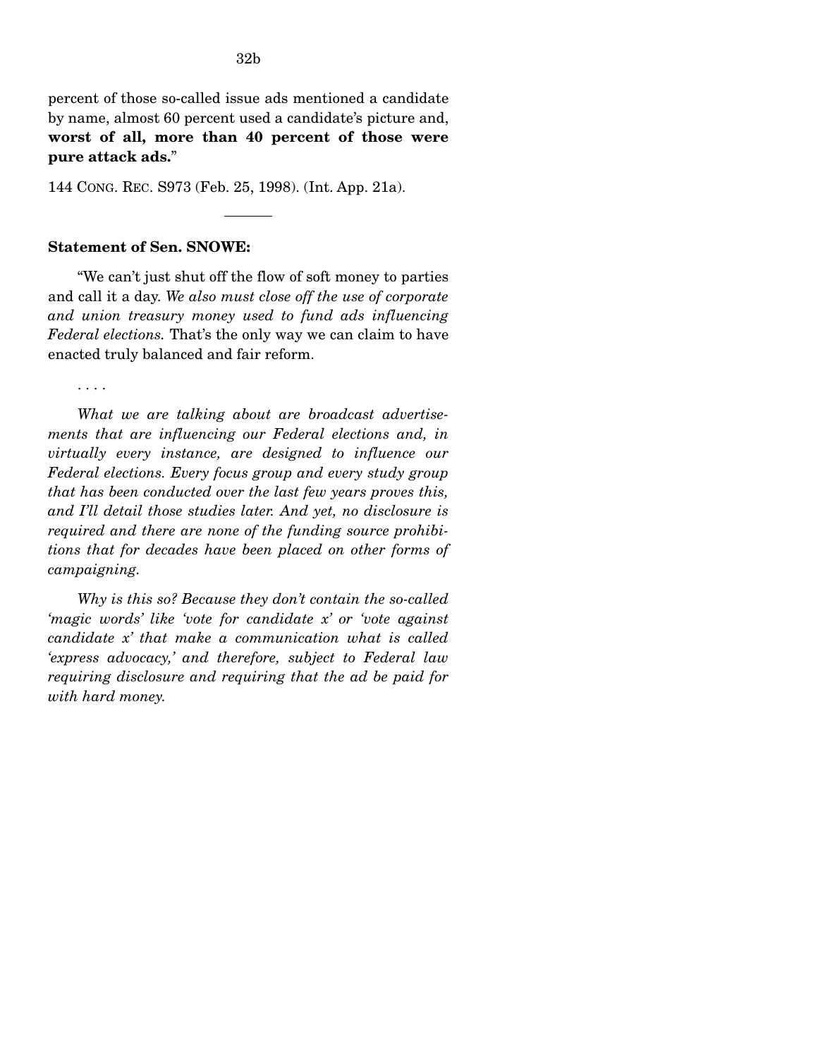percent of those so-called issue ads mentioned a candidate by name, almost 60 percent used a candidate's picture and, **worst of all, more than 40 percent of those were pure attack ads.**"

144 CONG. REC. S973 (Feb. 25, 1998). (Int. App. 21a).

---

**Statement of Sen. SNOWE:**

"We can't just shut off the flow of soft money to parties and call it a day. *We also must close off the use of corporate and union treasury money used to fund ads influencing Federal elections.* That's the only way we can claim to have enacted truly balanced and fair reform.

. . . .

*What we are talking about are broadcast advertisements that are influencing our Federal elections and, in virtually every instance, are designed to influence our Federal elections. Every focus group and every study group that has been conducted over the last few years proves this, and I'll detail those studies later. And yet, no disclosure is required and there are none of the funding source prohibitions that for decades have been placed on other forms of campaigning.*

*Why is this so? Because they don't contain the so-called 'magic words' like 'vote for candidate x' or 'vote against candidate x' that make a communication what is called 'express advocacy,' and therefore, subject to Federal law requiring disclosure and requiring that the ad be paid for with hard money.*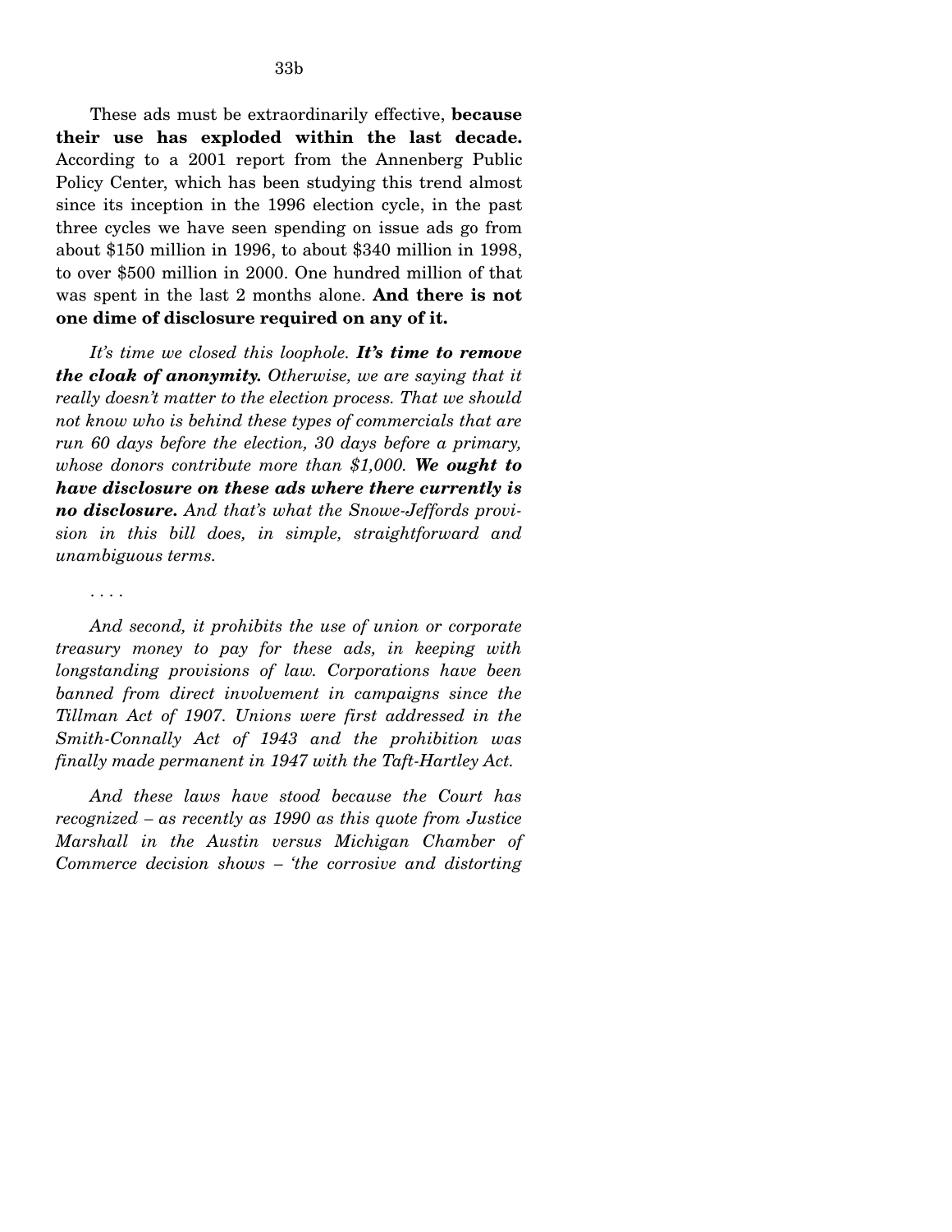These ads must be extraordinarily effective, **because their use has exploded within the last decade.** According to a 2001 report from the Annenberg Public Policy Center, which has been studying this trend almost since its inception in the 1996 election cycle, in the past three cycles we have seen spending on issue ads go from about $150 million in 1996, to about $340 million in 1998, to over $500 million in 2000. One hundred million of that was spent in the last 2 months alone. **And there is not one dime of disclosure required on any of it.**

*It's time we closed this loophole.* ***It's time to remove the cloak of anonymity.*** *Otherwise, we are saying that it really doesn't matter to the election process. That we should not know who is behind these types of commercials that are run 60 days before the election, 30 days before a primary, whose donors contribute more than $1,000.* ***We ought to have disclosure on these ads where there currently is no disclosure.*** *And that's what the Snowe-Jeffords provision in this bill does, in simple, straightforward and unambiguous terms.*

. . . .

*And second, it prohibits the use of union or corporate treasury money to pay for these ads, in keeping with longstanding provisions of law. Corporations have been banned from direct involvement in campaigns since the Tillman Act of 1907. Unions were first addressed in the Smith-Connally Act of 1943 and the prohibition was finally made permanent in 1947 with the Taft-Hartley Act.*

*And these laws have stood because the Court has recognized – as recently as 1990 as this quote from Justice Marshall in the Austin versus Michigan Chamber of Commerce decision shows – 'the corrosive and distorting*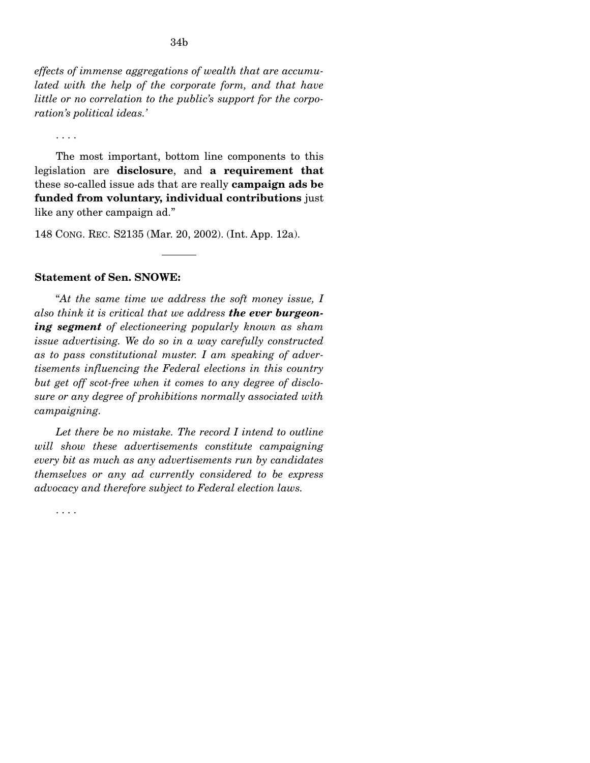*effects of immense aggregations of wealth that are accumulated with the help of the corporate form, and that have little or no correlation to the public's support for the corporation's political ideas.'*

. . . .

The most important, bottom line components to this legislation are **disclosure**, and **a requirement that** these so-called issue ads that are really **campaign ads be funded from voluntary, individual contributions** just like any other campaign ad."

148 CONG. REC. S2135 (Mar. 20, 2002). (Int. App. 12a).

---

**Statement of Sen. SNOWE:**

"*At the same time we address the soft money issue, I also think it is critical that we address **the ever burgeoning segment** of electioneering popularly known as sham issue advertising. We do so in a way carefully constructed as to pass constitutional muster. I am speaking of advertisements influencing the Federal elections in this country but get off scot-free when it comes to any degree of disclosure or any degree of prohibitions normally associated with campaigning.*

*Let there be no mistake. The record I intend to outline will show these advertisements constitute campaigning every bit as much as any advertisements run by candidates themselves or any ad currently considered to be express advocacy and therefore subject to Federal election laws.*

. . . .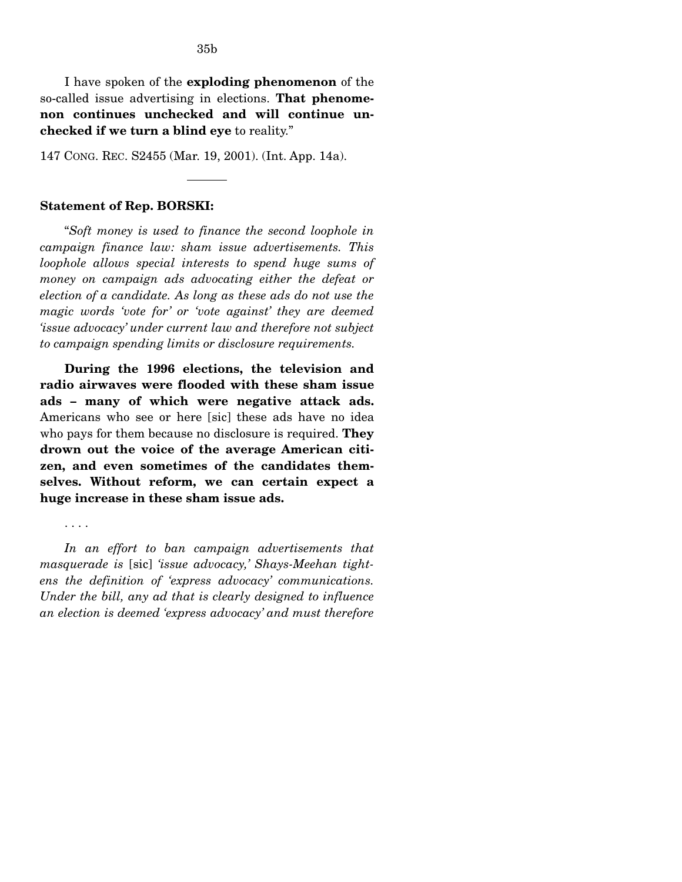I have spoken of the **exploding phenomenon** of the so-called issue advertising in elections. **That phenomenon continues unchecked and will continue unchecked if we turn a blind eye** to reality."

147 CONG. REC. S2455 (Mar. 19, 2001). (Int. App. 14a).

---

**Statement of Rep. BORSKI:**

"*Soft money is used to finance the second loophole in campaign finance law: sham issue advertisements. This loophole allows special interests to spend huge sums of money on campaign ads advocating either the defeat or election of a candidate. As long as these ads do not use the magic words 'vote for' or 'vote against' they are deemed 'issue advocacy' under current law and therefore not subject to campaign spending limits or disclosure requirements.*

**During the 1996 elections, the television and radio airwaves were flooded with these sham issue ads – many of which were negative attack ads.** Americans who see or here [sic] these ads have no idea who pays for them because no disclosure is required. **They drown out the voice of the average American citizen, and even sometimes of the candidates themselves. Without reform, we can certain expect a huge increase in these sham issue ads.**

. . . .

*In an effort to ban campaign advertisements that masquerade is* [sic] *'issue advocacy,' Shays-Meehan tightens the definition of 'express advocacy' communications. Under the bill, any ad that is clearly designed to influence an election is deemed 'express advocacy' and must therefore*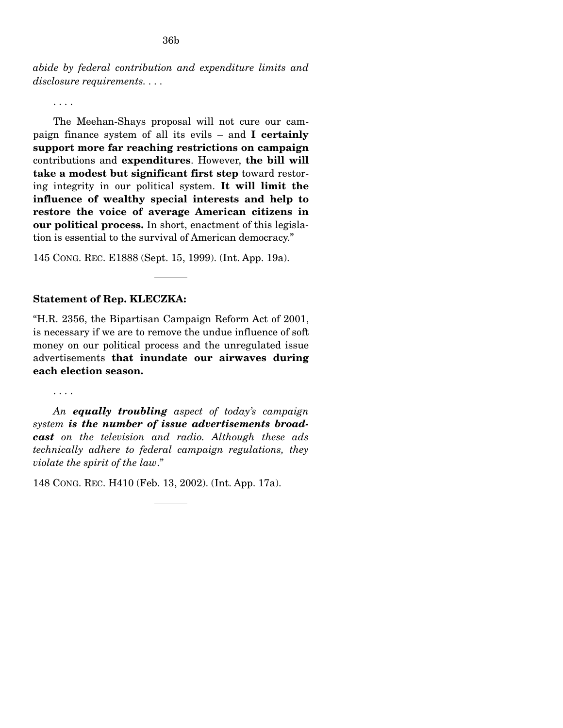*abide by federal contribution and expenditure limits and disclosure requirements. . . .*

. . . .

The Meehan-Shays proposal will not cure our campaign finance system of all its evils – and **I certainly support more far reaching restrictions on campaign** contributions and **expenditures**. However, **the bill will take a modest but significant first step** toward restoring integrity in our political system. **It will limit the influence of wealthy special interests and help to restore the voice of average American citizens in our political process.** In short, enactment of this legislation is essential to the survival of American democracy."

145 CONG. REC. E1888 (Sept. 15, 1999). (Int. App. 19a).

---

**Statement of Rep. KLECZKA:**

"H.R. 2356, the Bipartisan Campaign Reform Act of 2001, is necessary if we are to remove the undue influence of soft money on our political process and the unregulated issue advertisements **that inundate our airwaves during each election season.**

. . . .

*An* ***equally troubling*** *aspect of today's campaign system* ***is the number of issue advertisements broadcast*** *on the television and radio. Although these ads technically adhere to federal campaign regulations, they violate the spirit of the law*."

148 CONG. REC. H410 (Feb. 13, 2002). (Int. App. 17a).

---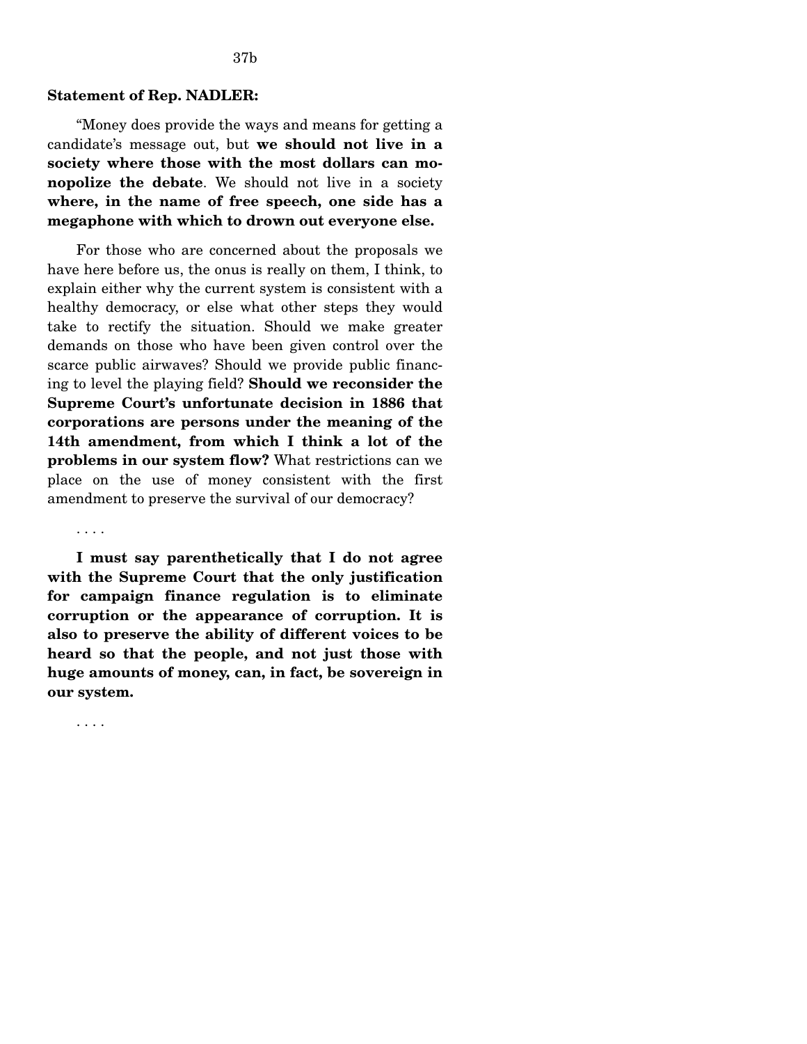**Statement of Rep. NADLER:**

"Money does provide the ways and means for getting a candidate's message out, but **we should not live in a society where those with the most dollars can monopolize the debate**. We should not live in a society **where, in the name of free speech, one side has a megaphone with which to drown out everyone else.**

For those who are concerned about the proposals we have here before us, the onus is really on them, I think, to explain either why the current system is consistent with a healthy democracy, or else what other steps they would take to rectify the situation. Should we make greater demands on those who have been given control over the scarce public airwaves? Should we provide public financing to level the playing field? **Should we reconsider the Supreme Court's unfortunate decision in 1886 that corporations are persons under the meaning of the 14th amendment, from which I think a lot of the problems in our system flow?** What restrictions can we place on the use of money consistent with the first amendment to preserve the survival of our democracy?

. . . .

**I must say parenthetically that I do not agree with the Supreme Court that the only justification for campaign finance regulation is to eliminate corruption or the appearance of corruption. It is also to preserve the ability of different voices to be heard so that the people, and not just those with huge amounts of money, can, in fact, be sovereign in our system.**

. . . .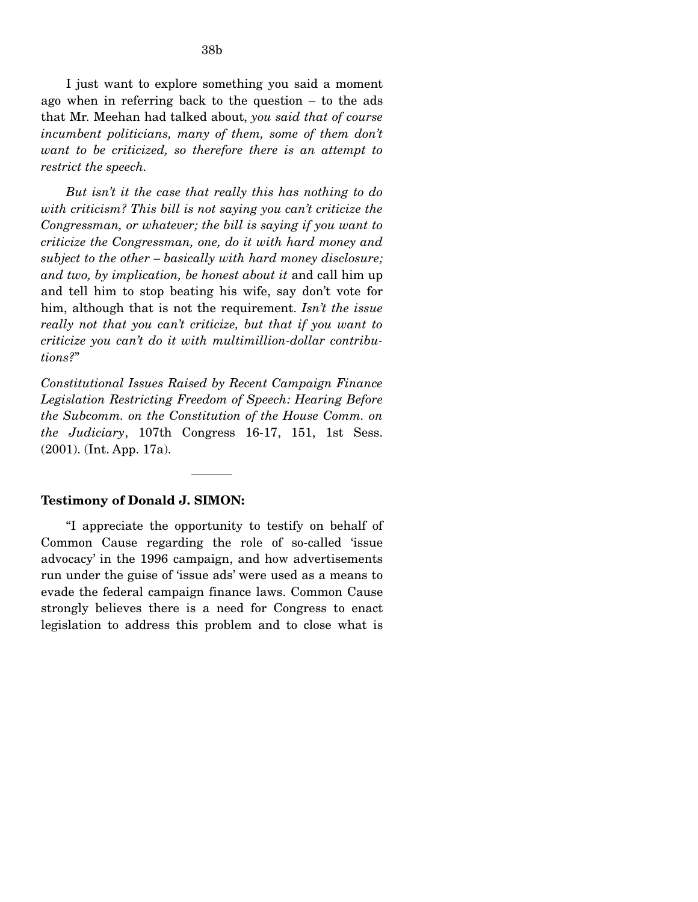I just want to explore something you said a moment ago when in referring back to the question – to the ads that Mr. Meehan had talked about, *you said that of course incumbent politicians, many of them, some of them don't want to be criticized, so therefore there is an attempt to restrict the speech.*

*But isn't it the case that really this has nothing to do with criticism? This bill is not saying you can't criticize the Congressman, or whatever; the bill is saying if you want to criticize the Congressman, one, do it with hard money and subject to the other – basically with hard money disclosure; and two, by implication, be honest about it* and call him up and tell him to stop beating his wife, say don't vote for him, although that is not the requirement. *Isn't the issue really not that you can't criticize, but that if you want to criticize you can't do it with multimillion-dollar contributions?*"

*Constitutional Issues Raised by Recent Campaign Finance Legislation Restricting Freedom of Speech: Hearing Before the Subcomm. on the Constitution of the House Comm. on the Judiciary*, 107th Congress 16-17, 151, 1st Sess. (2001). (Int. App. 17a).

---

**Testimony of Donald J. SIMON:**

"I appreciate the opportunity to testify on behalf of Common Cause regarding the role of so-called 'issue advocacy' in the 1996 campaign, and how advertisements run under the guise of 'issue ads' were used as a means to evade the federal campaign finance laws. Common Cause strongly believes there is a need for Congress to enact legislation to address this problem and to close what is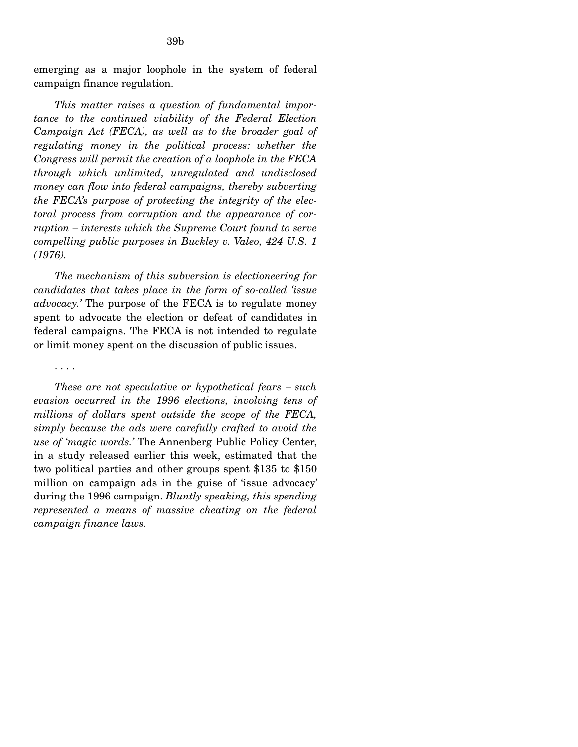emerging as a major loophole in the system of federal campaign finance regulation.

*This matter raises a question of fundamental importance to the continued viability of the Federal Election Campaign Act (FECA), as well as to the broader goal of regulating money in the political process: whether the Congress will permit the creation of a loophole in the FECA through which unlimited, unregulated and undisclosed money can flow into federal campaigns, thereby subverting the FECA's purpose of protecting the integrity of the electoral process from corruption and the appearance of corruption – interests which the Supreme Court found to serve compelling public purposes in Buckley v. Valeo, 424 U.S. 1 (1976).*

*The mechanism of this subversion is electioneering for candidates that takes place in the form of so-called 'issue advocacy.'* The purpose of the FECA is to regulate money spent to advocate the election or defeat of candidates in federal campaigns. The FECA is not intended to regulate or limit money spent on the discussion of public issues.

. . . .

*These are not speculative or hypothetical fears – such evasion occurred in the 1996 elections, involving tens of millions of dollars spent outside the scope of the FECA, simply because the ads were carefully crafted to avoid the use of 'magic words.'* The Annenberg Public Policy Center, in a study released earlier this week, estimated that the two political parties and other groups spent $135 to $150 million on campaign ads in the guise of 'issue advocacy' during the 1996 campaign. *Bluntly speaking, this spending represented a means of massive cheating on the federal campaign finance laws.*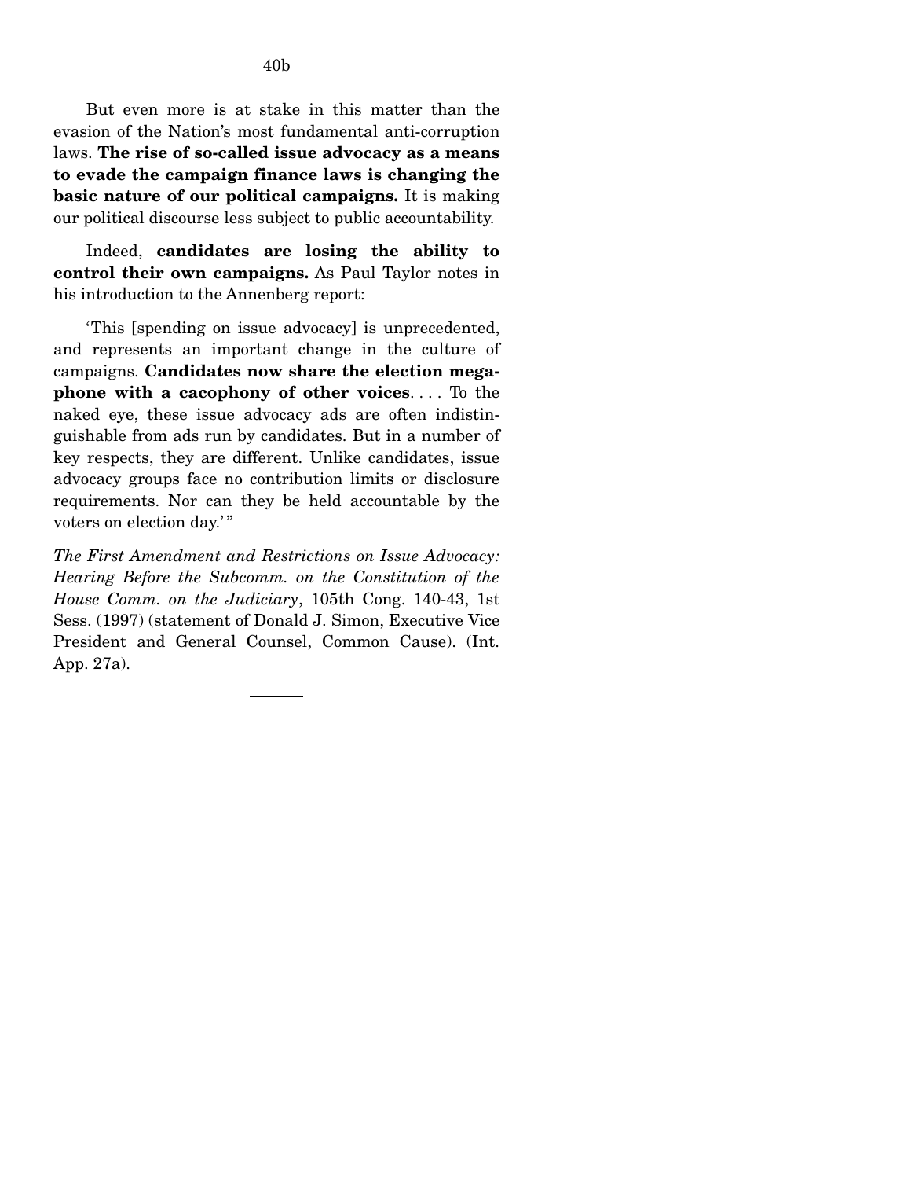But even more is at stake in this matter than the evasion of the Nation's most fundamental anti-corruption laws. **The rise of so-called issue advocacy as a means to evade the campaign finance laws is changing the basic nature of our political campaigns.** It is making our political discourse less subject to public accountability.

Indeed, **candidates are losing the ability to control their own campaigns.** As Paul Taylor notes in his introduction to the Annenberg report:

'This [spending on issue advocacy] is unprecedented, and represents an important change in the culture of campaigns. **Candidates now share the election megaphone with a cacophony of other voices**. . . . To the naked eye, these issue advocacy ads are often indistinguishable from ads run by candidates. But in a number of key respects, they are different. Unlike candidates, issue advocacy groups face no contribution limits or disclosure requirements. Nor can they be held accountable by the voters on election day.'"

*The First Amendment and Restrictions on Issue Advocacy: Hearing Before the Subcomm. on the Constitution of the House Comm. on the Judiciary*, 105th Cong. 140-43, 1st Sess. (1997) (statement of Donald J. Simon, Executive Vice President and General Counsel, Common Cause). (Int. App. 27a).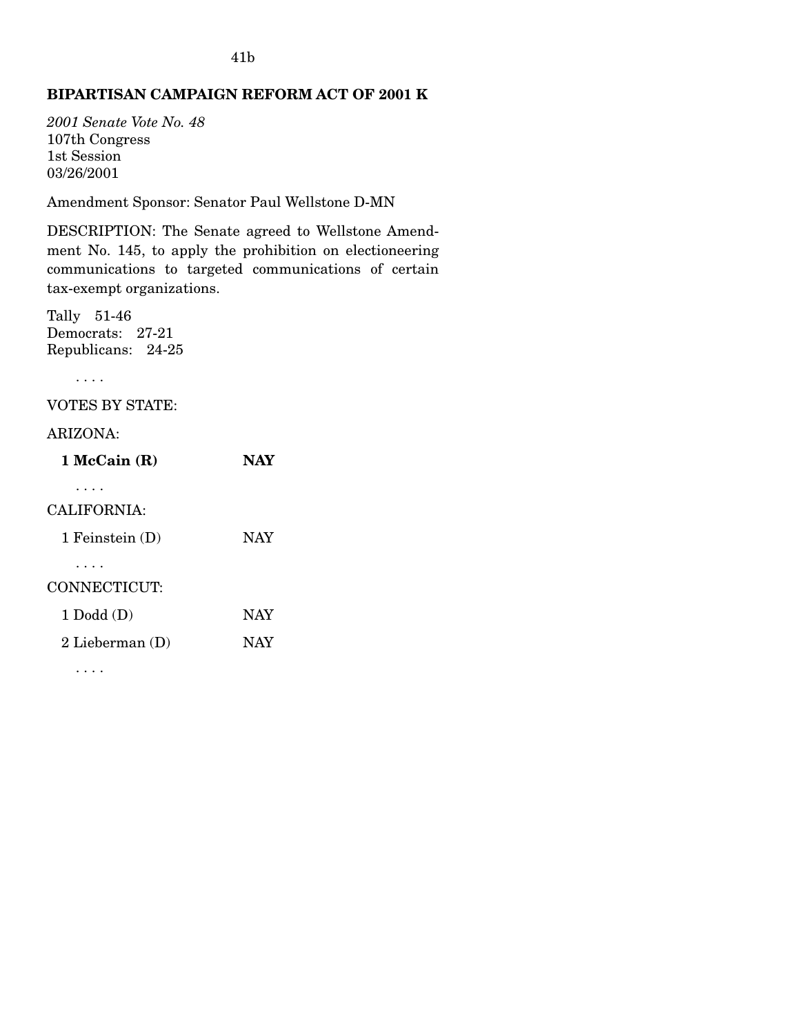**BIPARTISAN CAMPAIGN REFORM ACT OF 2001 K**

*2001 Senate Vote No. 48*
107th Congress
1st Session
03/26/2001

Amendment Sponsor: Senator Paul Wellstone D-MN

DESCRIPTION: The Senate agreed to Wellstone Amendment No. 145, to apply the prohibition on electioneering communications to targeted communications of certain tax-exempt organizations.

Tally 51-46
Democrats: 27-21
Republicans: 24-25

. . . .

VOTES BY STATE:

ARIZONA:

| | |
|---|---|
| **1 McCain (R)** | **NAY** |

. . . .

CALIFORNIA:

| | |
|---|---|
| 1 Feinstein (D) | NAY |

. . . .

CONNECTICUT:

| | |
|---|---|
| 1 Dodd (D) | NAY |
| 2 Lieberman (D) | NAY |

. . . .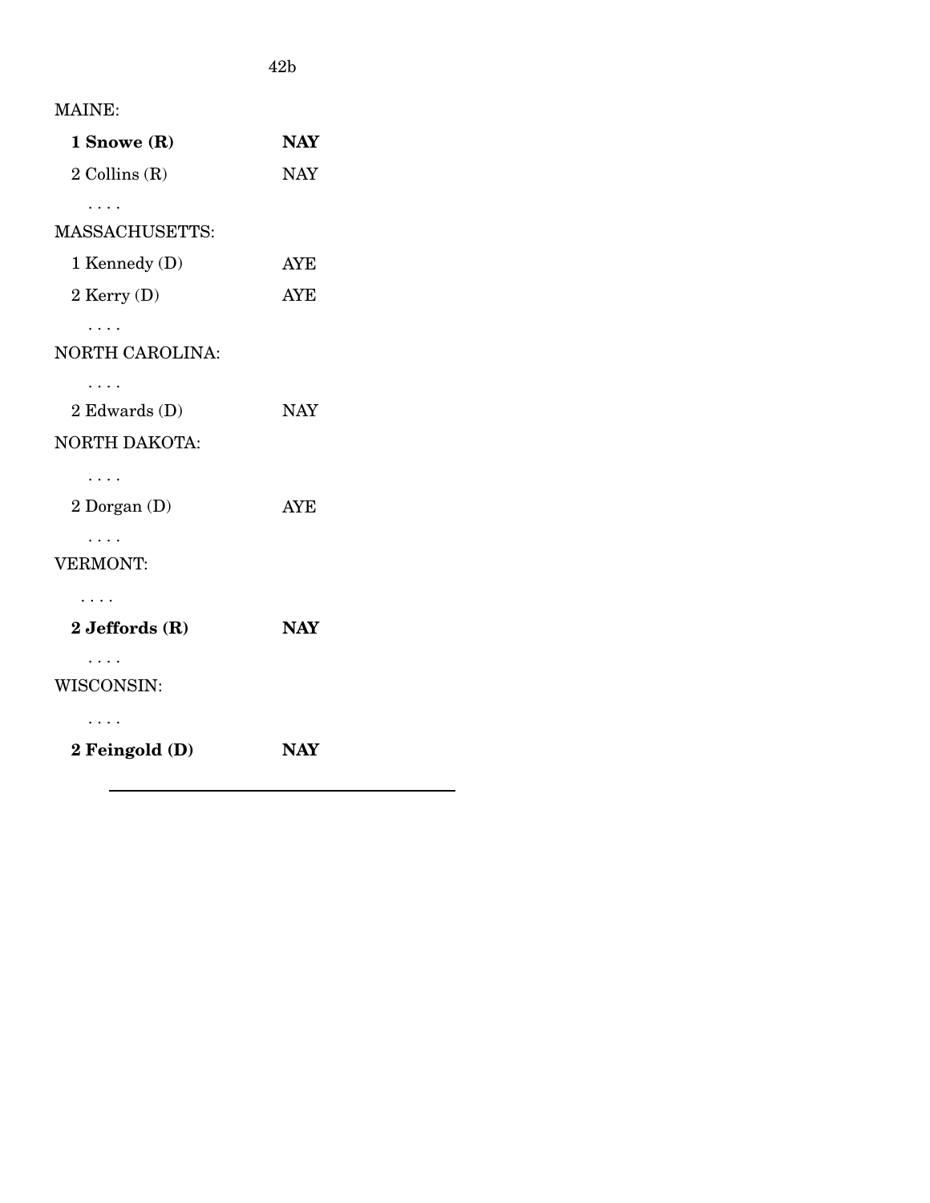MAINE:

| | |
|---|---|
| **1 Snowe (R)** | **NAY** |
| 2 Collins (R) | NAY |
| . . . . | |

MASSACHUSETTS:

| | |
|---|---|
| 1 Kennedy (D) | AYE |
| 2 Kerry (D) | AYE |
| . . . . | |

NORTH CAROLINA:

| | |
|---|---|
| . . . . | |
| 2 Edwards (D) | NAY |

NORTH DAKOTA:

| | |
|---|---|
| . . . . | |
| 2 Dorgan (D) | AYE |
| . . . . | |

VERMONT:

| | |
|---|---|
| . . . . | |
| **2 Jeffords (R)** | **NAY** |
| . . . . | |

WISCONSIN:

| | |
|---|---|
| . . . . | |
| **2 Feingold (D)** | **NAY** |